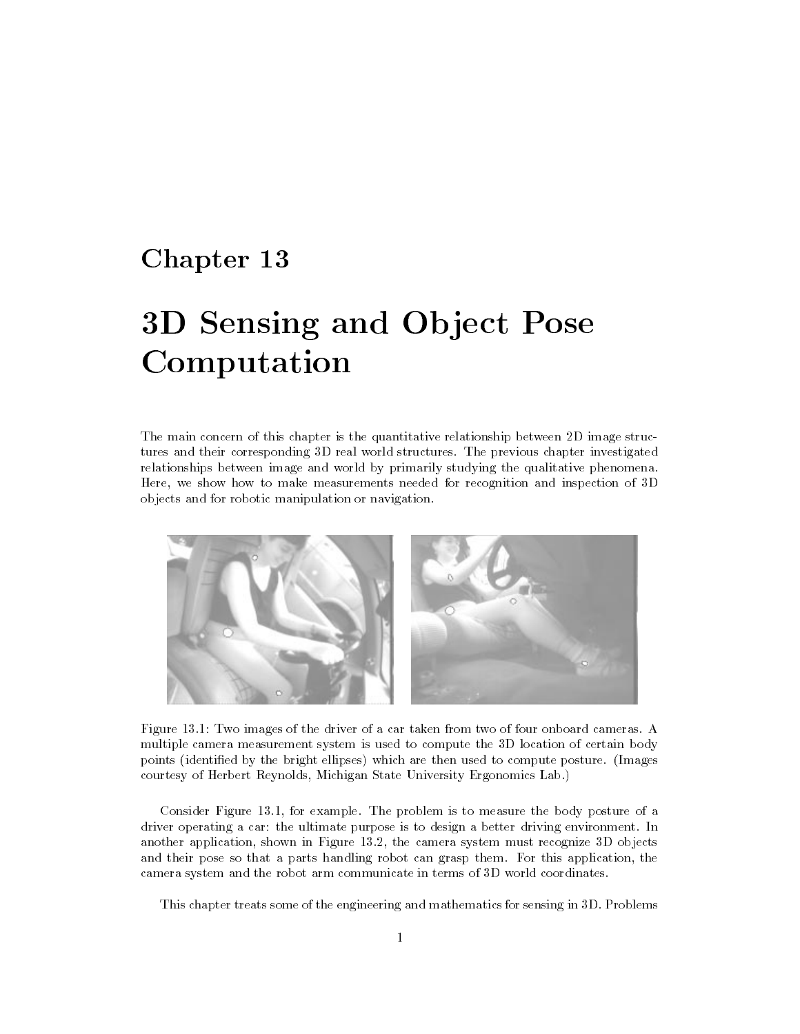# Chapter 13

# 3D Sensing and Object Pose Computation

The main concern of this chapter is the quantitative relationship between 2D image structures and their corresponding 3D real world structures. The previous chapter investigated relationships between image and world by primarily studying the qualitative phenomena. Here, we show how to make measurements needed for recognition and inspection of 3D objects and for robotic manipulation or navigation.

Figure 13.1: Two images of the driver of a car taken from two of four onboard cameras. A multiple camera measurement system is used to compute the 3D location of certain body points (identified by the bright ellipses) which are then used to compute posture. (Images courtesy of Herbert Reynolds, Michigan State University Ergonomics Lab.)

Consider Figure 13.1, for example. The problem is to measure the body posture of a driver operating a car: the ultimate purpose is to design a better driving environment. In another application, shown in Figure 13.2, the camera system must recognize 3D objects and their pose so that a parts handling robot can grasp them. For this application, the camera system and the robot arm communicate in terms of 3D world coordinates.

This chapter treats some of the engineering and mathematics for sensing in 3D. Problems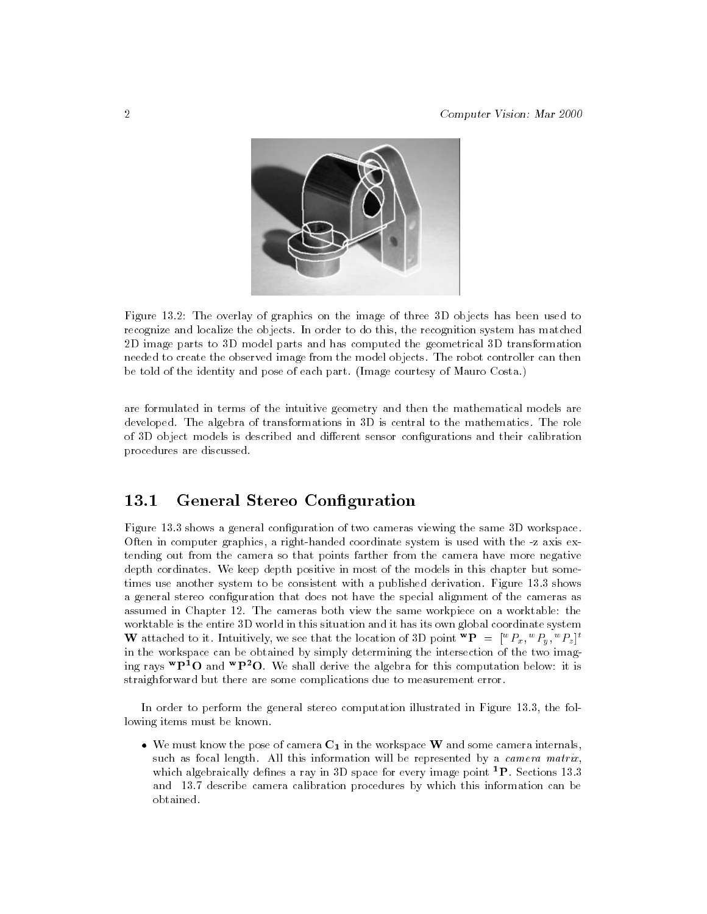Figure 13.2: The overlay of graphics on the image of three 3D objects has been used to recognize and localize the objects. In order to do this, the recognition system has matched 2D image parts to 3D model parts and has computed the geometrical 3D transformation needed to create the observed image from the model objects. The robot controller can then be told of the identity and pose of each part. (Image courtesy of Mauro Costa.)

are formulated in terms of the intuitive geometry and then the mathematical models are developed. The algebra of transformations in 3D is central to the mathematics. The role of 3D object models is described and different sensor configurations and their calibration procedures are discussed.

## 13.1 General Stereo Configuration

Figure 13.3 shows a general configuration of two cameras viewing the same 3D workspace. Often in computer graphics, a right-handed coordinate system is used with the -z axis extending out from the camera so that points farther from the camera have more negative depth cordinates. We keep depth positive in most of the models in this chapter but sometimes use another system to be consistent with a published derivation. Figure 13.3 shows a general stereo configuration that does not have the special alignment of the cameras as assumed in Chapter 12. The cameras both view the same workpiece on a worktable: the worktable is the entire 3D world in this situation and it has its own global coordinate system $\mathbf{W}$ attached to it. Intuitively, we see that the location of 3D point ${}^{\mathbf{w}}\mathbf{P} = [{}^{w}P_x, {}^{w}P_y, {}^{w}P_z]^t$ in the workspace can be obtained by simply determining the intersection of the two imaging rays ${}^{\mathbf{w}}\mathbf{P}{}^{\mathbf{1}}\mathbf{O}$ and ${}^{\mathbf{w}}\mathbf{P}{}^{\mathbf{2}}\mathbf{O}$. We shall derive the algebra for this computation below: it is straighforward but there are some complications due to measurement error.

In order to perform the general stereo computation illustrated in Figure 13.3, the following items must be known.

- We must know the pose of camera $\mathbf{C_1}$ in the workspace $\mathbf{W}$ and some camera internals, such as focal length. All this information will be represented by a *camera matrix*, which algebraically defines a ray in 3D space for every image point ${}^{\mathbf{1}}\mathbf{P}$. Sections 13.3 and 13.7 describe camera calibration procedures by which this information can be obtained.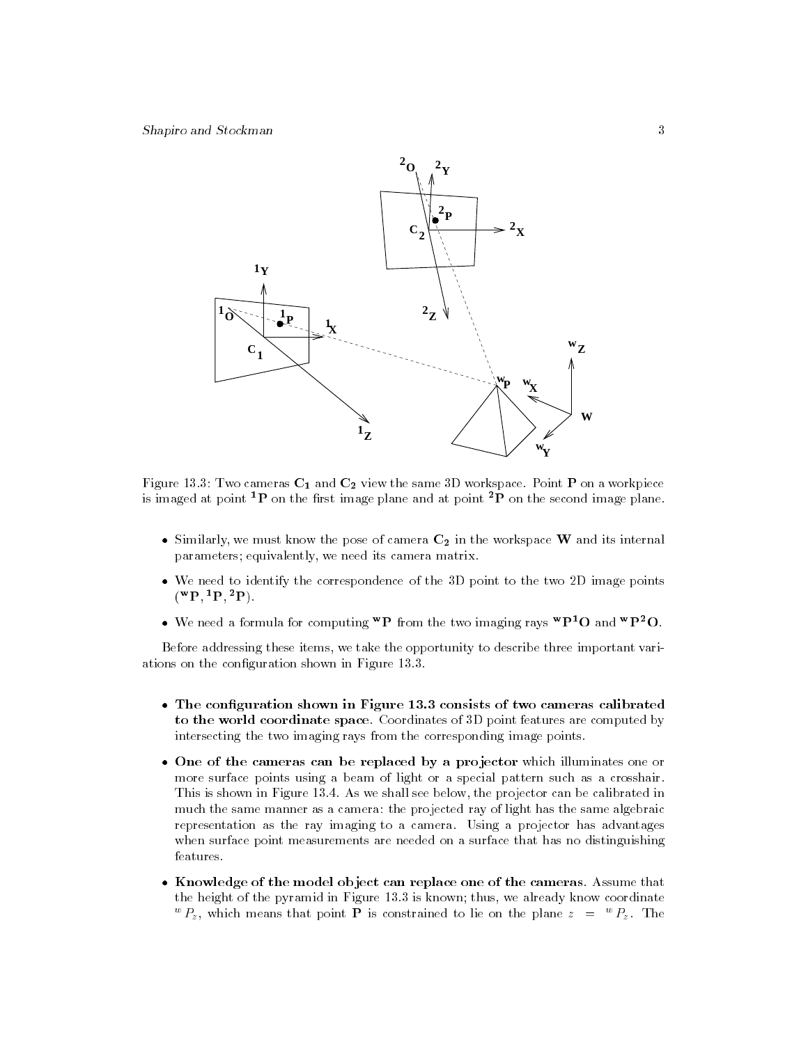Figure 13.3: Two cameras $\mathbf{C_1}$ and $\mathbf{C_2}$ view the same 3D workspace. Point $\mathbf{P}$ on a workpiece is imaged at point $^{\mathbf{1}}\mathbf{P}$ on the first image plane and at point $^{\mathbf{2}}\mathbf{P}$ on the second image plane.

- Similarly, we must know the pose of camera $\mathbf{C_2}$ in the workspace $\mathbf{W}$ and its internal parameters; equivalently, we need its camera matrix.
- We need to identify the correspondence of the 3D point to the two 2D image points $(^{\mathbf{w}}\mathbf{P}, {}^{\mathbf{1}}\mathbf{P}, {}^{\mathbf{2}}\mathbf{P})$.
- We need a formula for computing $^{\mathbf{w}}\mathbf{P}$ from the two imaging rays $^{\mathbf{w}}\mathbf{P}^{\mathbf{1}}\mathbf{O}$ and $^{\mathbf{w}}\mathbf{P}^{\mathbf{2}}\mathbf{O}$.

Before addressing these items, we take the opportunity to describe three important variations on the configuration shown in Figure 13.3.

- **The configuration shown in Figure 13.3 consists of two cameras calibrated to the world coordinate space**. Coordinates of 3D point features are computed by intersecting the two imaging rays from the corresponding image points.
- **One of the cameras can be replaced by a projector** which illuminates one or more surface points using a beam of light or a special pattern such as a crosshair. This is shown in Figure 13.4. As we shall see below, the projector can be calibrated in much the same manner as a camera: the projected ray of light has the same algebraic representation as the ray imaging to a camera. Using a projector has advantages when surface point measurements are needed on a surface that has no distinguishing features.
- **Knowledge of the model object can replace one of the cameras**. Assume that the height of the pyramid in Figure 13.3 is known; thus, we already know coordinate $^{w}P_z$, which means that point $\mathbf{P}$ is constrained to lie on the plane $z = {}^{w}P_z$. The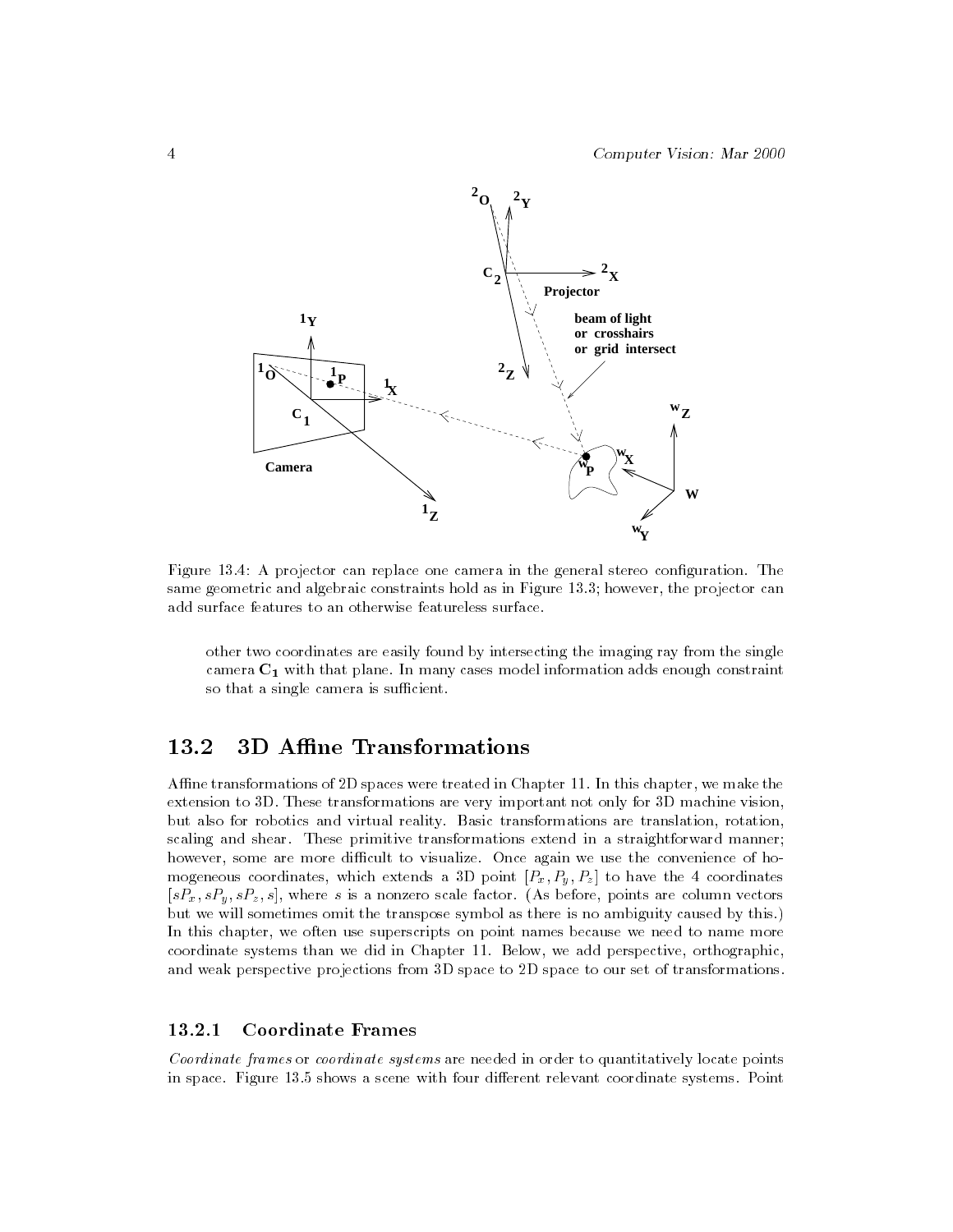Figure 13.4: A projector can replace one camera in the general stereo configuration. The same geometric and algebraic constraints hold as in Figure 13.3; however, the projector can add surface features to an otherwise featureless surface.

other two coordinates are easily found by intersecting the imaging ray from the single camera $\mathbf{C_1}$ with that plane. In many cases model information adds enough constraint so that a single camera is sufficient.

## 13.2 3D Affine Transformations

Affine transformations of 2D spaces were treated in Chapter 11. In this chapter, we make the extension to 3D. These transformations are very important not only for 3D machine vision, but also for robotics and virtual reality. Basic transformations are translation, rotation, scaling and shear. These primitive transformations extend in a straightforward manner; however, some are more difficult to visualize. Once again we use the convenience of homogeneous coordinates, which extends a 3D point $[P_x, P_y, P_z]$ to have the 4 coordinates $[sP_x, sP_y, sP_z, s]$, where $s$ is a nonzero scale factor. (As before, points are column vectors but we will sometimes omit the transpose symbol as there is no ambiguity caused by this.) In this chapter, we often use superscripts on point names because we need to name more coordinate systems than we did in Chapter 11. Below, we add perspective, orthographic, and weak perspective projections from 3D space to 2D space to our set of transformations.

### 13.2.1 Coordinate Frames

*Coordinate frames* or *coordinate systems* are needed in order to quantitatively locate points in space. Figure 13.5 shows a scene with four different relevant coordinate systems. Point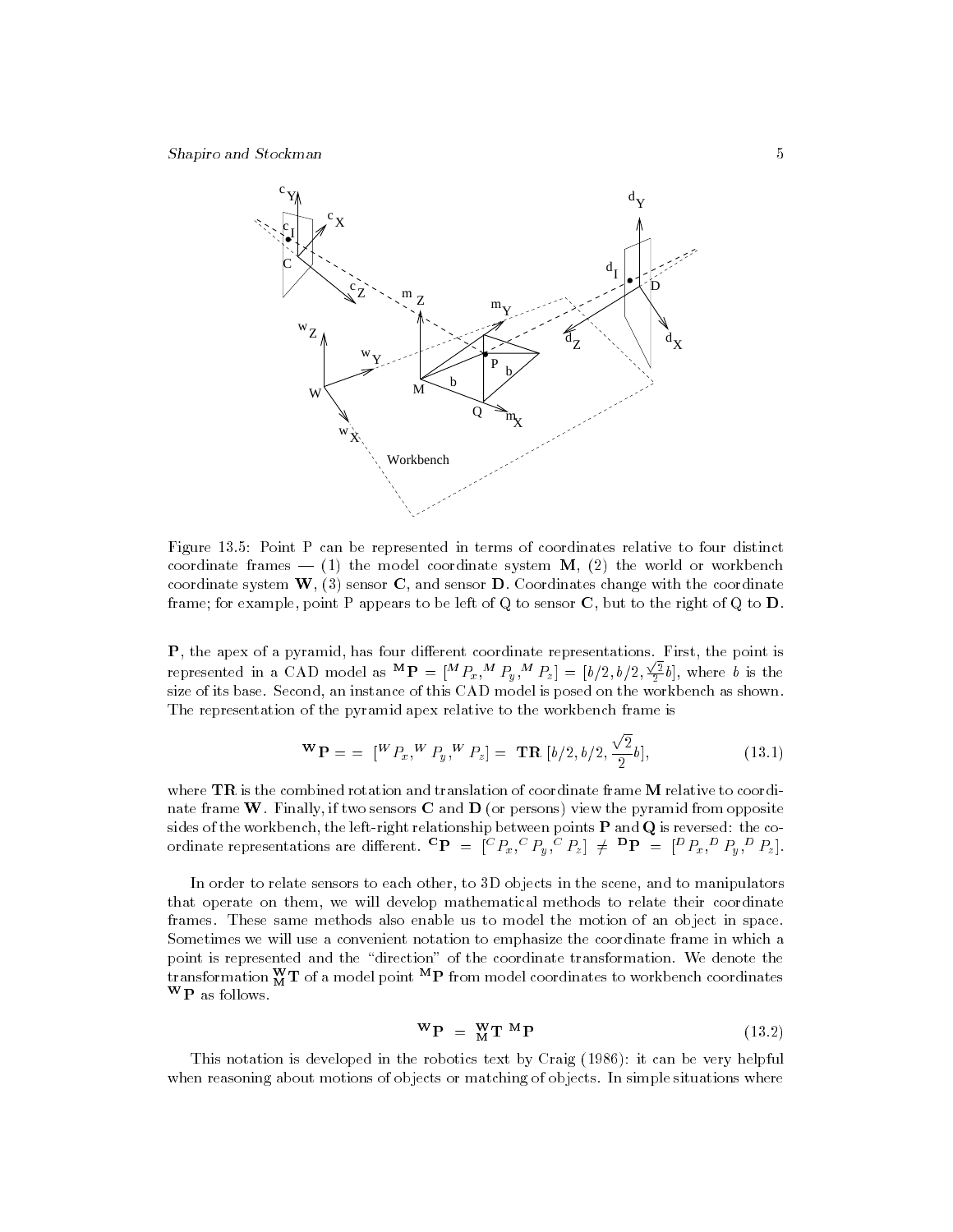Figure 13.5: Point P can be represented in terms of coordinates relative to four distinct coordinate frames — (1) the model coordinate system **M**, (2) the world or workbench coordinate system **W**, (3) sensor **C**, and sensor **D**. Coordinates change with the coordinate frame; for example, point P appears to be left of Q to sensor **C**, but to the right of Q to **D**.

**P**, the apex of a pyramid, has four different coordinate representations. First, the point is represented in a CAD model as $^{\mathbf{M}}\mathbf{P} = [^{M}P_x, ^{M}P_y, ^{M}P_z] = [b/2, b/2, \frac{\sqrt{2}}{2}b]$, where $b$ is the size of its base. Second, an instance of this CAD model is posed on the workbench as shown. The representation of the pyramid apex relative to the workbench frame is

$$^{\mathbf{W}}\mathbf{P} = = [^{W}P_x, ^{W}P_y, ^{W}P_z] = \mathbf{TR}\ [b/2, b/2, \frac{\sqrt{2}}{2}b], \tag{13.1}$$

where **TR** is the combined rotation and translation of coordinate frame **M** relative to coordinate frame **W**. Finally, if two sensors **C** and **D** (or persons) view the pyramid from opposite sides of the workbench, the left-right relationship between points **P** and **Q** is reversed: the coordinate representations are different. $^{\mathbf{C}}\mathbf{P} = [^{C}P_x, ^{C}P_y, ^{C}P_z] \neq {^{\mathbf{D}}\mathbf{P}} = [^{D}P_x, ^{D}P_y, ^{D}P_z]$.

In order to relate sensors to each other, to 3D objects in the scene, and to manipulators that operate on them, we will develop mathematical methods to relate their coordinate frames. These same methods also enable us to model the motion of an object in space. Sometimes we will use a convenient notation to emphasize the coordinate frame in which a point is represented and the "direction" of the coordinate transformation. We denote the transformation $^{\mathbf{W}}_{\mathbf{M}}\mathbf{T}$ of a model point $^{\mathbf{M}}\mathbf{P}$ from model coordinates to workbench coordinates $^{\mathbf{W}}\mathbf{P}$ as follows.

$$^{\mathbf{W}}\mathbf{P} = {^{\mathbf{W}}_{\mathbf{M}}\mathbf{T}}\ {^{\mathbf{M}}\mathbf{P}} \tag{13.2}$$

This notation is developed in the robotics text by Craig (1986): it can be very helpful when reasoning about motions of objects or matching of objects. In simple situations where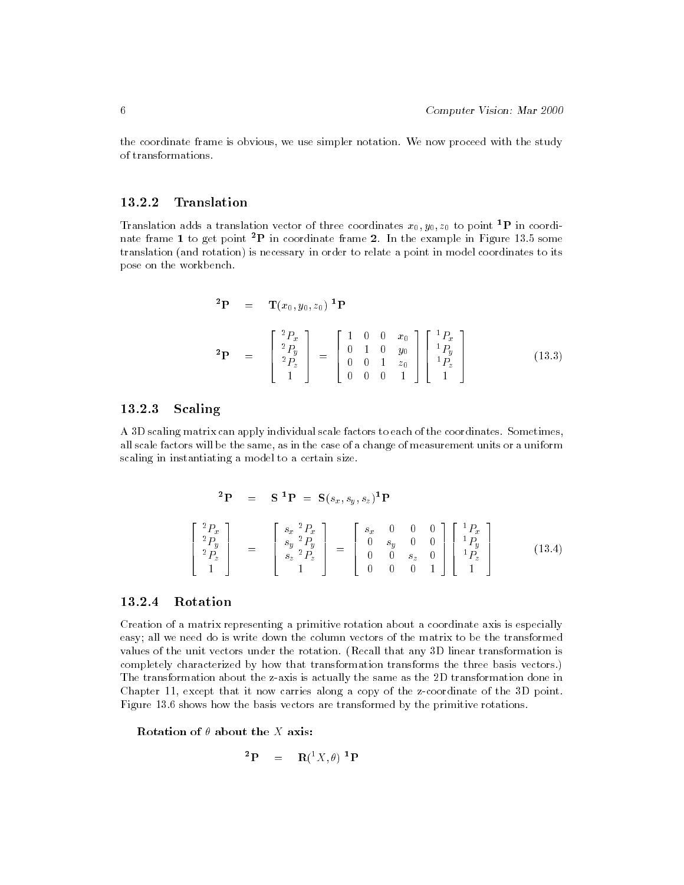the coordinate frame is obvious, we use simpler notation. We now proceed with the study of transformations.

### 13.2.2 Translation

Translation adds a translation vector of three coordinates $x_0, y_0, z_0$ to point $^1\mathbf{P}$ in coordinate frame **1** to get point $^2\mathbf{P}$ in coordinate frame **2**. In the example in Figure 13.5 some translation (and rotation) is necessary in order to relate a point in model coordinates to its pose on the workbench.

$$
\begin{aligned}
{}^2\mathbf{P} &= \mathbf{T}(x_0, y_0, z_0)\ {}^1\mathbf{P} \\
{}^2\mathbf{P} &= \begin{bmatrix} {}^2P_x \\ {}^2P_y \\ {}^2P_z \\ 1 \end{bmatrix} = \begin{bmatrix} 1 & 0 & 0 & x_0 \\ 0 & 1 & 0 & y_0 \\ 0 & 0 & 1 & z_0 \\ 0 & 0 & 0 & 1 \end{bmatrix} \begin{bmatrix} {}^1P_x \\ {}^1P_y \\ {}^1P_z \\ 1 \end{bmatrix}
\end{aligned}
\tag{13.3}
$$

### 13.2.3 Scaling

A 3D scaling matrix can apply individual scale factors to each of the coordinates. Sometimes, all scale factors will be the same, as in the case of a change of measurement units or a uniform scaling in instantiating a model to a certain size.

$$
\begin{aligned}
{}^2\mathbf{P} &= \mathbf{S}\ {}^1\mathbf{P} = \mathbf{S}(s_x, s_y, s_z){}^1\mathbf{P} \\
\begin{bmatrix} {}^2P_x \\ {}^2P_y \\ {}^2P_z \\ 1 \end{bmatrix} &= \begin{bmatrix} s_x\ {}^2P_x \\ s_y\ {}^2P_y \\ s_z\ {}^2P_z \\ 1 \end{bmatrix} = \begin{bmatrix} s_x & 0 & 0 & 0 \\ 0 & s_y & 0 & 0 \\ 0 & 0 & s_z & 0 \\ 0 & 0 & 0 & 1 \end{bmatrix} \begin{bmatrix} {}^1P_x \\ {}^1P_y \\ {}^1P_z \\ 1 \end{bmatrix}
\end{aligned}
\tag{13.4}
$$

### 13.2.4 Rotation

Creation of a matrix representing a primitive rotation about a coordinate axis is especially easy; all we need do is write down the column vectors of the matrix to be the transformed values of the unit vectors under the rotation. (Recall that any 3D linear transformation is completely characterized by how that transformation transforms the three basis vectors.) The transformation about the z-axis is actually the same as the 2D transformation done in Chapter 11, except that it now carries along a copy of the z-coordinate of the 3D point. Figure 13.6 shows how the basis vectors are transformed by the primitive rotations.

**Rotation of $\theta$ about the $X$ axis:**

$$
{}^2\mathbf{P} = \mathbf{R}({}^1X, \theta)\ {}^1\mathbf{P}
$$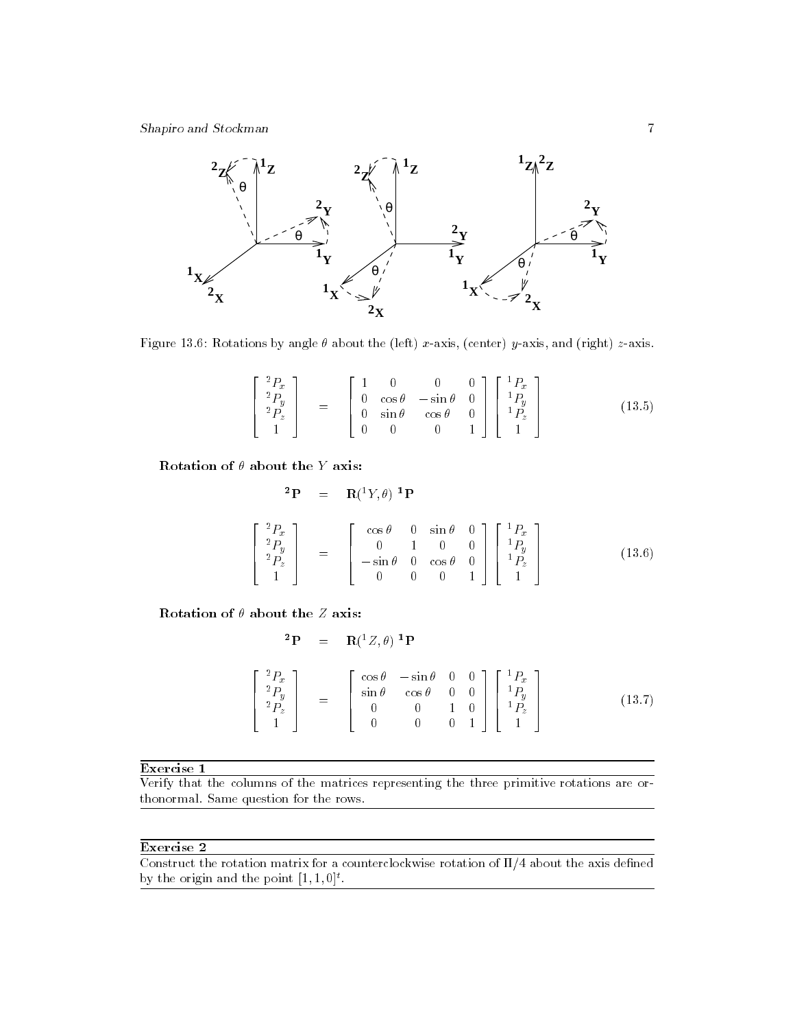Figure 13.6: Rotations by angle $\theta$ about the (left) $x$-axis, (center) $y$-axis, and (right) $z$-axis.

$$
\begin{bmatrix} {}^2P_x \\ {}^2P_y \\ {}^2P_z \\ 1 \end{bmatrix} = \begin{bmatrix} 1 & 0 & 0 & 0 \\ 0 & \cos\theta & -\sin\theta & 0 \\ 0 & \sin\theta & \cos\theta & 0 \\ 0 & 0 & 0 & 1 \end{bmatrix} \begin{bmatrix} {}^1P_x \\ {}^1P_y \\ {}^1P_z \\ 1 \end{bmatrix} \tag{13.5}
$$

**Rotation of $\theta$ about the $Y$ axis:**

$$
{}^2\mathbf{P} = \mathbf{R}({}^1Y, \theta)\ {}^1\mathbf{P}
$$

$$
\begin{bmatrix} {}^2P_x \\ {}^2P_y \\ {}^2P_z \\ 1 \end{bmatrix} = \begin{bmatrix} \cos\theta & 0 & \sin\theta & 0 \\ 0 & 1 & 0 & 0 \\ -\sin\theta & 0 & \cos\theta & 0 \\ 0 & 0 & 0 & 1 \end{bmatrix} \begin{bmatrix} {}^1P_x \\ {}^1P_y \\ {}^1P_z \\ 1 \end{bmatrix} \tag{13.6}
$$

**Rotation of $\theta$ about the $Z$ axis:**

$$
{}^2\mathbf{P} = \mathbf{R}({}^1Z, \theta)\ {}^1\mathbf{P}
$$

$$
\begin{bmatrix} {}^2P_x \\ {}^2P_y \\ {}^2P_z \\ 1 \end{bmatrix} = \begin{bmatrix} \cos\theta & -\sin\theta & 0 & 0 \\ \sin\theta & \cos\theta & 0 & 0 \\ 0 & 0 & 1 & 0 \\ 0 & 0 & 0 & 1 \end{bmatrix} \begin{bmatrix} {}^1P_x \\ {}^1P_y \\ {}^1P_z \\ 1 \end{bmatrix} \tag{13.7}
$$

---

**Exercise 1**

Verify that the columns of the matrices representing the three primitive rotations are orthonormal. Same question for the rows.

---

**Exercise 2**

Construct the rotation matrix for a counterclockwise rotation of $\Pi/4$ about the axis defined by the origin and the point $[1, 1, 0]^t$.

---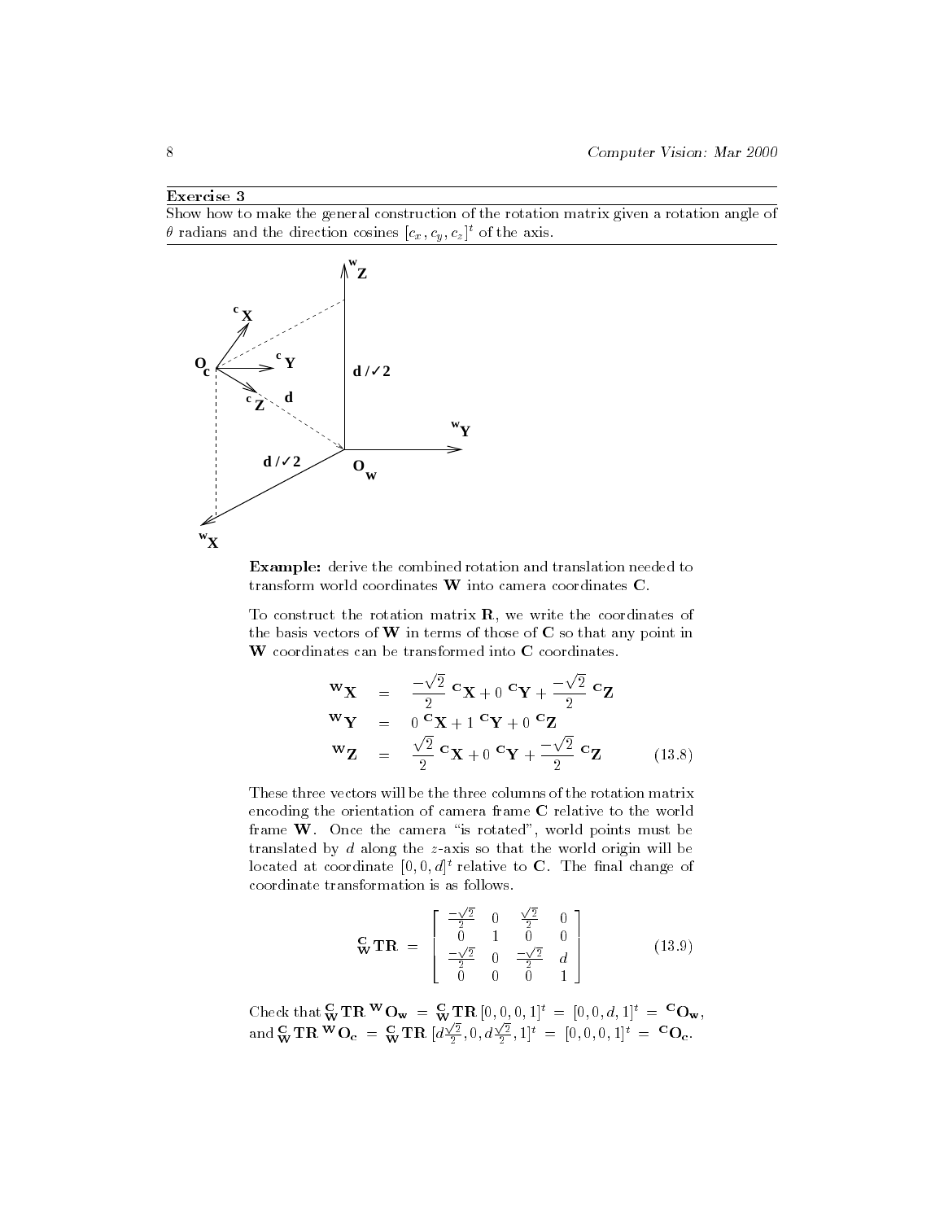**Exercise 3**

Show how to make the general construction of the rotation matrix given a rotation angle of $\theta$ radians and the direction cosines $[c_x, c_y, c_z]^t$ of the axis.

**Example:** derive the combined rotation and translation needed to transform world coordinates **W** into camera coordinates **C**.

To construct the rotation matrix **R**, we write the coordinates of the basis vectors of **W** in terms of those of **C** so that any point in **W** coordinates can be transformed into **C** coordinates.

$$
\begin{aligned}
{}^{\mathbf{W}}\mathbf{X} &= \frac{-\sqrt{2}}{2}\ {}^{\mathbf{C}}\mathbf{X} + 0\ {}^{\mathbf{C}}\mathbf{Y} + \frac{-\sqrt{2}}{2}\ {}^{\mathbf{C}}\mathbf{Z} \\
{}^{\mathbf{W}}\mathbf{Y} &= 0\ {}^{\mathbf{C}}\mathbf{X} + 1\ {}^{\mathbf{C}}\mathbf{Y} + 0\ {}^{\mathbf{C}}\mathbf{Z} \\
{}^{\mathbf{W}}\mathbf{Z} &= \frac{\sqrt{2}}{2}\ {}^{\mathbf{C}}\mathbf{X} + 0\ {}^{\mathbf{C}}\mathbf{Y} + \frac{-\sqrt{2}}{2}\ {}^{\mathbf{C}}\mathbf{Z}
\end{aligned}
\qquad (13.8)
$$

These three vectors will be the three columns of the rotation matrix encoding the orientation of camera frame **C** relative to the world frame **W**. Once the camera "is rotated", world points must be translated by $d$ along the $z$-axis so that the world origin will be located at coordinate $[0, 0, d]^t$ relative to **C**. The final change of coordinate transformation is as follows.

$$
{}^{\mathbf{C}}_{\mathbf{W}}\mathbf{TR} = \begin{bmatrix} \frac{-\sqrt{2}}{2} & 0 & \frac{\sqrt{2}}{2} & 0 \\ 0 & 1 & 0 & 0 \\ \frac{-\sqrt{2}}{2} & 0 & \frac{-\sqrt{2}}{2} & d \\ 0 & 0 & 0 & 1 \end{bmatrix} \qquad (13.9)
$$

Check that ${}^{\mathbf{C}}_{\mathbf{W}}\mathbf{TR}\ {}^{\mathbf{W}}\mathbf{O_w} = {}^{\mathbf{C}}_{\mathbf{W}}\mathbf{TR}\,[0, 0, 0, 1]^t = [0, 0, d, 1]^t = {}^{\mathbf{C}}\mathbf{O_w}$, and ${}^{\mathbf{C}}_{\mathbf{W}}\mathbf{TR}\ {}^{\mathbf{W}}\mathbf{O_c} = {}^{\mathbf{C}}_{\mathbf{W}}\mathbf{TR}\,[d\frac{\sqrt{2}}{2}, 0, d\frac{\sqrt{2}}{2}, 1]^t = [0, 0, 0, 1]^t = {}^{\mathbf{C}}\mathbf{O_c}$.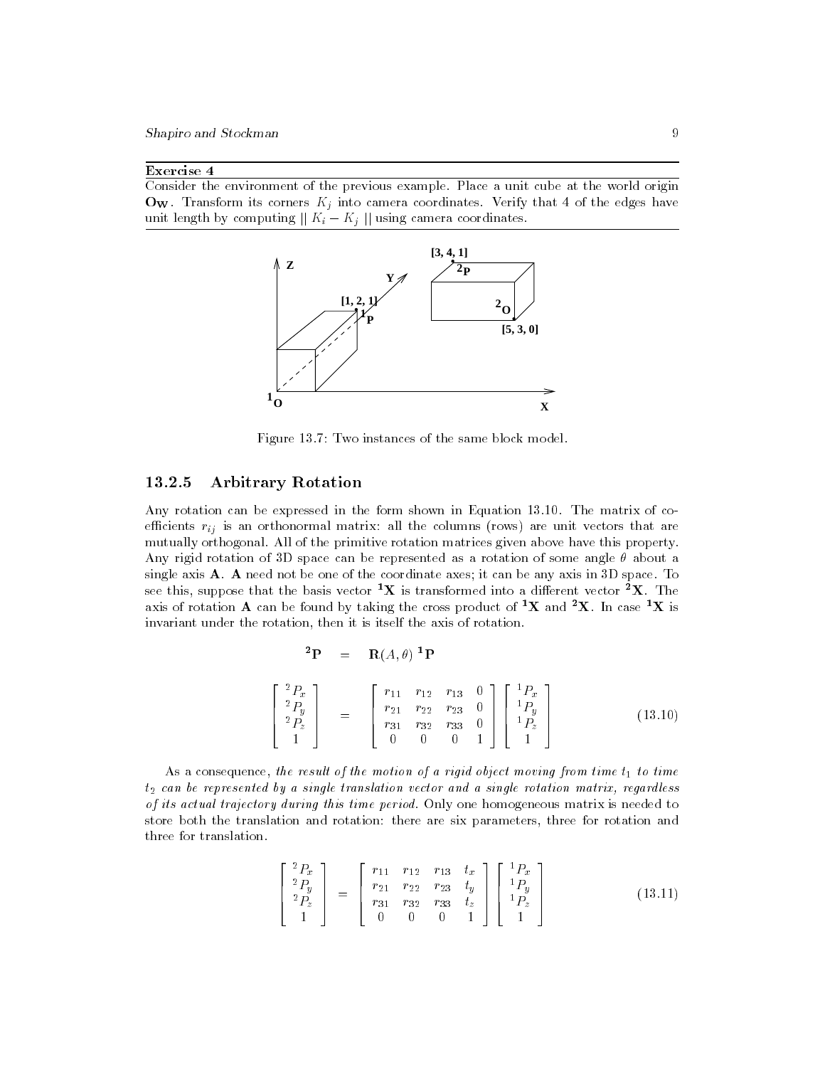**Exercise 4**

Consider the environment of the previous example. Place a unit cube at the world origin $\mathbf{O_W}$. Transform its corners $K_j$ into camera coordinates. Verify that 4 of the edges have unit length by computing $\| K_i - K_j \|$ using camera coordinates.

Figure 13.7: Two instances of the same block model.

### 13.2.5 Arbitrary Rotation

Any rotation can be expressed in the form shown in Equation 13.10. The matrix of coefficients $r_{ij}$ is an orthonormal matrix: all the columns (rows) are unit vectors that are mutually orthogonal. All of the primitive rotation matrices given above have this property. Any rigid rotation of 3D space can be represented as a rotation of some angle $\theta$ about a single axis $\mathbf{A}$. $\mathbf{A}$ need not be one of the coordinate axes; it can be any axis in 3D space. To see this, suppose that the basis vector $\mathbf{^1X}$ is transformed into a different vector $\mathbf{^2X}$. The axis of rotation $\mathbf{A}$ can be found by taking the cross product of $\mathbf{^1X}$ and $\mathbf{^2X}$. In case $\mathbf{^1X}$ is invariant under the rotation, then it is itself the axis of rotation.

$$\mathbf{^2P} = \mathbf{R}(A, \theta)\, \mathbf{^1P}$$

$$\begin{bmatrix} {}^2P_x \\ {}^2P_y \\ {}^2P_z \\ 1 \end{bmatrix} = \begin{bmatrix} r_{11} & r_{12} & r_{13} & 0 \\ r_{21} & r_{22} & r_{23} & 0 \\ r_{31} & r_{32} & r_{33} & 0 \\ 0 & 0 & 0 & 1 \end{bmatrix} \begin{bmatrix} {}^1P_x \\ {}^1P_y \\ {}^1P_z \\ 1 \end{bmatrix} \quad (13.10)$$

As a consequence, *the result of the motion of a rigid object moving from time $t_1$ to time $t_2$ can be represented by a single translation vector and a single rotation matrix, regardless of its actual trajectory during this time period.* Only one homogeneous matrix is needed to store both the translation and rotation: there are six parameters, three for rotation and three for translation.

$$\begin{bmatrix} {}^2P_x \\ {}^2P_y \\ {}^2P_z \\ 1 \end{bmatrix} = \begin{bmatrix} r_{11} & r_{12} & r_{13} & t_x \\ r_{21} & r_{22} & r_{23} & t_y \\ r_{31} & r_{32} & r_{33} & t_z \\ 0 & 0 & 0 & 1 \end{bmatrix} \begin{bmatrix} {}^1P_x \\ {}^1P_y \\ {}^1P_z \\ 1 \end{bmatrix} \quad (13.11)$$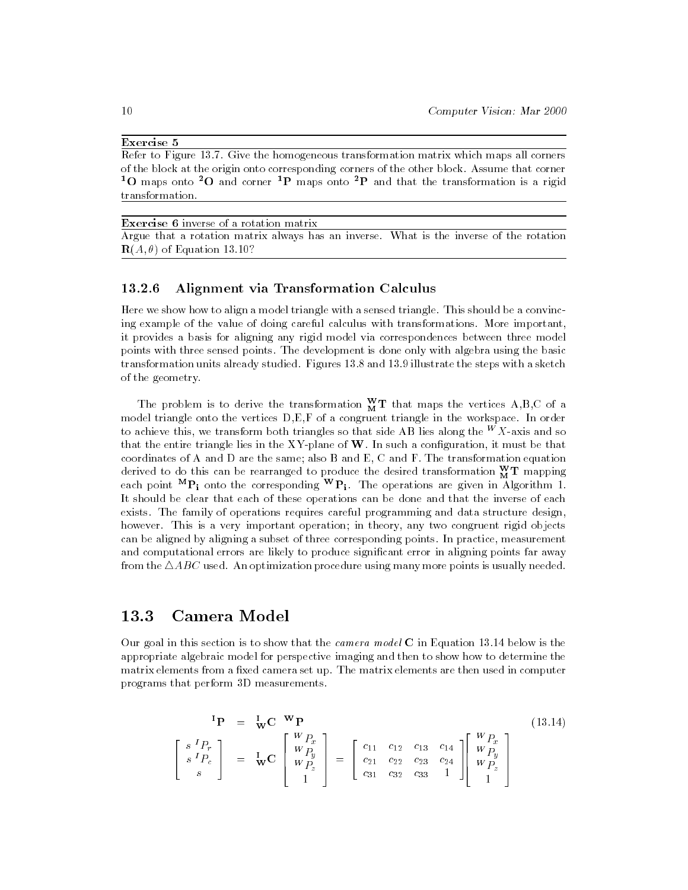**Exercise 5**

Refer to Figure 13.7. Give the homogeneous transformation matrix which maps all corners of the block at the origin onto corresponding corners of the other block. Assume that corner $^1\mathbf{O}$ maps onto $^2\mathbf{O}$ and corner $^1\mathbf{P}$ maps onto $^2\mathbf{P}$ and that the transformation is a rigid transformation.

**Exercise 6** inverse of a rotation matrix

Argue that a rotation matrix always has an inverse. What is the inverse of the rotation $\mathbf{R}(A, \theta)$ of Equation 13.10?

### 13.2.6 Alignment via Transformation Calculus

Here we show how to align a model triangle with a sensed triangle. This should be a convincing example of the value of doing careful calculus with transformations. More important, it provides a basis for aligning any rigid model via correspondences between three model points with three sensed points. The development is done only with algebra using the basic transformation units already studied. Figures 13.8 and 13.9 illustrate the steps with a sketch of the geometry.

The problem is to derive the transformation ${}^{\mathbf{W}}_{\mathbf{M}}\mathbf{T}$ that maps the vertices A,B,C of a model triangle onto the vertices D,E,F of a congruent triangle in the workspace. In order to achieve this, we transform both triangles so that side AB lies along the $^W X$-axis and so that the entire triangle lies in the XY-plane of $\mathbf{W}$. In such a configuration, it must be that coordinates of A and D are the same; also B and E, C and F. The transformation equation derived to do this can be rearranged to produce the desired transformation ${}^{\mathbf{W}}_{\mathbf{M}}\mathbf{T}$ mapping each point $^{\mathbf{M}}\mathbf{P_i}$ onto the corresponding $^{\mathbf{W}}\mathbf{P_i}$. The operations are given in Algorithm 1. It should be clear that each of these operations can be done and that the inverse of each exists. The family of operations requires careful programming and data structure design, however. This is a very important operation; in theory, any two congruent rigid objects can be aligned by aligning a subset of three corresponding points. In practice, measurement and computational errors are likely to produce significant error in aligning points far away from the $\triangle ABC$ used. An optimization procedure using many more points is usually needed.

## 13.3 Camera Model

Our goal in this section is to show that the *camera model* $\mathbf{C}$ in Equation 13.14 below is the appropriate algebraic model for perspective imaging and then to show how to determine the matrix elements from a fixed camera set up. The matrix elements are then used in computer programs that perform 3D measurements.

$$
\begin{aligned}
{}^{\mathbf{I}}\mathbf{P} &= {}^{\mathbf{I}}_{\mathbf{W}}\mathbf{C} \;\; {}^{\mathbf{W}}\mathbf{P} \\
\begin{bmatrix} s\,{}^I P_r \\ s\,{}^I P_c \\ s \end{bmatrix} &= {}^{\mathbf{I}}_{\mathbf{W}}\mathbf{C} \begin{bmatrix} {}^W P_x \\ {}^W P_y \\ {}^W P_z \\ 1 \end{bmatrix} = \begin{bmatrix} c_{11} & c_{12} & c_{13} & c_{14} \\ c_{21} & c_{22} & c_{23} & c_{24} \\ c_{31} & c_{32} & c_{33} & 1 \end{bmatrix} \begin{bmatrix} {}^W P_x \\ {}^W P_y \\ {}^W P_z \\ 1 \end{bmatrix}
\end{aligned}
\tag{13.14}
$$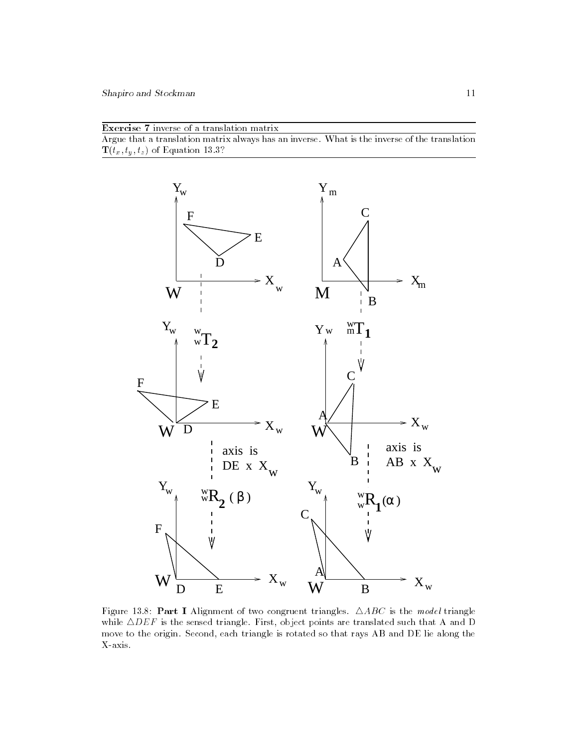**Exercise 7** inverse of a translation matrix

Argue that a translation matrix always has an inverse. What is the inverse of the translation $\mathbf{T}(t_x, t_y, t_z)$ of Equation 13.3?

Figure 13.8: **Part I** Alignment of two congruent triangles. $\triangle ABC$ is the *model* triangle while $\triangle DEF$ is the sensed triangle. First, object points are translated such that A and D move to the origin. Second, each triangle is rotated so that rays AB and DE lie along the X-axis.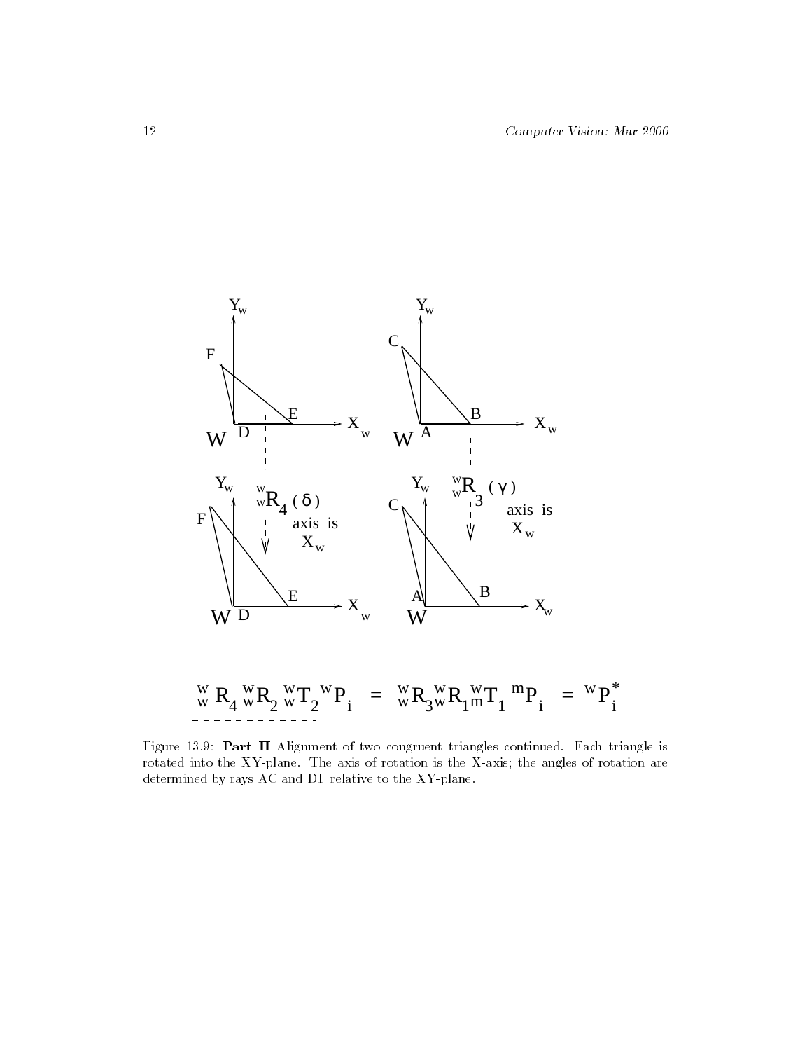$$ {}^{w}_{w}R_4 \, {}^{w}_{w}R_2 \, {}^{w}_{w}T_2 \, {}^{w}P_i \;=\; {}^{w}_{w}R_3 \, {}^{w}_{w}R_1 \, {}^{w}_{m}T_1 \, {}^{m}P_i \;=\; {}^{w}P^{*}_i $$

Figure 13.9: **Part II** Alignment of two congruent triangles continued. Each triangle is rotated into the XY-plane. The axis of rotation is the X-axis; the angles of rotation are determined by rays AC and DF relative to the XY-plane.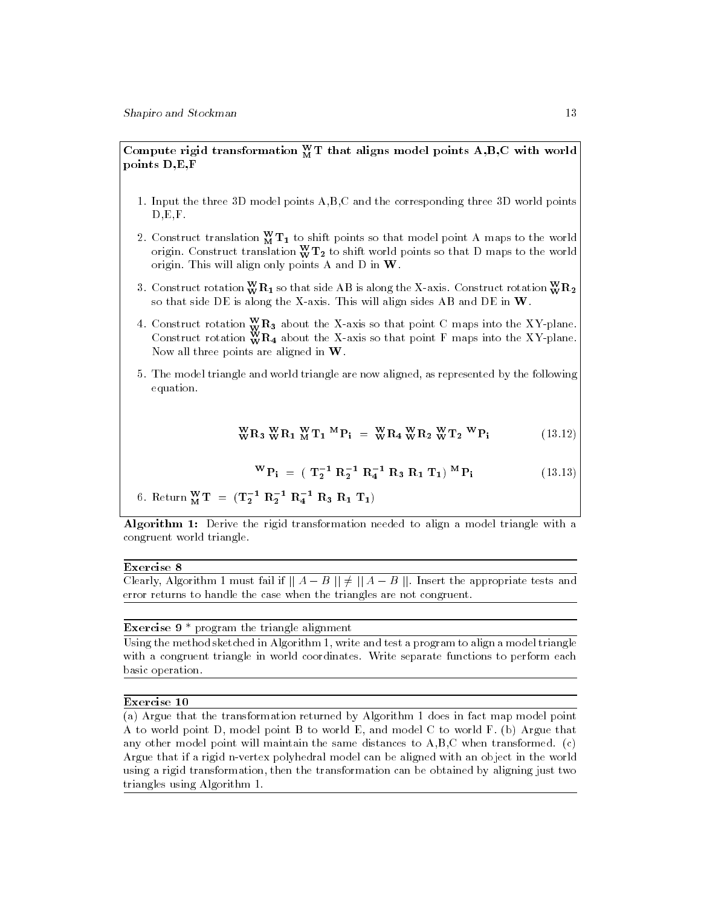**Compute rigid transformation ${}^{\mathbf{W}}_{\mathbf{M}}\mathbf{T}$ that aligns model points A,B,C with world points D,E,F**

1. Input the three 3D model points A,B,C and the corresponding three 3D world points D,E,F.

2. Construct translation ${}^{\mathbf{W}}_{\mathbf{M}}\mathbf{T_1}$ to shift points so that model point A maps to the world origin. Construct translation ${}^{\mathbf{W}}_{\mathbf{W}}\mathbf{T_2}$ to shift world points so that D maps to the world origin. This will align only points A and D in $\mathbf{W}$.

3. Construct rotation ${}^{\mathbf{W}}_{\mathbf{W}}\mathbf{R_1}$ so that side AB is along the X-axis. Construct rotation ${}^{\mathbf{W}}_{\mathbf{W}}\mathbf{R_2}$ so that side DE is along the X-axis. This will align sides AB and DE in $\mathbf{W}$.

4. Construct rotation ${}^{\mathbf{W}}_{\mathbf{W}}\mathbf{R_3}$ about the X-axis so that point C maps into the XY-plane. Construct rotation ${}^{\mathbf{W}}_{\mathbf{W}}\mathbf{R_4}$ about the X-axis so that point F maps into the XY-plane. Now all three points are aligned in $\mathbf{W}$.

5. The model triangle and world triangle are now aligned, as represented by the following equation.

$$ {}^{\mathbf{W}}_{\mathbf{W}}\mathbf{R_3}\ {}^{\mathbf{W}}_{\mathbf{W}}\mathbf{R_1}\ {}^{\mathbf{W}}_{\mathbf{M}}\mathbf{T_1}\ {}^{\mathbf{M}}\mathbf{P_i} \;=\; {}^{\mathbf{W}}_{\mathbf{W}}\mathbf{R_4}\ {}^{\mathbf{W}}_{\mathbf{W}}\mathbf{R_2}\ {}^{\mathbf{W}}_{\mathbf{W}}\mathbf{T_2}\ {}^{\mathbf{W}}\mathbf{P_i} \qquad (13.12) $$

$$ {}^{\mathbf{W}}\mathbf{P_i} \;=\; (\ \mathbf{T_2^{-1}}\ \mathbf{R_2^{-1}}\ \mathbf{R_4^{-1}}\ \mathbf{R_3}\ \mathbf{R_1}\ \mathbf{T_1})\ {}^{\mathbf{M}}\mathbf{P_i} \qquad (13.13) $$

6. Return ${}^{\mathbf{W}}_{\mathbf{M}}\mathbf{T} \;=\; (\mathbf{T_2^{-1}}\ \mathbf{R_2^{-1}}\ \mathbf{R_4^{-1}}\ \mathbf{R_3}\ \mathbf{R_1}\ \mathbf{T_1})$

**Algorithm 1:** Derive the rigid transformation needed to align a model triangle with a congruent world triangle.

---

**Exercise 8**

Clearly, Algorithm 1 must fail if $\| A - B \| \neq \| A - B \|$. Insert the appropriate tests and error returns to handle the case when the triangles are not congruent.

---

**Exercise 9** * program the triangle alignment

Using the method sketched in Algorithm 1, write and test a program to align a model triangle with a congruent triangle in world coordinates. Write separate functions to perform each basic operation.

---

**Exercise 10**

(a) Argue that the transformation returned by Algorithm 1 does in fact map model point A to world point D, model point B to world E, and model C to world F. (b) Argue that any other model point will maintain the same distances to A,B,C when transformed. (c) Argue that if a rigid n-vertex polyhedral model can be aligned with an object in the world using a rigid transformation, then the transformation can be obtained by aligning just two triangles using Algorithm 1.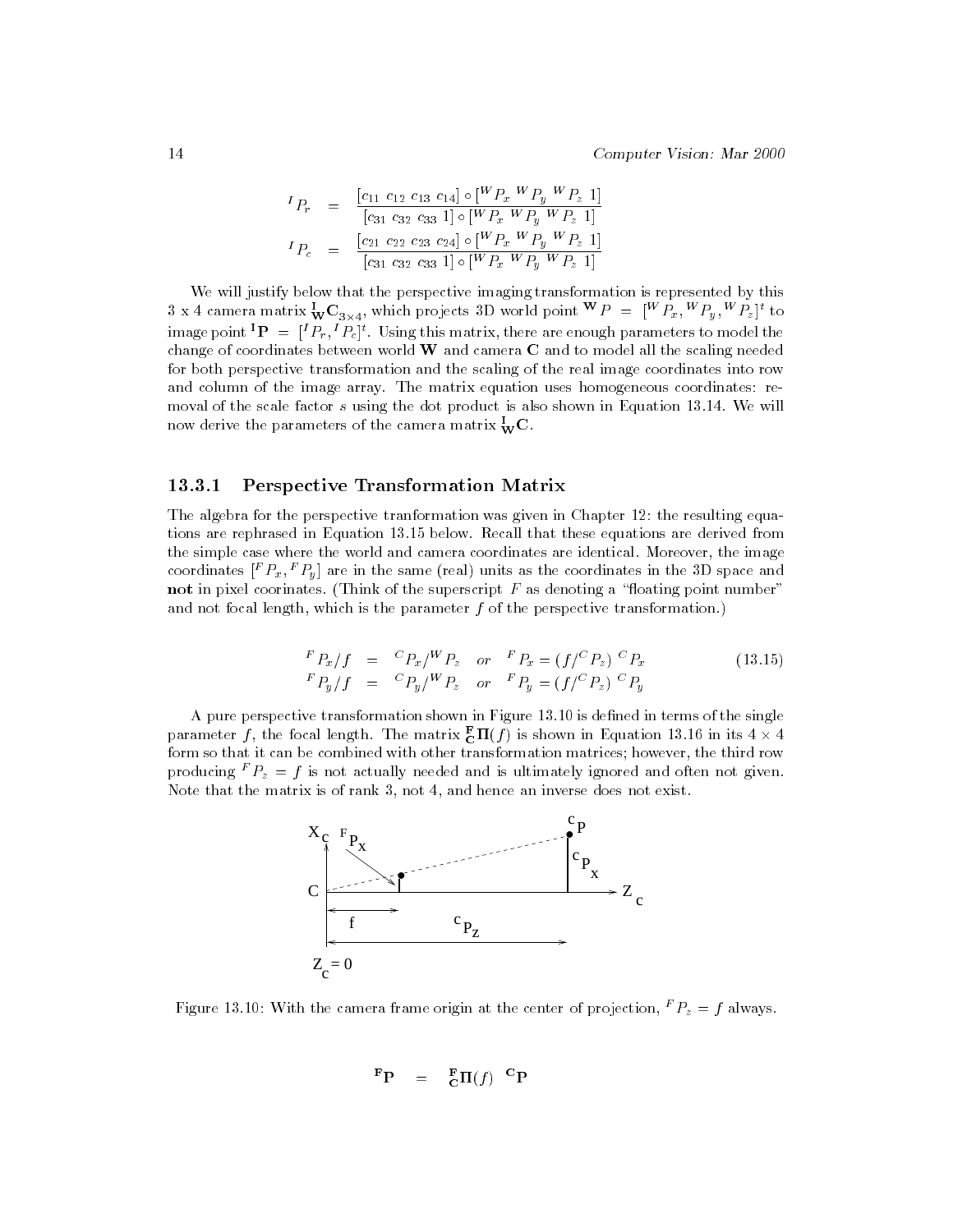$$
\begin{aligned}
{}^I P_r &= \frac{[c_{11}\ c_{12}\ c_{13}\ c_{14}] \circ [{}^W P_x\ {}^W P_y\ {}^W P_z\ 1]}{[c_{31}\ c_{32}\ c_{33}\ 1] \circ [{}^W P_x\ {}^W P_y\ {}^W P_z\ 1]} \\
{}^I P_c &= \frac{[c_{21}\ c_{22}\ c_{23}\ c_{24}] \circ [{}^W P_x\ {}^W P_y\ {}^W P_z\ 1]}{[c_{31}\ c_{32}\ c_{33}\ 1] \circ [{}^W P_x\ {}^W P_y\ {}^W P_z\ 1]}
\end{aligned}
$$

We will justify below that the perspective imaging transformation is represented by this 3 x 4 camera matrix ${}^{\mathbf{I}}_{\mathbf{W}}\mathbf{C}_{3\times 4}$, which projects 3D world point ${}^{\mathbf{W}}P = [{}^W P_x, {}^W P_y, {}^W P_z]^t$ to image point ${}^{\mathbf{I}}\mathbf{P} = [{}^I P_r, {}^I P_c]^t$. Using this matrix, there are enough parameters to model the change of coordinates between world $\mathbf{W}$ and camera $\mathbf{C}$ and to model all the scaling needed for both perspective transformation and the scaling of the real image coordinates into row and column of the image array. The matrix equation uses homogeneous coordinates: removal of the scale factor $s$ using the dot product is also shown in Equation 13.14. We will now derive the parameters of the camera matrix ${}^{\mathbf{I}}_{\mathbf{W}}\mathbf{C}$.

### 13.3.1 Perspective Transformation Matrix

The algebra for the perspective tranformation was given in Chapter 12: the resulting equations are rephrased in Equation 13.15 below. Recall that these equations are derived from the simple case where the world and camera coordinates are identical. Moreover, the image coordinates $[{}^F P_x, {}^F P_y]$ are in the same (real) units as the coordinates in the 3D space and **not** in pixel coorinates. (Think of the superscript $F$ as denoting a "floating point number" and not focal length, which is the parameter $f$ of the perspective transformation.)

$$
\begin{aligned}
{}^F P_x / f &= {}^C P_x / {}^W P_z \quad or \quad {}^F P_x = (f / {}^C P_z)\ {}^C P_x \\
{}^F P_y / f &= {}^C P_y / {}^W P_z \quad or \quad {}^F P_y = (f / {}^C P_z)\ {}^C P_y
\end{aligned}
\tag{13.15}
$$

A pure perspective transformation shown in Figure 13.10 is defined in terms of the single parameter $f$, the focal length. The matrix ${}^{\mathbf{F}}_{\mathbf{C}}\mathbf{\Pi}(f)$ is shown in Equation 13.16 in its $4 \times 4$ form so that it can be combined with other transformation matrices; however, the third row producing ${}^F P_z = f$ is not actually needed and is ultimately ignored and often not given. Note that the matrix is of rank 3, not 4, and hence an inverse does not exist.

Figure 13.10: With the camera frame origin at the center of projection, ${}^F P_z = f$ always.

$$
{}^{\mathbf{F}}\mathbf{P} = {}^{\mathbf{F}}_{\mathbf{C}}\mathbf{\Pi}(f)\ {}^{\mathbf{C}}\mathbf{P}
$$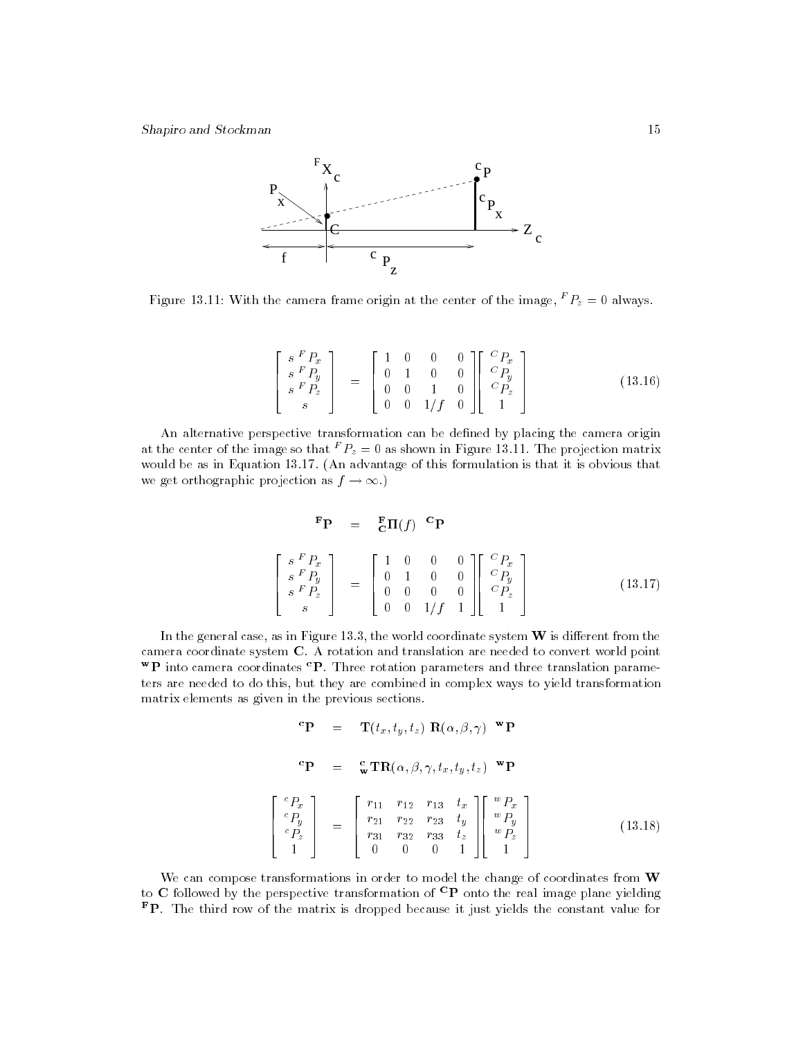Figure 13.11: With the camera frame origin at the center of the image, ${}^F P_z = 0$ always.

$$
\begin{bmatrix} s\,{}^F P_x \\ s\,{}^F P_y \\ s\,{}^F P_z \\ s \end{bmatrix} = \begin{bmatrix} 1 & 0 & 0 & 0 \\ 0 & 1 & 0 & 0 \\ 0 & 0 & 1 & 0 \\ 0 & 0 & 1/f & 0 \end{bmatrix} \begin{bmatrix} {}^C P_x \\ {}^C P_y \\ {}^C P_z \\ 1 \end{bmatrix} \tag{13.16}
$$

An alternative perspective transformation can be defined by placing the camera origin at the center of the image so that ${}^F P_z = 0$ as shown in Figure 13.11. The projection matrix would be as in Equation 13.17. (An advantage of this formulation is that it is obvious that we get orthographic projection as $f \rightarrow \infty$.)

$$
\begin{aligned}
{}^{\mathbf{F}}\mathbf{P} &= {}^{\mathbf{F}}_{\mathbf{C}}\mathbf{\Pi}(f)\ {}^{\mathbf{C}}\mathbf{P} \\
\begin{bmatrix} s\,{}^F P_x \\ s\,{}^F P_y \\ s\,{}^F P_z \\ s \end{bmatrix} &= \begin{bmatrix} 1 & 0 & 0 & 0 \\ 0 & 1 & 0 & 0 \\ 0 & 0 & 0 & 0 \\ 0 & 0 & 1/f & 1 \end{bmatrix} \begin{bmatrix} {}^C P_x \\ {}^C P_y \\ {}^C P_z \\ 1 \end{bmatrix}
\end{aligned} \tag{13.17}
$$

In the general case, as in Figure 13.3, the world coordinate system $\mathbf{W}$ is different from the camera coordinate system $\mathbf{C}$. A rotation and translation are needed to convert world point ${}^{\mathbf{w}}\mathbf{P}$ into camera coordinates ${}^{\mathbf{c}}\mathbf{P}$. Three rotation parameters and three translation parameters are needed to do this, but they are combined in complex ways to yield transformation matrix elements as given in the previous sections.

$$
\begin{aligned}
{}^{\mathbf{c}}\mathbf{P} &= \mathbf{T}(t_x, t_y, t_z)\ \mathbf{R}(\alpha, \beta, \gamma)\ \ {}^{\mathbf{w}}\mathbf{P} \\
{}^{\mathbf{c}}\mathbf{P} &= {}^{\mathbf{c}}_{\mathbf{w}}\mathbf{TR}(\alpha, \beta, \gamma, t_x, t_y, t_z)\ \ {}^{\mathbf{w}}\mathbf{P} \\
\begin{bmatrix} {}^c P_x \\ {}^c P_y \\ {}^c P_z \\ 1 \end{bmatrix} &= \begin{bmatrix} r_{11} & r_{12} & r_{13} & t_x \\ r_{21} & r_{22} & r_{23} & t_y \\ r_{31} & r_{32} & r_{33} & t_z \\ 0 & 0 & 0 & 1 \end{bmatrix} \begin{bmatrix} {}^w P_x \\ {}^w P_y \\ {}^w P_z \\ 1 \end{bmatrix}
\end{aligned} \tag{13.18}
$$

We can compose transformations in order to model the change of coordinates from $\mathbf{W}$ to $\mathbf{C}$ followed by the perspective transformation of ${}^{\mathbf{C}}\mathbf{P}$ onto the real image plane yielding ${}^{\mathbf{F}}\mathbf{P}$. The third row of the matrix is dropped because it just yields the constant value for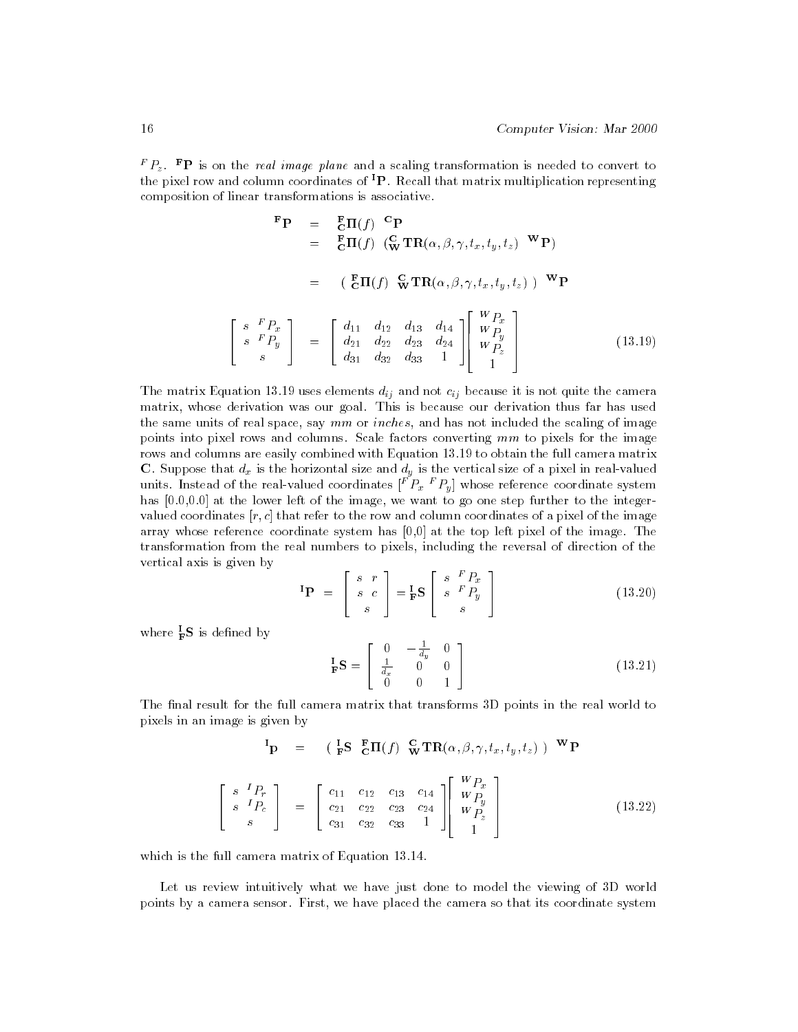${}^F P_z$. $\mathbf{^F P}$ is on the *real image plane* and a scaling transformation is needed to convert to the pixel row and column coordinates of $\mathbf{^I P}$. Recall that matrix multiplication representing composition of linear transformations is associative.

$$
\begin{aligned}
\mathbf{^F P} &= {}^{\mathbf{F}}_{\mathbf{C}}\mathbf{\Pi}(f) \;\; \mathbf{^C P} \\
&= {}^{\mathbf{F}}_{\mathbf{C}}\mathbf{\Pi}(f) \;\; ({}^{\mathbf{C}}_{\mathbf{W}}\mathbf{TR}(\alpha, \beta, \gamma, t_x, t_y, t_z) \;\; \mathbf{^W P}) \\
&= (\; {}^{\mathbf{F}}_{\mathbf{C}}\mathbf{\Pi}(f) \;\; {}^{\mathbf{C}}_{\mathbf{W}}\mathbf{TR}(\alpha, \beta, \gamma, t_x, t_y, t_z) \;) \;\; \mathbf{^W P}
\end{aligned}
$$

$$
\begin{bmatrix} s \;\; {}^F P_x \\ s \;\; {}^F P_y \\ s \end{bmatrix} = \begin{bmatrix} d_{11} & d_{12} & d_{13} & d_{14} \\ d_{21} & d_{22} & d_{23} & d_{24} \\ d_{31} & d_{32} & d_{33} & 1 \end{bmatrix} \begin{bmatrix} {}^W P_x \\ {}^W P_y \\ {}^W P_z \\ 1 \end{bmatrix} \tag{13.19}
$$

The matrix Equation 13.19 uses elements $d_{ij}$ and not $c_{ij}$ because it is not quite the camera matrix, whose derivation was our goal. This is because our derivation thus far has used the same units of real space, say *mm* or *inches*, and has not included the scaling of image points into pixel rows and columns. Scale factors converting *mm* to pixels for the image rows and columns are easily combined with Equation 13.19 to obtain the full camera matrix $\mathbf{C}$. Suppose that $d_x$ is the horizontal size and $d_y$ is the vertical size of a pixel in real-valued units. Instead of the real-valued coordinates $[{}^F P_x \; {}^F P_y]$ whose reference coordinate system has [0.0,0.0] at the lower left of the image, we want to go one step further to the integer-valued coordinates $[r, c]$ that refer to the row and column coordinates of a pixel of the image array whose reference coordinate system has [0,0] at the top left pixel of the image. The transformation from the real numbers to pixels, including the reversal of direction of the vertical axis is given by

$$
\mathbf{^I P} = \begin{bmatrix} s \;\; r \\ s \;\; c \\ s \end{bmatrix} = {}^{\mathbf{I}}_{\mathbf{F}}\mathbf{S} \begin{bmatrix} s \;\; {}^F P_x \\ s \;\; {}^F P_y \\ s \end{bmatrix} \tag{13.20}
$$

where ${}^{\mathbf{I}}_{\mathbf{F}}\mathbf{S}$ is defined by

$$
{}^{\mathbf{I}}_{\mathbf{F}}\mathbf{S} = \begin{bmatrix} 0 & -\frac{1}{d_y} & 0 \\ \frac{1}{d_x} & 0 & 0 \\ 0 & 0 & 1 \end{bmatrix} \tag{13.21}
$$

The final result for the full camera matrix that transforms 3D points in the real world to pixels in an image is given by

$$
\mathbf{^I P} = (\; {}^{\mathbf{I}}_{\mathbf{F}}\mathbf{S} \;\; {}^{\mathbf{F}}_{\mathbf{C}}\mathbf{\Pi}(f) \;\; {}^{\mathbf{C}}_{\mathbf{W}}\mathbf{TR}(\alpha, \beta, \gamma, t_x, t_y, t_z) \;) \;\; \mathbf{^W P}
$$

$$
\begin{bmatrix} s \;\; {}^I P_r \\ s \;\; {}^I P_c \\ s \end{bmatrix} = \begin{bmatrix} c_{11} & c_{12} & c_{13} & c_{14} \\ c_{21} & c_{22} & c_{23} & c_{24} \\ c_{31} & c_{32} & c_{33} & 1 \end{bmatrix} \begin{bmatrix} {}^W P_x \\ {}^W P_y \\ {}^W P_z \\ 1 \end{bmatrix} \tag{13.22}
$$

which is the full camera matrix of Equation 13.14.

Let us review intuitively what we have just done to model the viewing of 3D world points by a camera sensor. First, we have placed the camera so that its coordinate system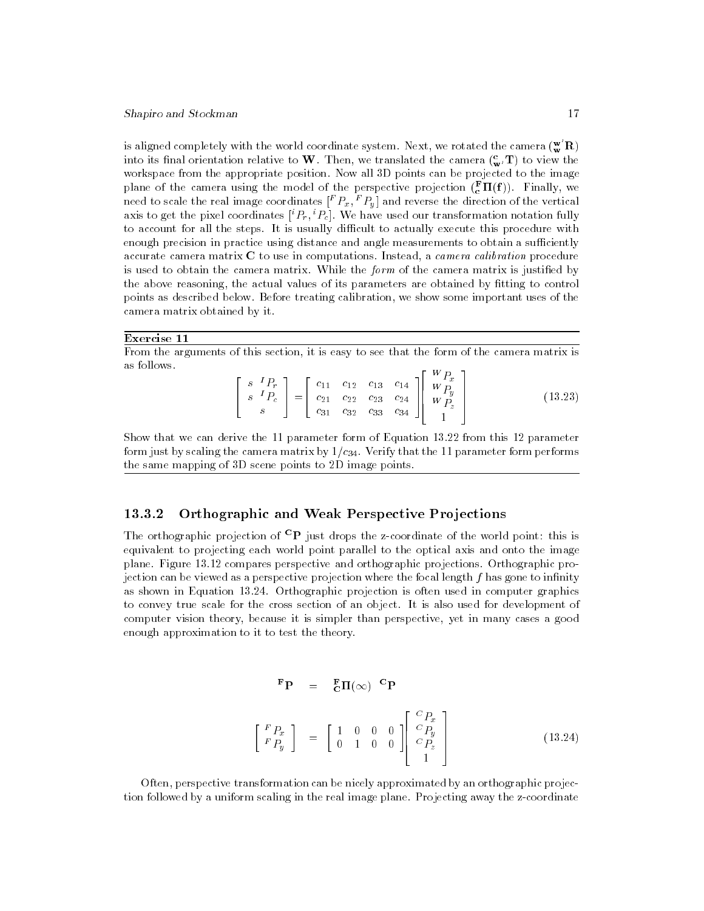is aligned completely with the world coordinate system. Next, we rotated the camera (${}^{\mathbf{w}'}_{\mathbf{w}}\mathbf{R}$) into its final orientation relative to $\mathbf{W}$. Then, we translated the camera (${}^{\mathbf{c}}_{\mathbf{w}'}\mathbf{T}$) to view the workspace from the appropriate position. Now all 3D points can be projected to the image plane of the camera using the model of the perspective projection (${}^{\mathbf{F}}_{\mathbf{c}}\mathbf{\Pi}(\mathbf{f})$). Finally, we need to scale the real image coordinates $[{}^{F}P_x, {}^{F}P_y]$ and reverse the direction of the vertical axis to get the pixel coordinates $[{}^{i}P_r, {}^{i}P_c]$. We have used our transformation notation fully to account for all the steps. It is usually difficult to actually execute this procedure with enough precision in practice using distance and angle measurements to obtain a sufficiently accurate camera matrix $\mathbf{C}$ to use in computations. Instead, a *camera calibration* procedure is used to obtain the camera matrix. While the *form* of the camera matrix is justified by the above reasoning, the actual values of its parameters are obtained by fitting to control points as described below. Before treating calibration, we show some important uses of the camera matrix obtained by it.

---

**Exercise 11**

From the arguments of this section, it is easy to see that the form of the camera matrix is as follows.

$$
\begin{bmatrix} s\ {}^{I}P_r \\ s\ {}^{I}P_c \\ s \end{bmatrix} = \begin{bmatrix} c_{11} & c_{12} & c_{13} & c_{14} \\ c_{21} & c_{22} & c_{23} & c_{24} \\ c_{31} & c_{32} & c_{33} & c_{34} \end{bmatrix} \begin{bmatrix} {}^{W}P_x \\ {}^{W}P_y \\ {}^{W}P_z \\ 1 \end{bmatrix} \tag{13.23}
$$

Show that we can derive the 11 parameter form of Equation 13.22 from this 12 parameter form just by scaling the camera matrix by $1/c_{34}$. Verify that the 11 parameter form performs the same mapping of 3D scene points to 2D image points.

---

### 13.3.2 Orthographic and Weak Perspective Projections

The orthographic projection of ${}^{\mathbf{C}}\mathbf{P}$ just drops the z-coordinate of the world point: this is equivalent to projecting each world point parallel to the optical axis and onto the image plane. Figure 13.12 compares perspective and orthographic projections. Orthographic projection can be viewed as a perspective projection where the focal length $f$ has gone to infinity as shown in Equation 13.24. Orthographic projection is often used in computer graphics to convey true scale for the cross section of an object. It is also used for development of computer vision theory, because it is simpler than perspective, yet in many cases a good enough approximation to it to test the theory.

$$
\begin{aligned}
{}^{\mathbf{F}}\mathbf{P} &= {}^{\mathbf{F}}_{\mathbf{C}}\mathbf{\Pi}(\infty)\ {}^{\mathbf{C}}\mathbf{P} \\
\begin{bmatrix} {}^{F}P_x \\ {}^{F}P_y \end{bmatrix} &= \begin{bmatrix} 1 & 0 & 0 & 0 \\ 0 & 1 & 0 & 0 \end{bmatrix} \begin{bmatrix} {}^{C}P_x \\ {}^{C}P_y \\ {}^{C}P_z \\ 1 \end{bmatrix}
\end{aligned} \tag{13.24}
$$

Often, perspective transformation can be nicely approximated by an orthographic projection followed by a uniform scaling in the real image plane. Projecting away the z-coordinate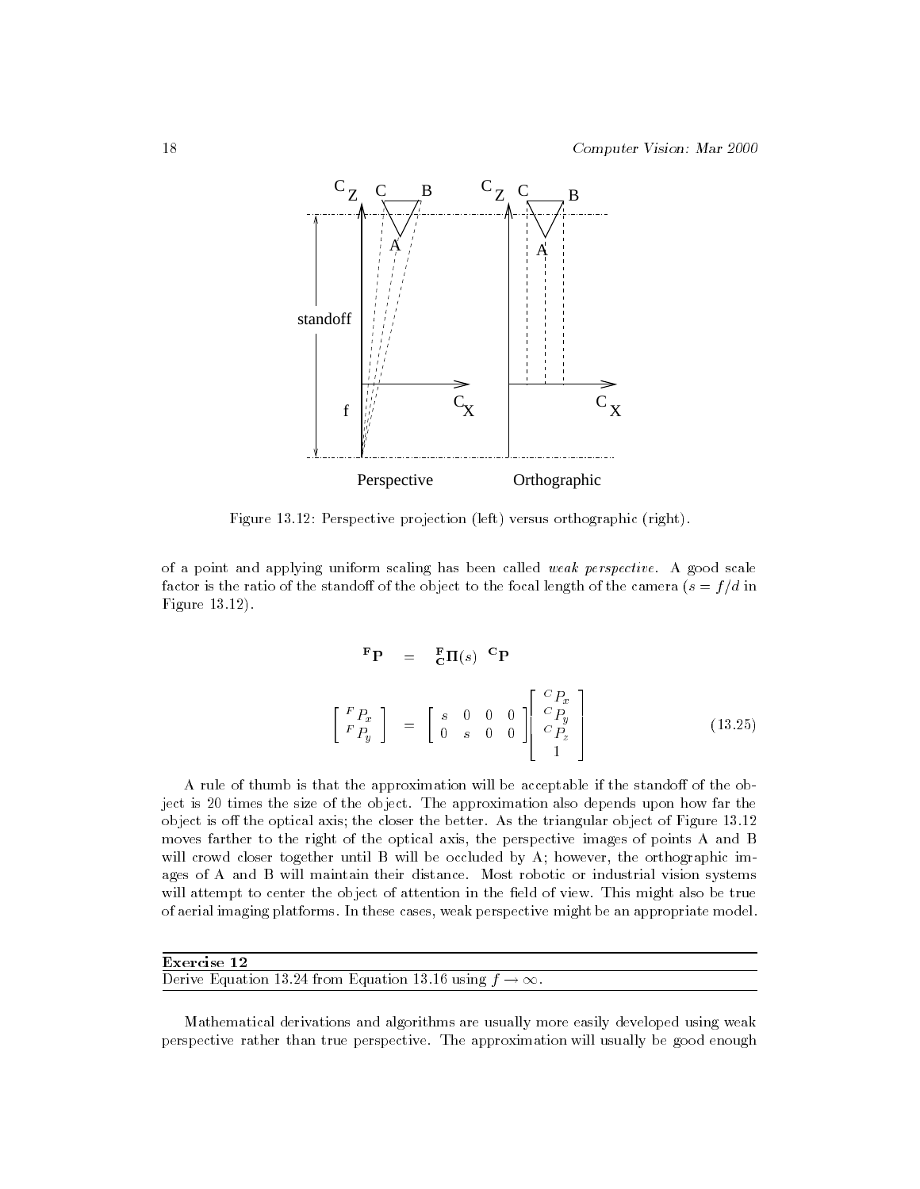Figure 13.12: Perspective projection (left) versus orthographic (right).

of a point and applying uniform scaling has been called *weak perspective*. A good scale factor is the ratio of the standoff of the object to the focal length of the camera ($s = f/d$ in Figure 13.12).

$$
\begin{aligned}
{}^{\mathbf{F}}\mathbf{P} &= {}^{\mathbf{F}}_{\mathbf{C}}\mathbf{\Pi}(s) \;\; {}^{\mathbf{C}}\mathbf{P} \\
\begin{bmatrix} {}^{F}P_x \\ {}^{F}P_y \end{bmatrix} &= \begin{bmatrix} s & 0 & 0 & 0 \\ 0 & s & 0 & 0 \end{bmatrix} \begin{bmatrix} {}^{C}P_x \\ {}^{C}P_y \\ {}^{C}P_z \\ 1 \end{bmatrix}
\end{aligned}
\tag{13.25}
$$

A rule of thumb is that the approximation will be acceptable if the standoff of the object is 20 times the size of the object. The approximation also depends upon how far the object is off the optical axis; the closer the better. As the triangular object of Figure 13.12 moves farther to the right of the optical axis, the perspective images of points A and B will crowd closer together until B will be occluded by A; however, the orthographic images of A and B will maintain their distance. Most robotic or industrial vision systems will attempt to center the object of attention in the field of view. This might also be true of aerial imaging platforms. In these cases, weak perspective might be an appropriate model.

---

**Exercise 12**

Derive Equation 13.24 from Equation 13.16 using $f \rightarrow \infty$.

---

Mathematical derivations and algorithms are usually more easily developed using weak perspective rather than true perspective. The approximation will usually be good enough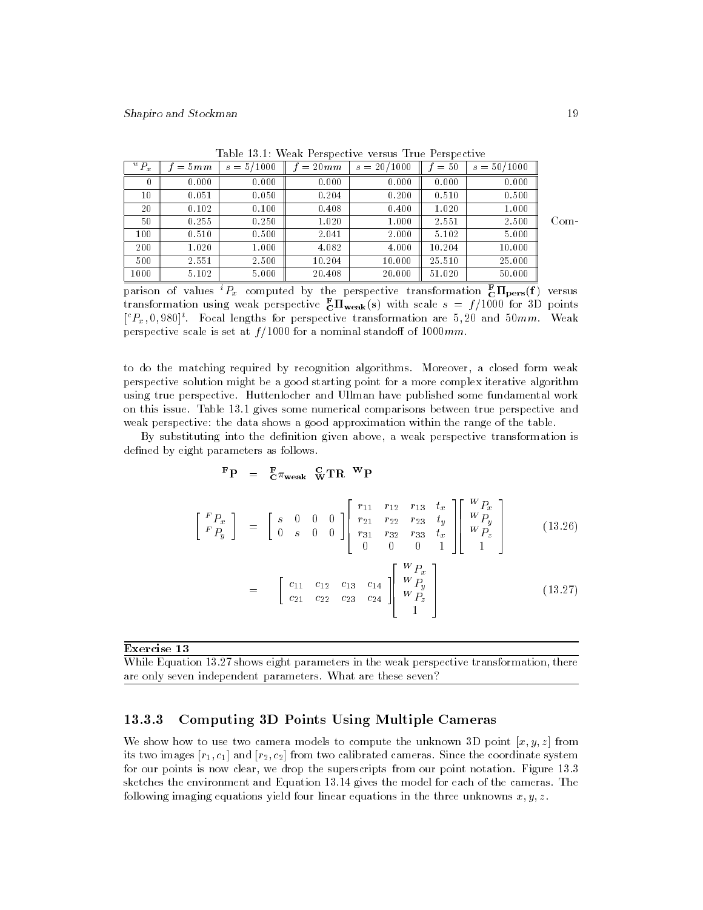Table 13.1: Weak Perspective versus True Perspective

| ${}^wP_x$ | $f = 5mm$ | $s = 5/1000$ | $f = 20mm$ | $s = 20/1000$ | $f = 50$ | $s = 50/1000$ |
|---|---|---|---|---|---|---|
| 0 | 0.000 | 0.000 | 0.000 | 0.000 | 0.000 | 0.000 |
| 10 | 0.051 | 0.050 | 0.204 | 0.200 | 0.510 | 0.500 |
| 20 | 0.102 | 0.100 | 0.408 | 0.400 | 1.020 | 1.000 |
| 50 | 0.255 | 0.250 | 1.020 | 1.000 | 2.551 | 2.500 |
| 100 | 0.510 | 0.500 | 2.041 | 2.000 | 5.102 | 5.000 |
| 200 | 1.020 | 1.000 | 4.082 | 4.000 | 10.204 | 10.000 |
| 500 | 2.551 | 2.500 | 10.204 | 10.000 | 25.510 | 25.000 |
| 1000 | 5.102 | 5.000 | 20.408 | 20.000 | 51.020 | 50.000 |

Comparison of values ${}^iP_x$ computed by the perspective transformation ${}^{\mathbf{F}}_{\mathbf{C}}\mathbf{\Pi_{pers}(f)}$ versus transformation using weak perspective ${}^{\mathbf{F}}_{\mathbf{C}}\mathbf{\Pi_{weak}}(s)$ with scale $s = f/1000$ for 3D points $[{}^cP_x, 0, 980]^t$. Focal lengths for perspective transformation are $5, 20$ and $50mm$. Weak perspective scale is set at $f/1000$ for a nominal standoff of $1000mm$.

to do the matching required by recognition algorithms. Moreover, a closed form weak perspective solution might be a good starting point for a more complex iterative algorithm using true perspective. Huttenlocher and Ullman have published some fundamental work on this issue. Table 13.1 gives some numerical comparisons between true perspective and weak perspective: the data shows a good approximation within the range of the table.

By substituting into the definition given above, a weak perspective transformation is defined by eight parameters as follows.

$$
\mathbf{{}^FP} = {}^{\mathbf{F}}_{\mathbf{C}}\pi_{\mathbf{weak}} \; {}^{\mathbf{C}}_{\mathbf{W}}\mathbf{TR} \; \mathbf{{}^WP}
$$

$$
\begin{bmatrix} {}^FP_x \\ {}^FP_y \end{bmatrix} = \begin{bmatrix} s & 0 & 0 & 0 \\ 0 & s & 0 & 0 \end{bmatrix} \begin{bmatrix} r_{11} & r_{12} & r_{13} & t_x \\ r_{21} & r_{22} & r_{23} & t_y \\ r_{31} & r_{32} & r_{33} & t_x \\ 0 & 0 & 0 & 1 \end{bmatrix} \begin{bmatrix} {}^WP_x \\ {}^WP_y \\ {}^WP_z \\ 1 \end{bmatrix} \tag{13.26}
$$

$$
= \begin{bmatrix} c_{11} & c_{12} & c_{13} & c_{14} \\ c_{21} & c_{22} & c_{23} & c_{24} \end{bmatrix} \begin{bmatrix} {}^WP_x \\ {}^WP_y \\ {}^WP_z \\ 1 \end{bmatrix} \tag{13.27}
$$

**Exercise 13**

While Equation 13.27 shows eight parameters in the weak perspective transformation, there are only seven independent parameters. What are these seven?

### 13.3.3 Computing 3D Points Using Multiple Cameras

We show how to use two camera models to compute the unknown 3D point $[x, y, z]$ from its two images $[r_1, c_1]$ and $[r_2, c_2]$ from two calibrated cameras. Since the coordinate system for our points is now clear, we drop the superscripts from our point notation. Figure 13.3 sketches the environment and Equation 13.14 gives the model for each of the cameras. The following imaging equations yield four linear equations in the three unknowns $x, y, z$.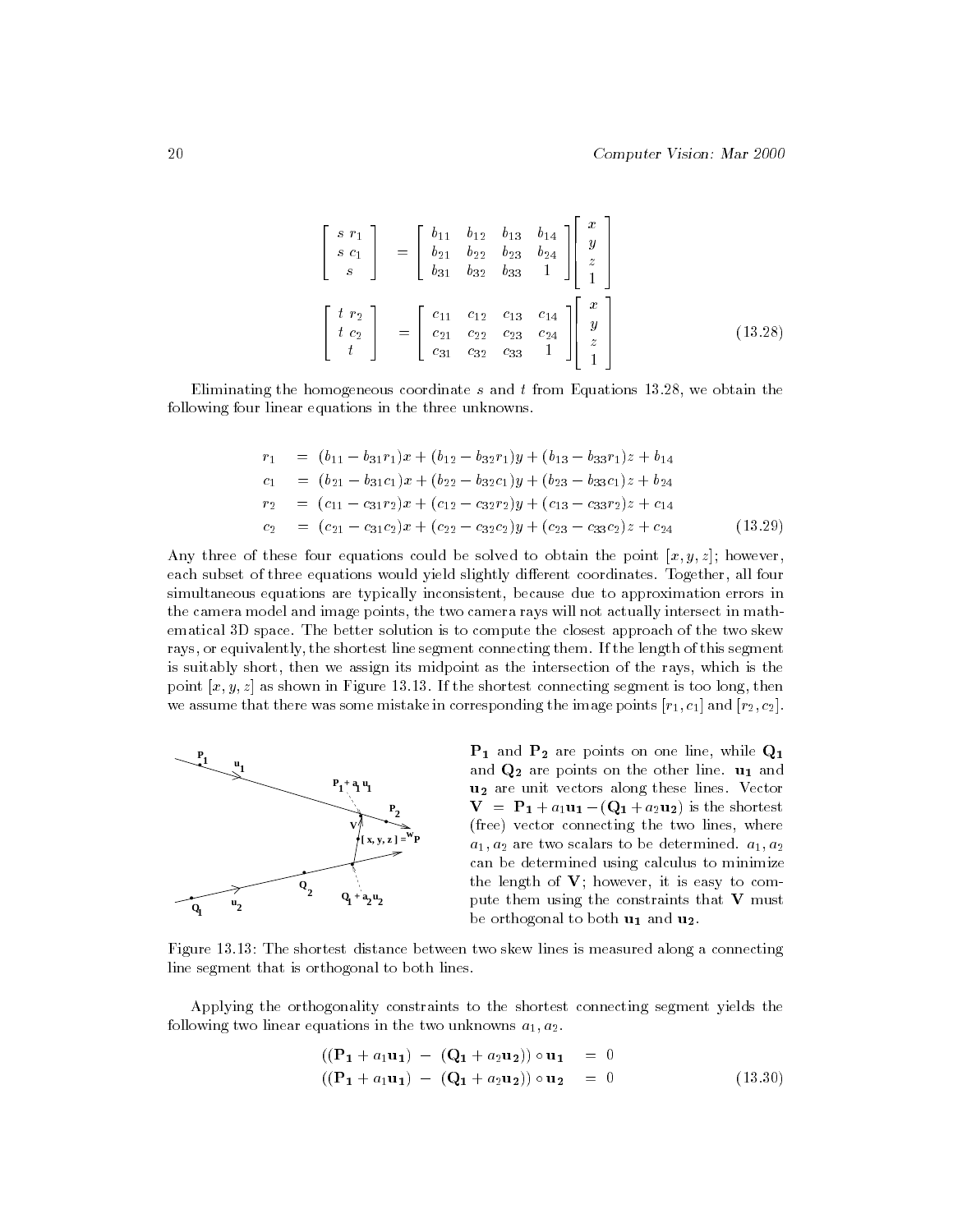$$
\begin{bmatrix} s\ r_1 \\ s\ c_1 \\ s \end{bmatrix} = \begin{bmatrix} b_{11} & b_{12} & b_{13} & b_{14} \\ b_{21} & b_{22} & b_{23} & b_{24} \\ b_{31} & b_{32} & b_{33} & 1 \end{bmatrix} \begin{bmatrix} x \\ y \\ z \\ 1 \end{bmatrix}
$$

$$
\begin{bmatrix} t\ r_2 \\ t\ c_2 \\ t \end{bmatrix} = \begin{bmatrix} c_{11} & c_{12} & c_{13} & c_{14} \\ c_{21} & c_{22} & c_{23} & c_{24} \\ c_{31} & c_{32} & c_{33} & 1 \end{bmatrix} \begin{bmatrix} x \\ y \\ z \\ 1 \end{bmatrix} \tag{13.28}
$$

Eliminating the homogeneous coordinate $s$ and $t$ from Equations 13.28, we obtain the following four linear equations in the three unknowns.

$$
\begin{aligned}
r_1 &= (b_{11} - b_{31}r_1)x + (b_{12} - b_{32}r_1)y + (b_{13} - b_{33}r_1)z + b_{14} \\
c_1 &= (b_{21} - b_{31}c_1)x + (b_{22} - b_{32}c_1)y + (b_{23} - b_{33}c_1)z + b_{24} \\
r_2 &= (c_{11} - c_{31}r_2)x + (c_{12} - c_{32}r_2)y + (c_{13} - c_{33}r_2)z + c_{14} \\
c_2 &= (c_{21} - c_{31}c_2)x + (c_{22} - c_{32}c_2)y + (c_{23} - c_{33}c_2)z + c_{24}
\end{aligned} \tag{13.29}
$$

Any three of these four equations could be solved to obtain the point $[x, y, z]$; however, each subset of three equations would yield slightly different coordinates. Together, all four simultaneous equations are typically inconsistent, because due to approximation errors in the camera model and image points, the two camera rays will not actually intersect in mathematical 3D space. The better solution is to compute the closest approach of the two skew rays, or equivalently, the shortest line segment connecting them. If the length of this segment is suitably short, then we assign its midpoint as the intersection of the rays, which is the point $[x, y, z]$ as shown in Figure 13.13. If the shortest connecting segment is too long, then we assume that there was some mistake in corresponding the image points $[r_1, c_1]$ and $[r_2, c_2]$.

$\mathbf{P_1}$ and $\mathbf{P_2}$ are points on one line, while $\mathbf{Q_1}$ and $\mathbf{Q_2}$ are points on the other line. $\mathbf{u_1}$ and $\mathbf{u_2}$ are unit vectors along these lines. Vector $\mathbf{V} = \mathbf{P_1} + a_1\mathbf{u_1} - (\mathbf{Q_1} + a_2\mathbf{u_2})$ is the shortest (free) vector connecting the two lines, where $a_1, a_2$ are two scalars to be determined. $a_1, a_2$ can be determined using calculus to minimize the length of $\mathbf{V}$; however, it is easy to compute them using the constraints that $\mathbf{V}$ must be orthogonal to both $\mathbf{u_1}$ and $\mathbf{u_2}$.

Figure 13.13: The shortest distance between two skew lines is measured along a connecting line segment that is orthogonal to both lines.

Applying the orthogonality constraints to the shortest connecting segment yields the following two linear equations in the two unknowns $a_1, a_2$.

$$
\begin{aligned}
((\mathbf{P_1} + a_1\mathbf{u_1}) - (\mathbf{Q_1} + a_2\mathbf{u_2})) \circ \mathbf{u_1} &= 0 \\
((\mathbf{P_1} + a_1\mathbf{u_1}) - (\mathbf{Q_1} + a_2\mathbf{u_2})) \circ \mathbf{u_2} &= 0
\end{aligned} \tag{13.30}
$$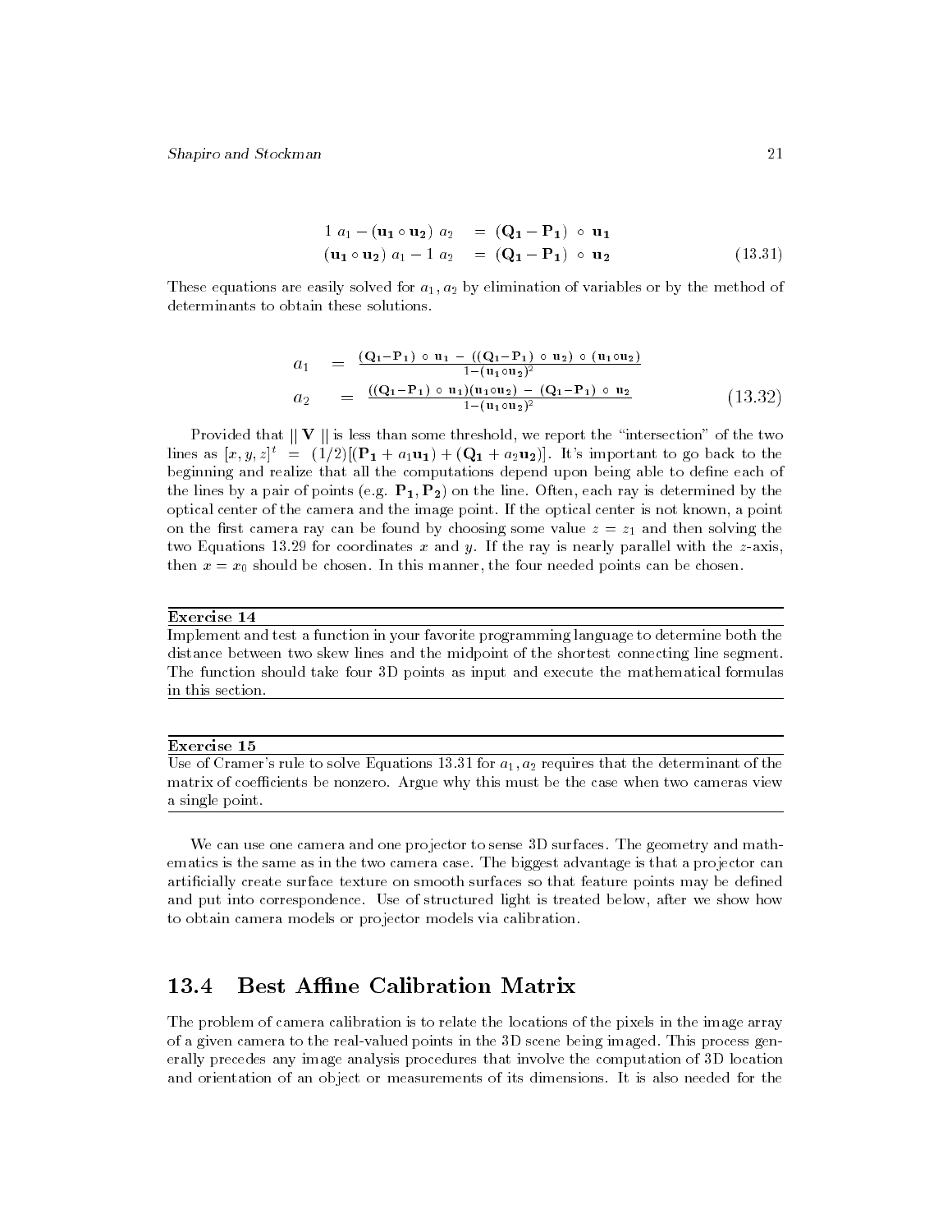$$
\begin{aligned}
1\ a_1 - (\mathbf{u_1} \circ \mathbf{u_2})\ a_2 &= (\mathbf{Q_1} - \mathbf{P_1})\ \circ\ \mathbf{u_1} \\
(\mathbf{u_1} \circ \mathbf{u_2})\ a_1 - 1\ a_2 &= (\mathbf{Q_1} - \mathbf{P_1})\ \circ\ \mathbf{u_2}
\end{aligned} \tag{13.31}
$$

These equations are easily solved for $a_1, a_2$ by elimination of variables or by the method of determinants to obtain these solutions.

$$
\begin{aligned}
a_1 &= \frac{(\mathbf{Q_1}-\mathbf{P_1})\ \circ\ \mathbf{u_1}\ -\ ((\mathbf{Q_1}-\mathbf{P_1})\ \circ\ \mathbf{u_2})\ \circ\ (\mathbf{u_1} \circ \mathbf{u_2})}{1-(\mathbf{u_1} \circ \mathbf{u_2})^2} \\
a_2 &= \frac{((\mathbf{Q_1}-\mathbf{P_1})\ \circ\ \mathbf{u_1})(\mathbf{u_1} \circ \mathbf{u_2})\ -\ (\mathbf{Q_1}-\mathbf{P_1})\ \circ\ \mathbf{u_2}}{1-(\mathbf{u_1} \circ \mathbf{u_2})^2}
\end{aligned} \tag{13.32}
$$

Provided that $\| \mathbf{V} \|$ is less than some threshold, we report the "intersection" of the two lines as $[x, y, z]^t = (1/2)[(\mathbf{P_1} + a_1\mathbf{u_1}) + (\mathbf{Q_1} + a_2\mathbf{u_2})]$. It's important to go back to the beginning and realize that all the computations depend upon being able to define each of the lines by a pair of points (e.g. $\mathbf{P_1}, \mathbf{P_2}$) on the line. Often, each ray is determined by the optical center of the camera and the image point. If the optical center is not known, a point on the first camera ray can be found by choosing some value $z = z_1$ and then solving the two Equations 13.29 for coordinates $x$ and $y$. If the ray is nearly parallel with the $z$-axis, then $x = x_0$ should be chosen. In this manner, the four needed points can be chosen.

---

**Exercise 14**

Implement and test a function in your favorite programming language to determine both the distance between two skew lines and the midpoint of the shortest connecting line segment. The function should take four 3D points as input and execute the mathematical formulas in this section.

---

**Exercise 15**

Use of Cramer's rule to solve Equations 13.31 for $a_1, a_2$ requires that the determinant of the matrix of coefficients be nonzero. Argue why this must be the case when two cameras view a single point.

---

We can use one camera and one projector to sense 3D surfaces. The geometry and mathematics is the same as in the two camera case. The biggest advantage is that a projector can artificially create surface texture on smooth surfaces so that feature points may be defined and put into correspondence. Use of structured light is treated below, after we show how to obtain camera models or projector models via calibration.

## 13.4 Best Affine Calibration Matrix

The problem of camera calibration is to relate the locations of the pixels in the image array of a given camera to the real-valued points in the 3D scene being imaged. This process generally precedes any image analysis procedures that involve the computation of 3D location and orientation of an object or measurements of its dimensions. It is also needed for the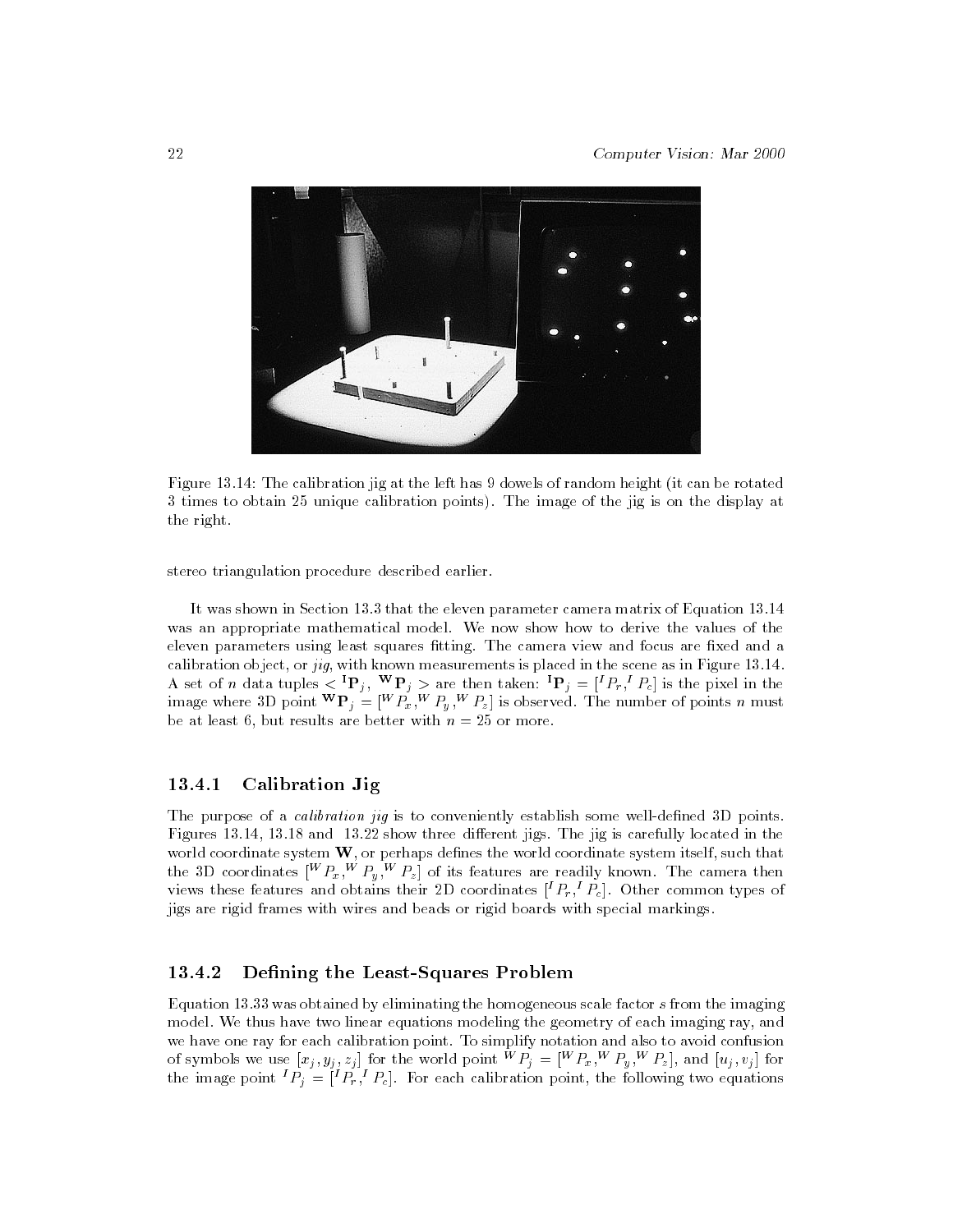Figure 13.14: The calibration jig at the left has 9 dowels of random height (it can be rotated 3 times to obtain 25 unique calibration points). The image of the jig is on the display at the right.

stereo triangulation procedure described earlier.

It was shown in Section 13.3 that the eleven parameter camera matrix of Equation 13.14 was an appropriate mathematical model. We now show how to derive the values of the eleven parameters using least squares fitting. The camera view and focus are fixed and a calibration object, or *jig*, with known measurements is placed in the scene as in Figure 13.14. A set of $n$ data tuples $< {}^{\mathbf{I}}\mathbf{P}_j, {}^{\mathbf{W}}\mathbf{P}_j >$ are then taken: ${}^{\mathbf{I}}\mathbf{P}_j = [{}^I P_r, {}^I P_c]$ is the pixel in the image where 3D point ${}^{\mathbf{W}}\mathbf{P}_j = [{}^W P_x, {}^W P_y, {}^W P_z]$ is observed. The number of points $n$ must be at least 6, but results are better with $n = 25$ or more.

### 13.4.1 Calibration Jig

The purpose of a *calibration jig* is to conveniently establish some well-defined 3D points. Figures 13.14, 13.18 and 13.22 show three different jigs. The jig is carefully located in the world coordinate system $\mathbf{W}$, or perhaps defines the world coordinate system itself, such that the 3D coordinates $[{}^W P_x, {}^W P_y, {}^W P_z]$ of its features are readily known. The camera then views these features and obtains their 2D coordinates $[{}^I P_r, {}^I P_c]$. Other common types of jigs are rigid frames with wires and beads or rigid boards with special markings.

### 13.4.2 Defining the Least-Squares Problem

Equation 13.33 was obtained by eliminating the homogeneous scale factor $s$ from the imaging model. We thus have two linear equations modeling the geometry of each imaging ray, and we have one ray for each calibration point. To simplify notation and also to avoid confusion of symbols we use $[x_j, y_j, z_j]$ for the world point ${}^W P_j = [{}^W P_x, {}^W P_y, {}^W P_z]$, and $[u_j, v_j]$ for the image point ${}^I P_j = [{}^I P_r, {}^I P_c]$. For each calibration point, the following two equations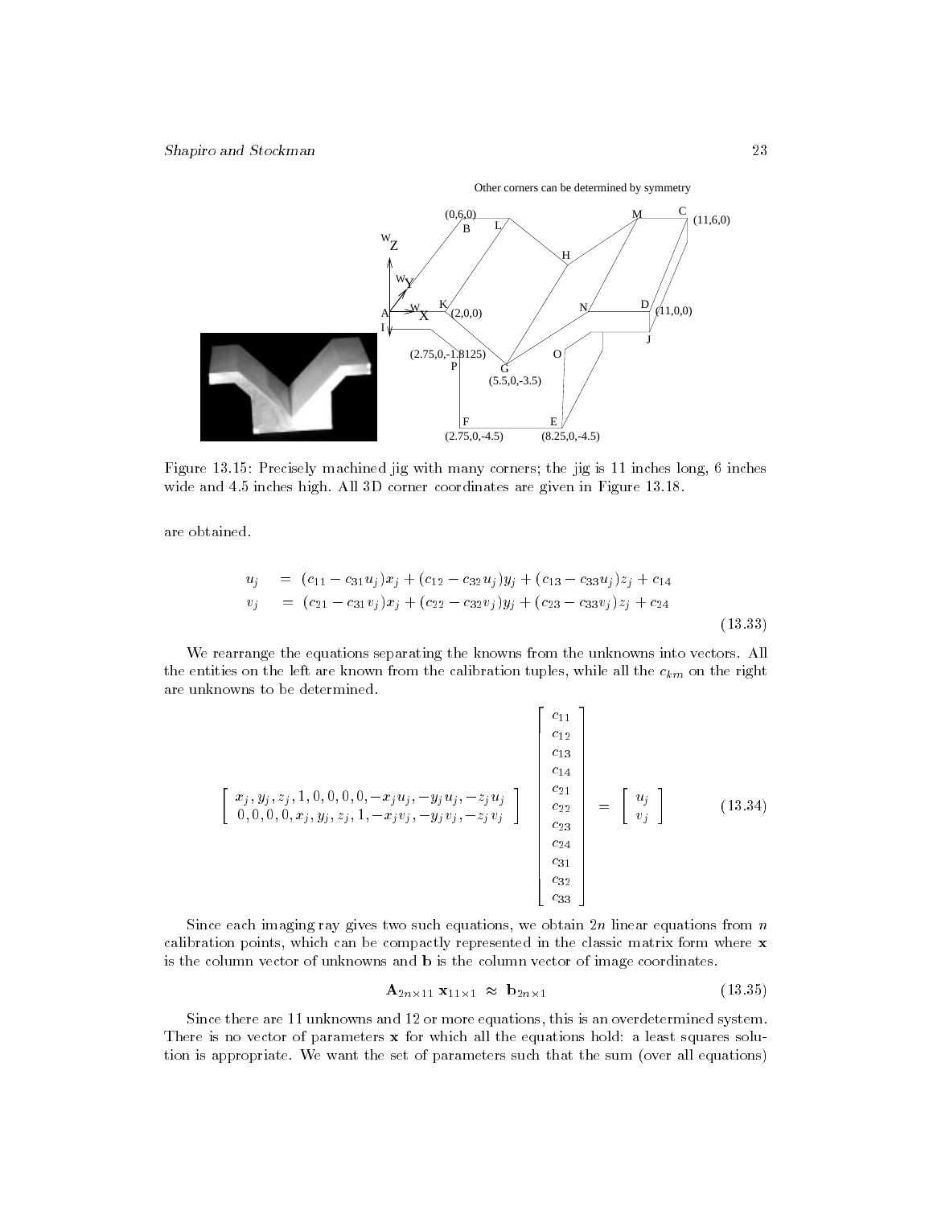Figure 13.15: Precisely machined jig with many corners; the jig is 11 inches long, 6 inches wide and 4.5 inches high. All 3D corner coordinates are given in Figure 13.18.

are obtained.

$$
\begin{aligned}
u_j &= (c_{11} - c_{31}u_j)x_j + (c_{12} - c_{32}u_j)y_j + (c_{13} - c_{33}u_j)z_j + c_{14} \\
v_j &= (c_{21} - c_{31}v_j)x_j + (c_{22} - c_{32}v_j)y_j + (c_{23} - c_{33}v_j)z_j + c_{24}
\end{aligned}
\tag{13.33}
$$

We rearrange the equations separating the knowns from the unknowns into vectors. All the entities on the left are known from the calibration tuples, while all the $c_{km}$ on the right are unknowns to be determined.

$$
\left[ \begin{array}{c} x_j, y_j, z_j, 1, 0, 0, 0, 0, -x_ju_j, -y_ju_j, -z_ju_j \\ 0, 0, 0, 0, x_j, y_j, z_j, 1, -x_jv_j, -y_jv_j, -z_jv_j \end{array} \right]
\left[ \begin{array}{c} c_{11} \\ c_{12} \\ c_{13} \\ c_{14} \\ c_{21} \\ c_{22} \\ c_{23} \\ c_{24} \\ c_{31} \\ c_{32} \\ c_{33} \end{array} \right]
= \left[ \begin{array}{c} u_j \\ v_j \end{array} \right]
\tag{13.34}
$$

Since each imaging ray gives two such equations, we obtain $2n$ linear equations from $n$ calibration points, which can be compactly represented in the classic matrix form where $\mathbf{x}$ is the column vector of unknowns and $\mathbf{b}$ is the column vector of image coordinates.

$$
\mathbf{A}_{2n \times 11} \; \mathbf{x}_{11 \times 1} \; \approx \; \mathbf{b}_{2n \times 1}
\tag{13.35}
$$

Since there are 11 unknowns and 12 or more equations, this is an overdetermined system. There is no vector of parameters $\mathbf{x}$ for which all the equations hold: a least squares solution is appropriate. We want the set of parameters such that the sum (over all equations)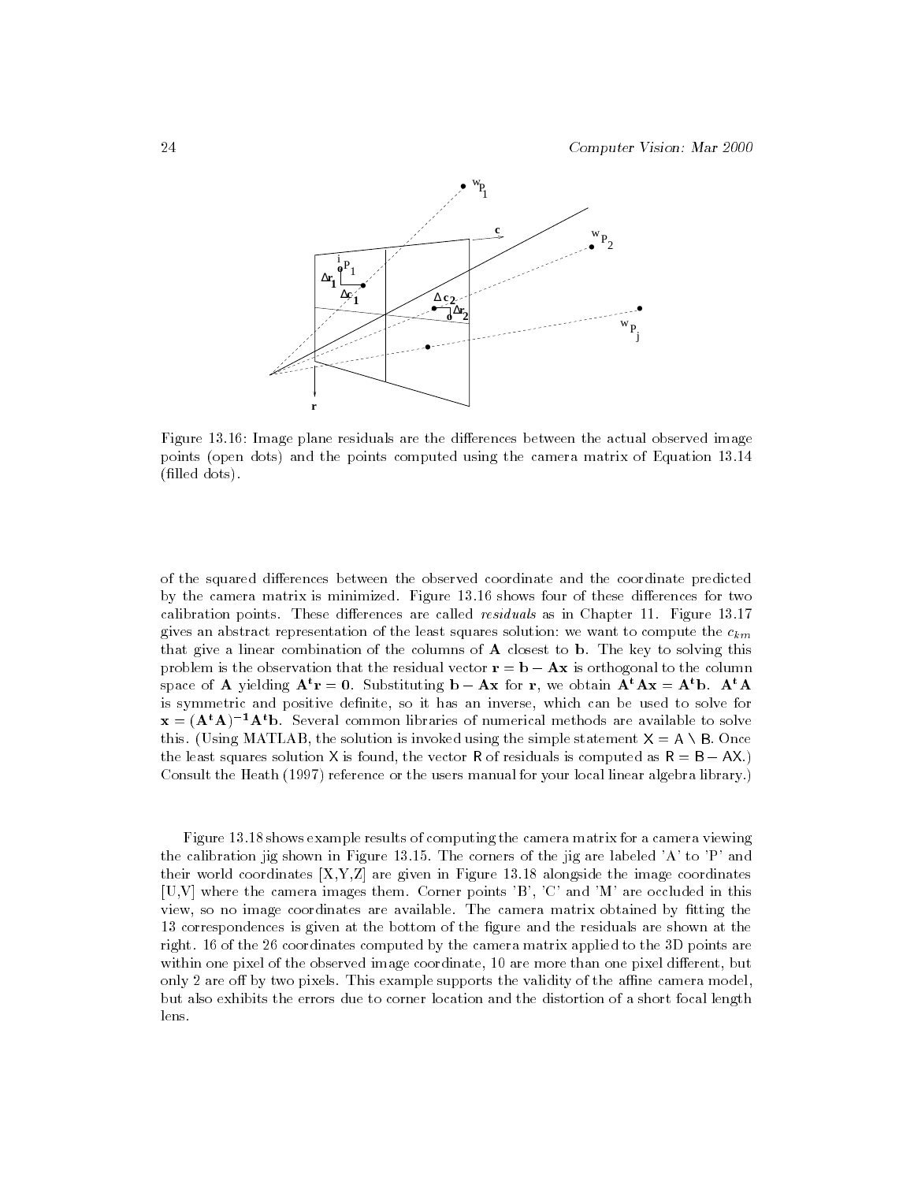Figure 13.16: Image plane residuals are the differences between the actual observed image points (open dots) and the points computed using the camera matrix of Equation 13.14 (filled dots).

of the squared differences between the observed coordinate and the coordinate predicted by the camera matrix is minimized. Figure 13.16 shows four of these differences for two calibration points. These differences are called *residuals* as in Chapter 11. Figure 13.17 gives an abstract representation of the least squares solution: we want to compute the $c_{km}$ that give a linear combination of the columns of $\mathbf{A}$ closest to $\mathbf{b}$. The key to solving this problem is the observation that the residual vector $\mathbf{r} = \mathbf{b} - \mathbf{Ax}$ is orthogonal to the column space of $\mathbf{A}$ yielding $\mathbf{A^t r} = \mathbf{0}$. Substituting $\mathbf{b} - \mathbf{Ax}$ for $\mathbf{r}$, we obtain $\mathbf{A^t Ax} = \mathbf{A^t b}$. $\mathbf{A^t A}$ is symmetric and positive definite, so it has an inverse, which can be used to solve for $\mathbf{x} = (\mathbf{A^t A})^{-1}\mathbf{A^t b}$. Several common libraries of numerical methods are available to solve this. (Using MATLAB, the solution is invoked using the simple statement X = A \ B. Once the least squares solution X is found, the vector R of residuals is computed as R = B − AX.) Consult the Heath (1997) reference or the users manual for your local linear algebra library.)

Figure 13.18 shows example results of computing the camera matrix for a camera viewing the calibration jig shown in Figure 13.15. The corners of the jig are labeled 'A' to 'P' and their world coordinates [X,Y,Z] are given in Figure 13.18 alongside the image coordinates [U,V] where the camera images them. Corner points 'B', 'C' and 'M' are occluded in this view, so no image coordinates are available. The camera matrix obtained by fitting the 13 correspondences is given at the bottom of the figure and the residuals are shown at the right. 16 of the 26 coordinates computed by the camera matrix applied to the 3D points are within one pixel of the observed image coordinate, 10 are more than one pixel different, but only 2 are off by two pixels. This example supports the validity of the affine camera model, but also exhibits the errors due to corner location and the distortion of a short focal length lens.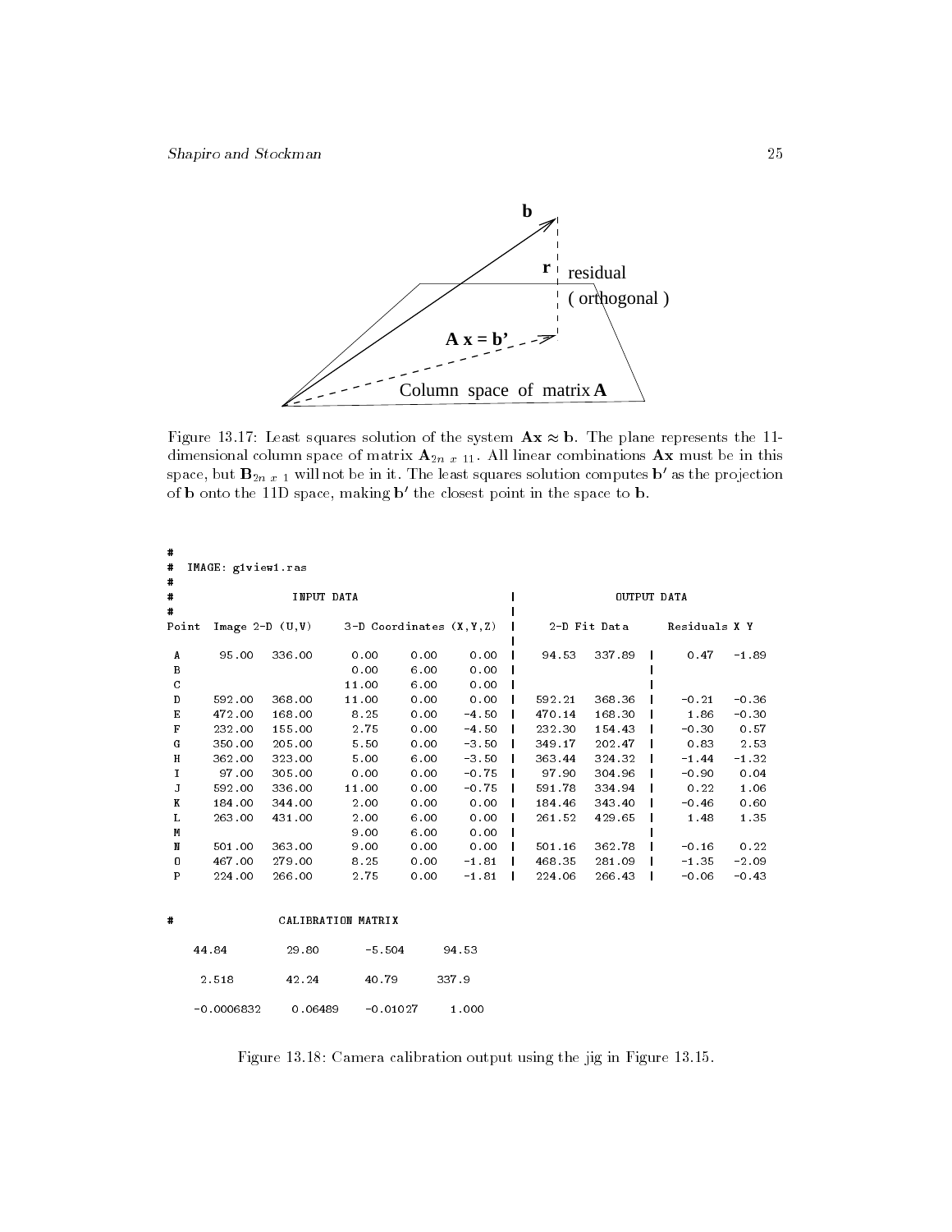Figure 13.17: Least squares solution of the system $\mathbf{Ax} \approx \mathbf{b}$. The plane represents the 11-dimensional column space of matrix $\mathbf{A}_{2n \times 11}$. All linear combinations $\mathbf{Ax}$ must be in this space, but $\mathbf{B}_{2n \times 1}$ will not be in it. The least squares solution computes $\mathbf{b}'$ as the projection of $\mathbf{b}$ onto the 11D space, making $\mathbf{b}'$ the closest point in the space to $\mathbf{b}$.

```
#
#  IMAGE: g1view1.ras
#
#                 INPUT DATA                          |            OUTPUT DATA
#                                                     |
Point  Image 2-D (U,V)     3-D Coordinates (X,Y,Z)    |    2-D Fit Data       Residuals X Y
                                                      |
 A      95.00   336.00      0.00     0.00     0.00    |   94.53   337.89  |     0.47    -1.89
 B                          0.00     6.00     0.00    |                   |
 C                         11.00     6.00     0.00    |                   |
 D     592.00   368.00     11.00     0.00     0.00    |  592.21   368.36  |    -0.21    -0.36
 E     472.00   168.00      8.25     0.00    -4.50    |  470.14   168.30  |     1.86    -0.30
 F     232.00   155.00      2.75     0.00    -4.50    |  232.30   154.43  |    -0.30     0.57
 G     350.00   205.00      5.50     0.00    -3.50    |  349.17   202.47  |     0.83     2.53
 H     362.00   323.00      5.00     6.00    -3.50    |  363.44   324.32  |    -1.44    -1.32
 I      97.00   305.00      0.00     0.00    -0.75    |   97.90   304.96  |    -0.90     0.04
 J     592.00   336.00     11.00     0.00    -0.75    |  591.78   334.94  |     0.22     1.06
 K     184.00   344.00      2.00     0.00     0.00    |  184.46   343.40  |    -0.46     0.60
 L     263.00   431.00      2.00     6.00     0.00    |  261.52   429.65  |     1.48     1.35
 M                          9.00     6.00     0.00    |                   |
 N     501.00   363.00      9.00     0.00     0.00    |  501.16   362.78  |    -0.16     0.22
 O     467.00   279.00      8.25     0.00    -1.81    |  468.35   281.09  |    -1.35    -2.09
 P     224.00   266.00      2.75     0.00    -1.81    |  224.06   266.43  |    -0.06    -0.43


#               CALIBRATION MATRIX

    44.84          29.80       -5.504      94.53

     2.518         42.24       40.79      337.9

    -0.0006832     0.06489    -0.01027     1.000
```

Figure 13.18: Camera calibration output using the jig in Figure 13.15.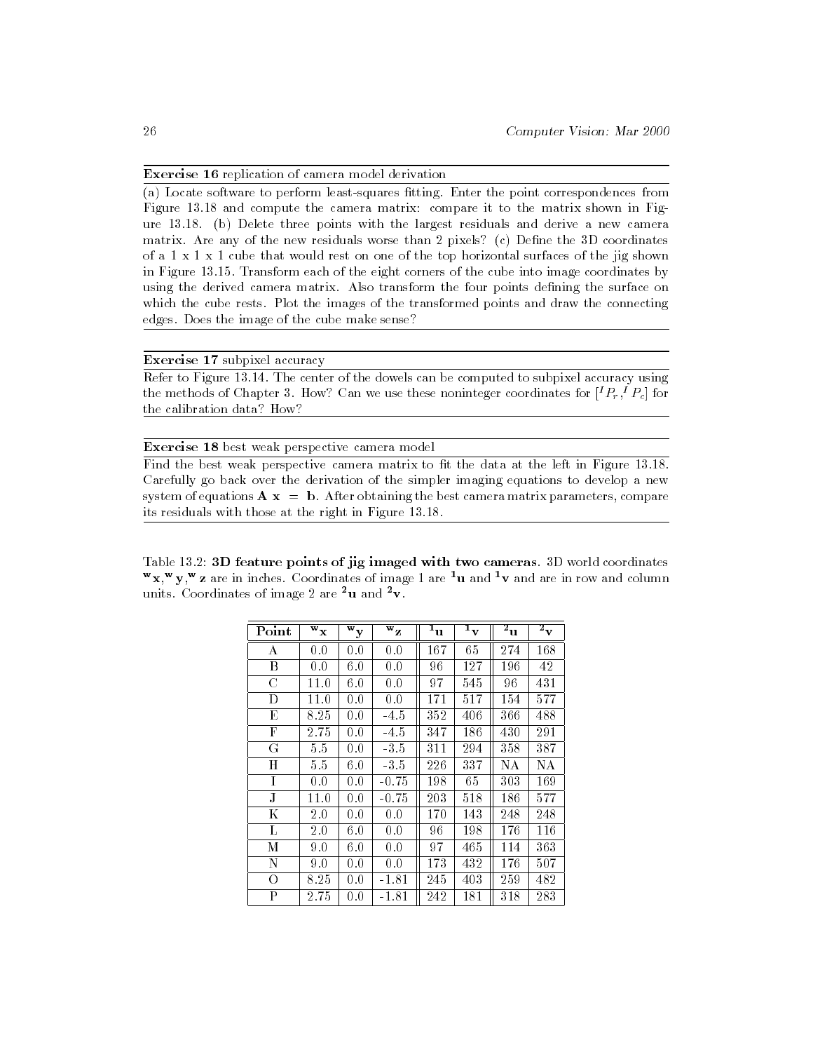**Exercise 16** replication of camera model derivation

(a) Locate software to perform least-squares fitting. Enter the point correspondences from Figure 13.18 and compute the camera matrix: compare it to the matrix shown in Figure 13.18. (b) Delete three points with the largest residuals and derive a new camera matrix. Are any of the new residuals worse than 2 pixels? (c) Define the 3D coordinates of a 1 x 1 x 1 cube that would rest on one of the top horizontal surfaces of the jig shown in Figure 13.15. Transform each of the eight corners of the cube into image coordinates by using the derived camera matrix. Also transform the four points defining the surface on which the cube rests. Plot the images of the transformed points and draw the connecting edges. Does the image of the cube make sense?

**Exercise 17** subpixel accuracy

Refer to Figure 13.14. The center of the dowels can be computed to subpixel accuracy using the methods of Chapter 3. How? Can we use these noninteger coordinates for $[^IP_r, ^IP_c]$ for the calibration data? How?

**Exercise 18** best weak perspective camera model

Find the best weak perspective camera matrix to fit the data at the left in Figure 13.18. Carefully go back over the derivation of the simpler imaging equations to develop a new system of equations $\mathbf{A}\ \mathbf{x} = \mathbf{b}$. After obtaining the best camera matrix parameters, compare its residuals with those at the right in Figure 13.18.

Table 13.2: **3D feature points of jig imaged with two cameras**. 3D world coordinates $^w\mathbf{x}, ^w\mathbf{y}, ^w\mathbf{z}$ are in inches. Coordinates of image 1 are $^1\mathbf{u}$ and $^1\mathbf{v}$ and are in row and column units. Coordinates of image 2 are $^2\mathbf{u}$ and $^2\mathbf{v}$.

| Point | $^w\mathbf{x}$ | $^w\mathbf{y}$ | $^w\mathbf{z}$ | $^1\mathbf{u}$ | $^1\mathbf{v}$ | $^2\mathbf{u}$ | $^2\mathbf{v}$ |
|---|---|---|---|---|---|---|---|
| A | 0.0 | 0.0 | 0.0 | 167 | 65 | 274 | 168 |
| B | 0.0 | 6.0 | 0.0 | 96 | 127 | 196 | 42 |
| C | 11.0 | 6.0 | 0.0 | 97 | 545 | 96 | 431 |
| D | 11.0 | 0.0 | 0.0 | 171 | 517 | 154 | 577 |
| E | 8.25 | 0.0 | -4.5 | 352 | 406 | 366 | 488 |
| F | 2.75 | 0.0 | -4.5 | 347 | 186 | 430 | 291 |
| G | 5.5 | 0.0 | -3.5 | 311 | 294 | 358 | 387 |
| H | 5.5 | 6.0 | -3.5 | 226 | 337 | NA | NA |
| I | 0.0 | 0.0 | -0.75 | 198 | 65 | 303 | 169 |
| J | 11.0 | 0.0 | -0.75 | 203 | 518 | 186 | 577 |
| K | 2.0 | 0.0 | 0.0 | 170 | 143 | 248 | 248 |
| L | 2.0 | 6.0 | 0.0 | 96 | 198 | 176 | 116 |
| M | 9.0 | 6.0 | 0.0 | 97 | 465 | 114 | 363 |
| N | 9.0 | 0.0 | 0.0 | 173 | 432 | 176 | 507 |
| O | 8.25 | 0.0 | -1.81 | 245 | 403 | 259 | 482 |
| P | 2.75 | 0.0 | -1.81 | 242 | 181 | 318 | 283 |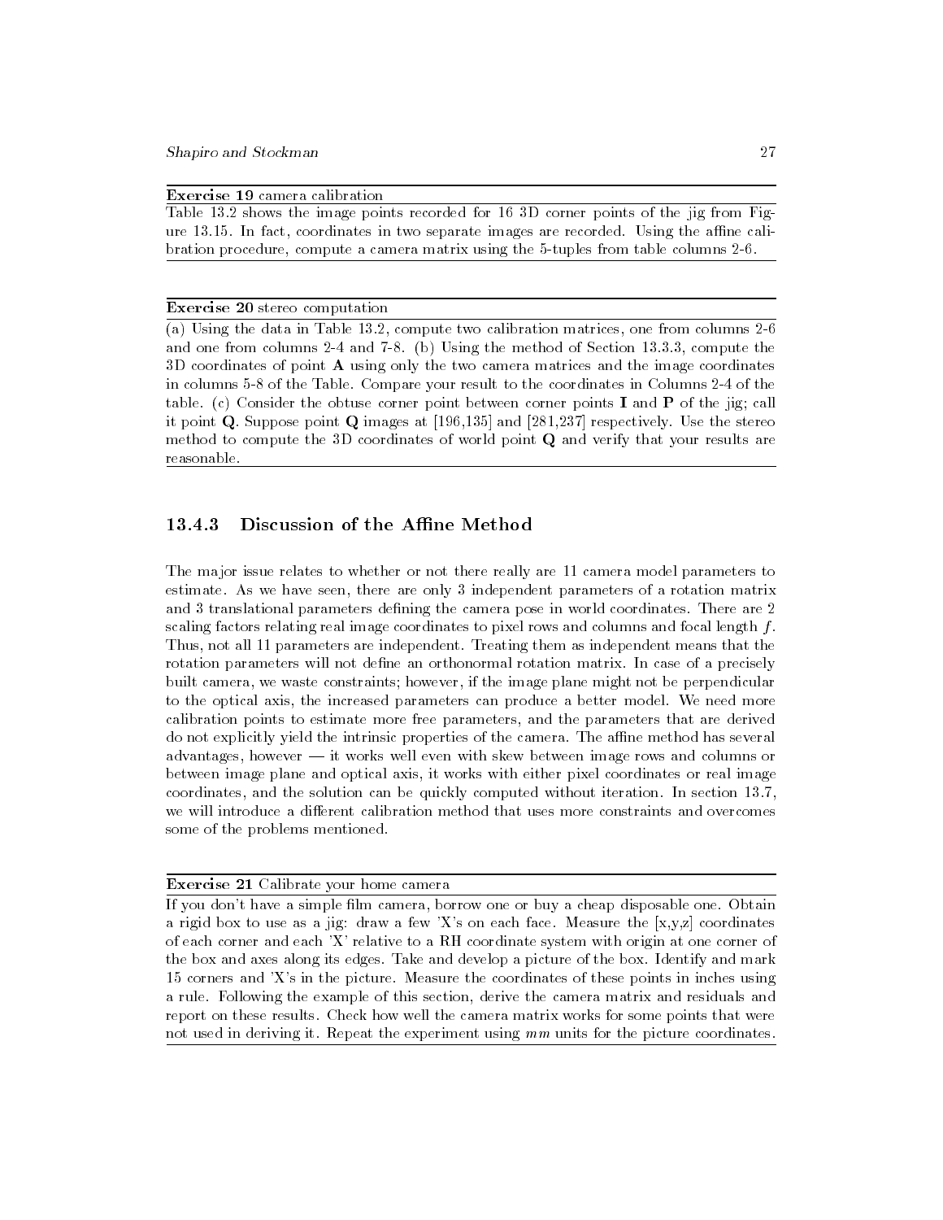**Exercise 19** camera calibration

Table 13.2 shows the image points recorded for 16 3D corner points of the jig from Figure 13.15. In fact, coordinates in two separate images are recorded. Using the affine calibration procedure, compute a camera matrix using the 5-tuples from table columns 2-6.

---

**Exercise 20** stereo computation

(a) Using the data in Table 13.2, compute two calibration matrices, one from columns 2-6 and one from columns 2-4 and 7-8. (b) Using the method of Section 13.3.3, compute the 3D coordinates of point **A** using only the two camera matrices and the image coordinates in columns 5-8 of the Table. Compare your result to the coordinates in Columns 2-4 of the table. (c) Consider the obtuse corner point between corner points **I** and **P** of the jig; call it point **Q**. Suppose point **Q** images at [196,135] and [281,237] respectively. Use the stereo method to compute the 3D coordinates of world point **Q** and verify that your results are reasonable.

---

### 13.4.3 Discussion of the Affine Method

The major issue relates to whether or not there really are 11 camera model parameters to estimate. As we have seen, there are only 3 independent parameters of a rotation matrix and 3 translational parameters defining the camera pose in world coordinates. There are 2 scaling factors relating real image coordinates to pixel rows and columns and focal length $f$. Thus, not all 11 parameters are independent. Treating them as independent means that the rotation parameters will not define an orthonormal rotation matrix. In case of a precisely built camera, we waste constraints; however, if the image plane might not be perpendicular to the optical axis, the increased parameters can produce a better model. We need more calibration points to estimate more free parameters, and the parameters that are derived do not explicitly yield the intrinsic properties of the camera. The affine method has several advantages, however — it works well even with skew between image rows and columns or between image plane and optical axis, it works with either pixel coordinates or real image coordinates, and the solution can be quickly computed without iteration. In section 13.7, we will introduce a different calibration method that uses more constraints and overcomes some of the problems mentioned.

---

**Exercise 21** Calibrate your home camera

If you don't have a simple film camera, borrow one or buy a cheap disposable one. Obtain a rigid box to use as a jig: draw a few 'X's on each face. Measure the [x,y,z] coordinates of each corner and each 'X' relative to a RH coordinate system with origin at one corner of the box and axes along its edges. Take and develop a picture of the box. Identify and mark 15 corners and 'X's in the picture. Measure the coordinates of these points in inches using a rule. Following the example of this section, derive the camera matrix and residuals and report on these results. Check how well the camera matrix works for some points that were not used in deriving it. Repeat the experiment using *mm* units for the picture coordinates.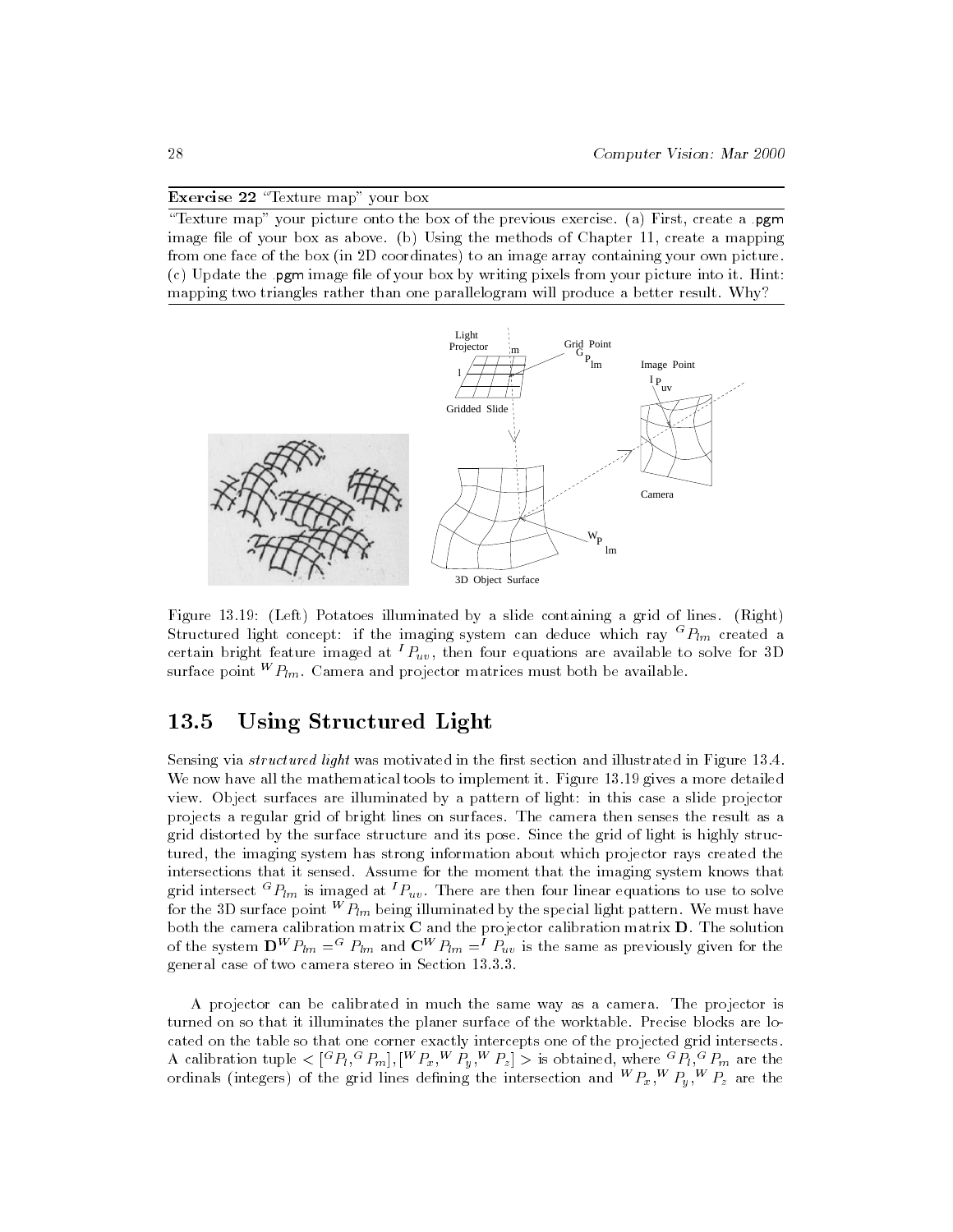**Exercise 22** "Texture map" your box

"Texture map" your picture onto the box of the previous exercise. (a) First, create a .pgm image file of your box as above. (b) Using the methods of Chapter 11, create a mapping from one face of the box (in 2D coordinates) to an image array containing your own picture. (c) Update the .pgm image file of your box by writing pixels from your picture into it. Hint: mapping two triangles rather than one parallelogram will produce a better result. Why?

Figure 13.19: (Left) Potatoes illuminated by a slide containing a grid of lines. (Right) Structured light concept: if the imaging system can deduce which ray ${}^G P_{lm}$ created a certain bright feature imaged at ${}^I P_{uv}$, then four equations are available to solve for 3D surface point ${}^W P_{lm}$. Camera and projector matrices must both be available.

## 13.5 Using Structured Light

Sensing via *structured light* was motivated in the first section and illustrated in Figure 13.4. We now have all the mathematical tools to implement it. Figure 13.19 gives a more detailed view. Object surfaces are illuminated by a pattern of light: in this case a slide projector projects a regular grid of bright lines on surfaces. The camera then senses the result as a grid distorted by the surface structure and its pose. Since the grid of light is highly structured, the imaging system has strong information about which projector rays created the intersections that it sensed. Assume for the moment that the imaging system knows that grid intersect ${}^G P_{lm}$ is imaged at ${}^I P_{uv}$. There are then four linear equations to use to solve for the 3D surface point ${}^W P_{lm}$ being illuminated by the special light pattern. We must have both the camera calibration matrix $\mathbf{C}$ and the projector calibration matrix $\mathbf{D}$. The solution of the system $\mathbf{D}^W P_{lm} =^G P_{lm}$ and $\mathbf{C}^W P_{lm} =^I P_{uv}$ is the same as previously given for the general case of two camera stereo in Section 13.3.3.

A projector can be calibrated in much the same way as a camera. The projector is turned on so that it illuminates the planer surface of the worktable. Precise blocks are located on the table so that one corner exactly intercepts one of the projected grid intersects. A calibration tuple $< [{}^G P_l, {}^G P_m], [{}^W P_x, {}^W P_y, {}^W P_z] >$ is obtained, where ${}^G P_l, {}^G P_m$ are the ordinals (integers) of the grid lines defining the intersection and ${}^W P_x, {}^W P_y, {}^W P_z$ are the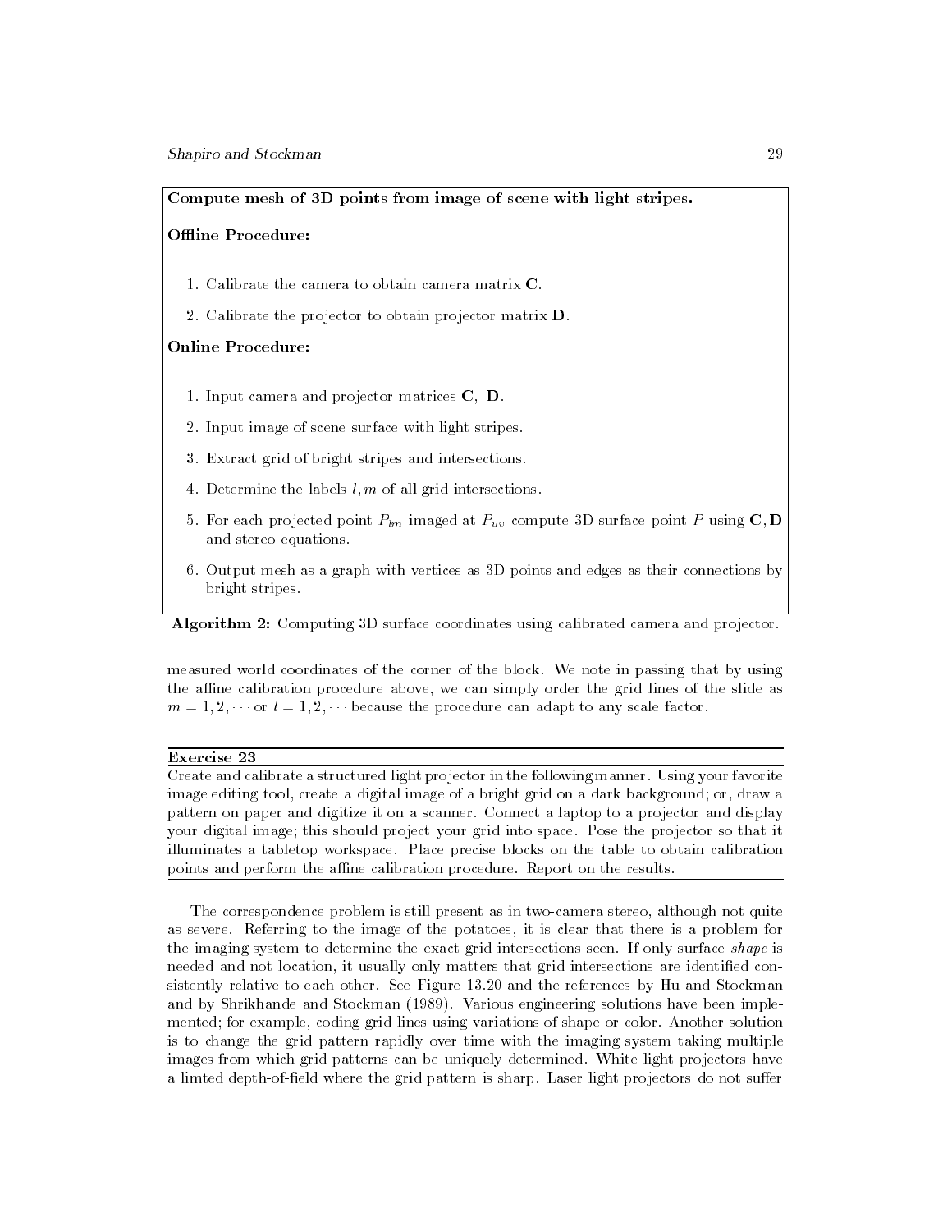**Compute mesh of 3D points from image of scene with light stripes.**

**Offline Procedure:**

1. Calibrate the camera to obtain camera matrix $\mathbf{C}$.
2. Calibrate the projector to obtain projector matrix $\mathbf{D}$.

**Online Procedure:**

1. Input camera and projector matrices $\mathbf{C}$, $\mathbf{D}$.
2. Input image of scene surface with light stripes.
3. Extract grid of bright stripes and intersections.
4. Determine the labels $l, m$ of all grid intersections.
5. For each projected point $P_{lm}$ imaged at $P_{uv}$ compute 3D surface point $P$ using $\mathbf{C}, \mathbf{D}$ and stereo equations.
6. Output mesh as a graph with vertices as 3D points and edges as their connections by bright stripes.

**Algorithm 2:** Computing 3D surface coordinates using calibrated camera and projector.

measured world coordinates of the corner of the block. We note in passing that by using the affine calibration procedure above, we can simply order the grid lines of the slide as $m = 1, 2, \cdots$ or $l = 1, 2, \cdots$ because the procedure can adapt to any scale factor.

---

**Exercise 23**

Create and calibrate a structured light projector in the following manner. Using your favorite image editing tool, create a digital image of a bright grid on a dark background; or, draw a pattern on paper and digitize it on a scanner. Connect a laptop to a projector and display your digital image; this should project your grid into space. Pose the projector so that it illuminates a tabletop workspace. Place precise blocks on the table to obtain calibration points and perform the affine calibration procedure. Report on the results.

---

The correspondence problem is still present as in two-camera stereo, although not quite as severe. Referring to the image of the potatoes, it is clear that there is a problem for the imaging system to determine the exact grid intersections seen. If only surface *shape* is needed and not location, it usually only matters that grid intersections are identified consistently relative to each other. See Figure 13.20 and the references by Hu and Stockman and by Shrikhande and Stockman (1989). Various engineering solutions have been implemented; for example, coding grid lines using variations of shape or color. Another solution is to change the grid pattern rapidly over time with the imaging system taking multiple images from which grid patterns can be uniquely determined. White light projectors have a limted depth-of-field where the grid pattern is sharp. Laser light projectors do not suffer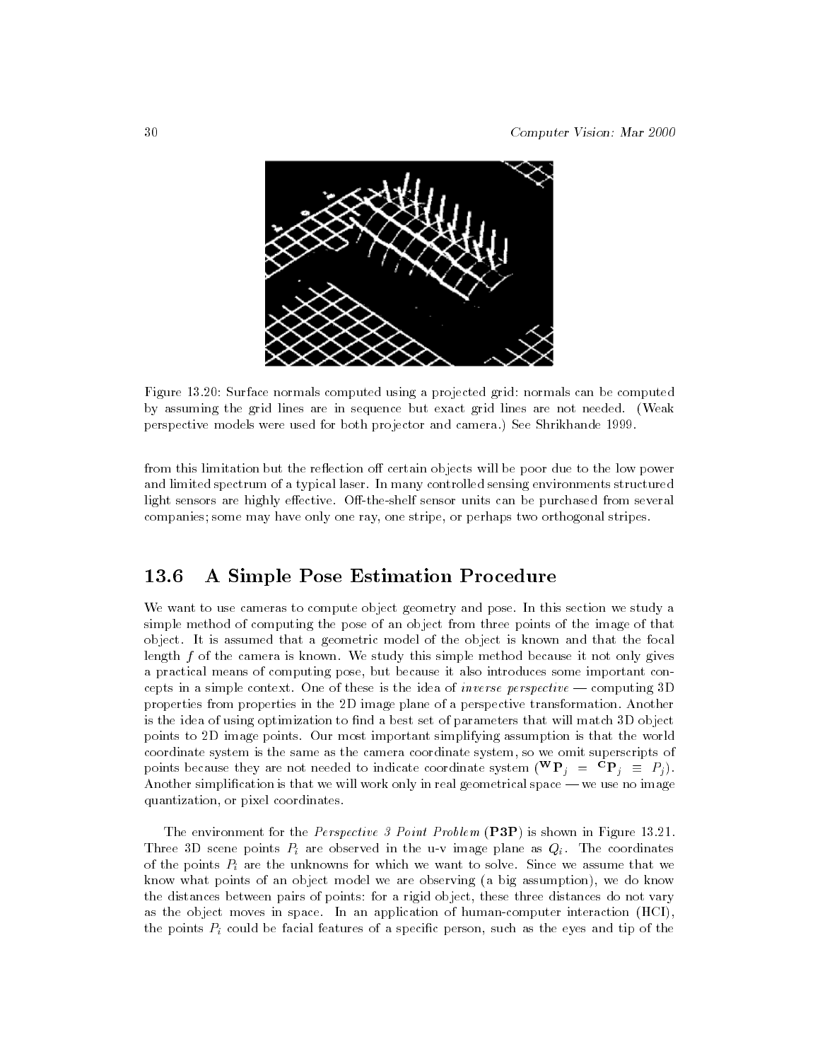Figure 13.20: Surface normals computed using a projected grid: normals can be computed by assuming the grid lines are in sequence but exact grid lines are not needed. (Weak perspective models were used for both projector and camera.) See Shrikhande 1999.

from this limitation but the reflection off certain objects will be poor due to the low power and limited spectrum of a typical laser. In many controlled sensing environments structured light sensors are highly effective. Off-the-shelf sensor units can be purchased from several companies; some may have only one ray, one stripe, or perhaps two orthogonal stripes.

## 13.6 A Simple Pose Estimation Procedure

We want to use cameras to compute object geometry and pose. In this section we study a simple method of computing the pose of an object from three points of the image of that object. It is assumed that a geometric model of the object is known and that the focal length $f$ of the camera is known. We study this simple method because it not only gives a practical means of computing pose, but because it also introduces some important concepts in a simple context. One of these is the idea of *inverse perspective* — computing 3D properties from properties in the 2D image plane of a perspective transformation. Another is the idea of using optimization to find a best set of parameters that will match 3D object points to 2D image points. Our most important simplifying assumption is that the world coordinate system is the same as the camera coordinate system, so we omit superscripts of points because they are not needed to indicate coordinate system (${}^{\mathbf{W}}\mathbf{P}_j = {}^{\mathbf{C}}\mathbf{P}_j \equiv P_j$). Another simplification is that we will work only in real geometrical space — we use no image quantization, or pixel coordinates.

The environment for the *Perspective 3 Point Problem* (**P3P**) is shown in Figure 13.21. Three 3D scene points $P_i$ are observed in the u-v image plane as $Q_i$. The coordinates of the points $P_i$ are the unknowns for which we want to solve. Since we assume that we know what points of an object model we are observing (a big assumption), we do know the distances between pairs of points: for a rigid object, these three distances do not vary as the object moves in space. In an application of human-computer interaction (HCI), the points $P_i$ could be facial features of a specific person, such as the eyes and tip of the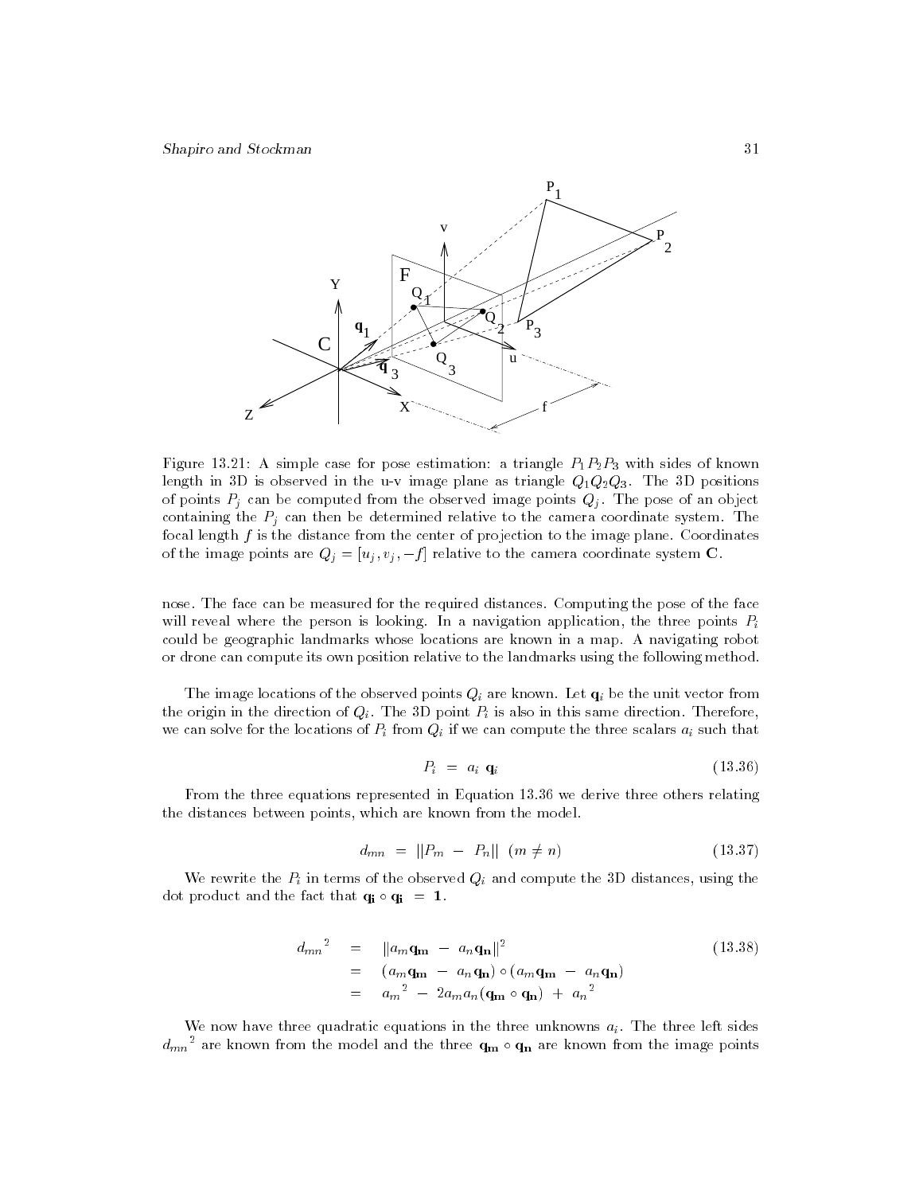Figure 13.21: A simple case for pose estimation: a triangle $P_1P_2P_3$ with sides of known length in 3D is observed in the u-v image plane as triangle $Q_1Q_2Q_3$. The 3D positions of points $P_j$ can be computed from the observed image points $Q_j$. The pose of an object containing the $P_j$ can then be determined relative to the camera coordinate system. The focal length $f$ is the distance from the center of projection to the image plane. Coordinates of the image points are $Q_j = [u_j, v_j, -f]$ relative to the camera coordinate system **C**.

nose. The face can be measured for the required distances. Computing the pose of the face will reveal where the person is looking. In a navigation application, the three points $P_i$ could be geographic landmarks whose locations are known in a map. A navigating robot or drone can compute its own position relative to the landmarks using the following method.

The image locations of the observed points $Q_i$ are known. Let $\mathbf{q}_i$ be the unit vector from the origin in the direction of $Q_i$. The 3D point $P_i$ is also in this same direction. Therefore, we can solve for the locations of $P_i$ from $Q_i$ if we can compute the three scalars $a_i$ such that

$$P_i = a_i \ \mathbf{q}_i \tag{13.36}$$

From the three equations represented in Equation 13.36 we derive three others relating the distances between points, which are known from the model.

$$d_{mn} = \|P_m - P_n\| \ \ (m \neq n) \tag{13.37}$$

We rewrite the $P_i$ in terms of the observed $Q_i$ and compute the 3D distances, using the dot product and the fact that $\mathbf{q_i} \circ \mathbf{q_i} = \mathbf{1}$.

$$\begin{aligned} {d_{mn}}^2 &= \|a_m \mathbf{q_m} - a_n \mathbf{q_n}\|^2 \\ &= (a_m \mathbf{q_m} - a_n \mathbf{q_n}) \circ (a_m \mathbf{q_m} - a_n \mathbf{q_n}) \\ &= {a_m}^2 - 2 a_m a_n (\mathbf{q_m} \circ \mathbf{q_n}) + {a_n}^2 \end{aligned} \tag{13.38}$$

We now have three quadratic equations in the three unknowns $a_i$. The three left sides ${d_{mn}}^2$ are known from the model and the three $\mathbf{q_m} \circ \mathbf{q_n}$ are known from the image points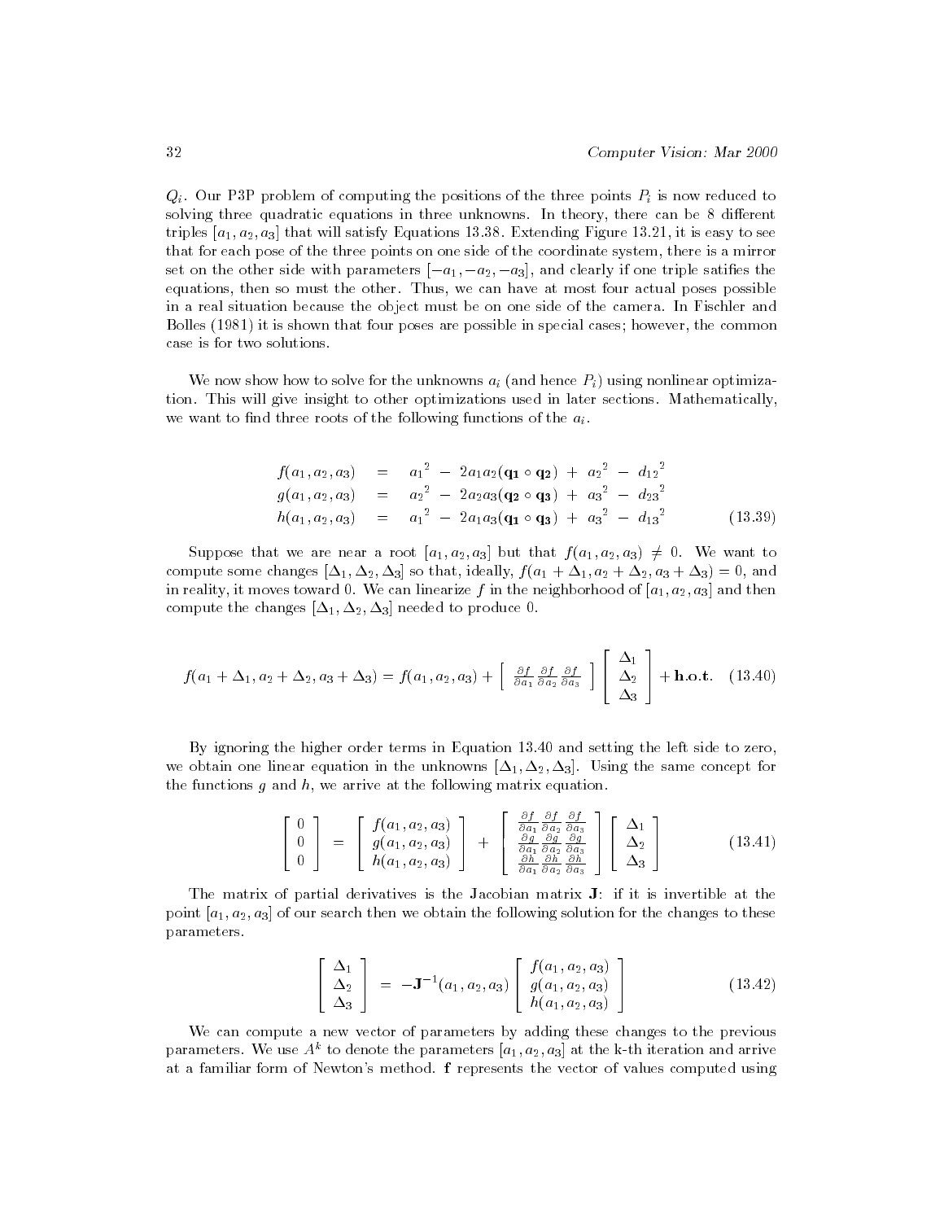$Q_i$. Our P3P problem of computing the positions of the three points $P_i$ is now reduced to solving three quadratic equations in three unknowns. In theory, there can be 8 different triples $[a_1, a_2, a_3]$ that will satisfy Equations 13.38. Extending Figure 13.21, it is easy to see that for each pose of the three points on one side of the coordinate system, there is a mirror set on the other side with parameters $[-a_1, -a_2, -a_3]$, and clearly if one triple satifies the equations, then so must the other. Thus, we can have at most four actual poses possible in a real situation because the object must be on one side of the camera. In Fischler and Bolles (1981) it is shown that four poses are possible in special cases; however, the common case is for two solutions.

We now show how to solve for the unknowns $a_i$ (and hence $P_i$) using nonlinear optimization. This will give insight to other optimizations used in later sections. Mathematically, we want to find three roots of the following functions of the $a_i$.

$$
\begin{aligned}
f(a_1, a_2, a_3) &= {a_1}^2 - 2a_1a_2(\mathbf{q_1} \circ \mathbf{q_2}) + {a_2}^2 - {d_{12}}^2 \\
g(a_1, a_2, a_3) &= {a_2}^2 - 2a_2a_3(\mathbf{q_2} \circ \mathbf{q_3}) + {a_3}^2 - {d_{23}}^2 \\
h(a_1, a_2, a_3) &= {a_1}^2 - 2a_1a_3(\mathbf{q_1} \circ \mathbf{q_3}) + {a_3}^2 - {d_{13}}^2
\end{aligned}
\tag{13.39}
$$

Suppose that we are near a root $[a_1, a_2, a_3]$ but that $f(a_1, a_2, a_3) \neq 0$. We want to compute some changes $[\Delta_1, \Delta_2, \Delta_3]$ so that, ideally, $f(a_1 + \Delta_1, a_2 + \Delta_2, a_3 + \Delta_3) = 0$, and in reality, it moves toward 0. We can linearize $f$ in the neighborhood of $[a_1, a_2, a_3]$ and then compute the changes $[\Delta_1, \Delta_2, \Delta_3]$ needed to produce 0.

$$
f(a_1 + \Delta_1, a_2 + \Delta_2, a_3 + \Delta_3) = f(a_1, a_2, a_3) + \begin{bmatrix} \frac{\partial f}{\partial a_1} \frac{\partial f}{\partial a_2} \frac{\partial f}{\partial a_3} \end{bmatrix} \begin{bmatrix} \Delta_1 \\ \Delta_2 \\ \Delta_3 \end{bmatrix} + \mathbf{h.o.t.} \tag{13.40}
$$

By ignoring the higher order terms in Equation 13.40 and setting the left side to zero, we obtain one linear equation in the unknowns $[\Delta_1, \Delta_2, \Delta_3]$. Using the same concept for the functions $g$ and $h$, we arrive at the following matrix equation.

$$
\begin{bmatrix} 0 \\ 0 \\ 0 \end{bmatrix} = \begin{bmatrix} f(a_1, a_2, a_3) \\ g(a_1, a_2, a_3) \\ h(a_1, a_2, a_3) \end{bmatrix} + \begin{bmatrix} \frac{\partial f}{\partial a_1} & \frac{\partial f}{\partial a_2} & \frac{\partial f}{\partial a_3} \\ \frac{\partial g}{\partial a_1} & \frac{\partial g}{\partial a_2} & \frac{\partial g}{\partial a_3} \\ \frac{\partial h}{\partial a_1} & \frac{\partial h}{\partial a_2} & \frac{\partial h}{\partial a_3} \end{bmatrix} \begin{bmatrix} \Delta_1 \\ \Delta_2 \\ \Delta_3 \end{bmatrix} \tag{13.41}
$$

The matrix of partial derivatives is the Jacobian matrix $\mathbf{J}$: if it is invertible at the point $[a_1, a_2, a_3]$ of our search then we obtain the following solution for the changes to these parameters.

$$
\begin{bmatrix} \Delta_1 \\ \Delta_2 \\ \Delta_3 \end{bmatrix} = -\mathbf{J}^{-1}(a_1, a_2, a_3) \begin{bmatrix} f(a_1, a_2, a_3) \\ g(a_1, a_2, a_3) \\ h(a_1, a_2, a_3) \end{bmatrix} \tag{13.42}
$$

We can compute a new vector of parameters by adding these changes to the previous parameters. We use $A^k$ to denote the parameters $[a_1, a_2, a_3]$ at the k-th iteration and arrive at a familiar form of Newton's method. $\mathbf{f}$ represents the vector of values computed using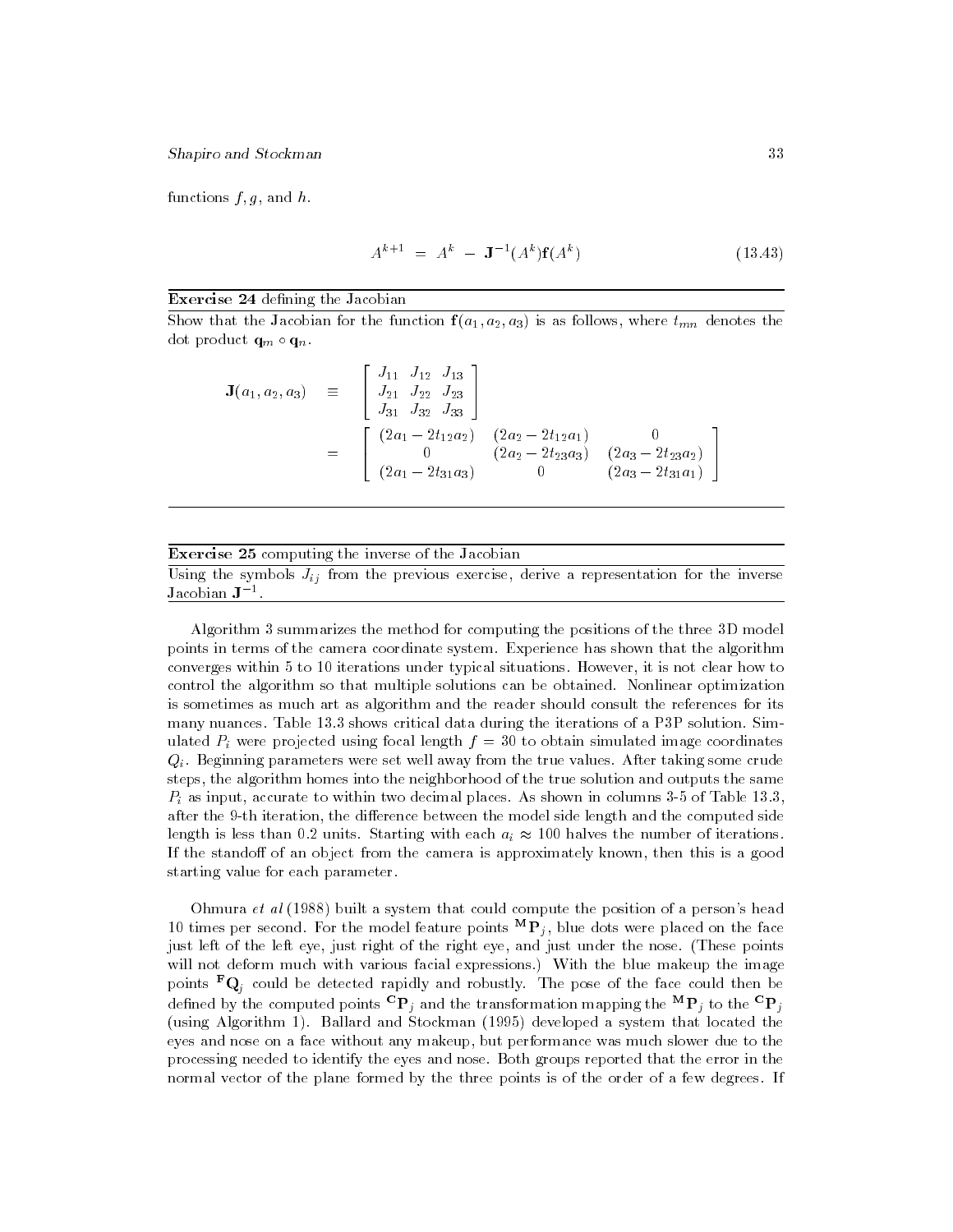functions $f, g$, and $h$.

$$A^{k+1} \ = \ A^k \ - \ \mathbf{J}^{-1}(A^k)\mathbf{f}(A^k) \tag{13.43}$$

---

**Exercise 24** defining the Jacobian

Show that the Jacobian for the function $\mathbf{f}(a_1, a_2, a_3)$ is as follows, where $t_{mn}$ denotes the dot product $\mathbf{q}_m \circ \mathbf{q}_n$.

$$
\begin{aligned}
\mathbf{J}(a_1, a_2, a_3) \quad &\equiv \quad \begin{bmatrix} J_{11} & J_{12} & J_{13} \\ J_{21} & J_{22} & J_{23} \\ J_{31} & J_{32} & J_{33} \end{bmatrix} \\
&= \quad \begin{bmatrix} (2a_1 - 2t_{12}a_2) & (2a_2 - 2t_{12}a_1) & 0 \\ 0 & (2a_2 - 2t_{23}a_3) & (2a_3 - 2t_{23}a_2) \\ (2a_1 - 2t_{31}a_3) & 0 & (2a_3 - 2t_{31}a_1) \end{bmatrix}
\end{aligned}
$$

---

**Exercise 25** computing the inverse of the Jacobian

Using the symbols $J_{ij}$ from the previous exercise, derive a representation for the inverse Jacobian $\mathbf{J}^{-1}$.

---

Algorithm 3 summarizes the method for computing the positions of the three 3D model points in terms of the camera coordinate system. Experience has shown that the algorithm converges within 5 to 10 iterations under typical situations. However, it is not clear how to control the algorithm so that multiple solutions can be obtained. Nonlinear optimization is sometimes as much art as algorithm and the reader should consult the references for its many nuances. Table 13.3 shows critical data during the iterations of a P3P solution. Simulated $P_i$ were projected using focal length $f = 30$ to obtain simulated image coordinates $Q_i$. Beginning parameters were set well away from the true values. After taking some crude steps, the algorithm homes into the neighborhood of the true solution and outputs the same $P_i$ as input, accurate to within two decimal places. As shown in columns 3-5 of Table 13.3, after the 9-th iteration, the difference between the model side length and the computed side length is less than 0.2 units. Starting with each $a_i \approx 100$ halves the number of iterations. If the standoff of an object from the camera is approximately known, then this is a good starting value for each parameter.

Ohmura *et al* (1988) built a system that could compute the position of a person's head 10 times per second. For the model feature points ${}^{\mathbf{M}}\mathbf{P}_j$, blue dots were placed on the face just left of the left eye, just right of the right eye, and just under the nose. (These points will not deform much with various facial expressions.) With the blue makeup the image points ${}^{\mathbf{F}}\mathbf{Q}_j$ could be detected rapidly and robustly. The pose of the face could then be defined by the computed points ${}^{\mathbf{C}}\mathbf{P}_j$ and the transformation mapping the ${}^{\mathbf{M}}\mathbf{P}_j$ to the ${}^{\mathbf{C}}\mathbf{P}_j$ (using Algorithm 1). Ballard and Stockman (1995) developed a system that located the eyes and nose on a face without any makeup, but performance was much slower due to the processing needed to identify the eyes and nose. Both groups reported that the error in the normal vector of the plane formed by the three points is of the order of a few degrees. If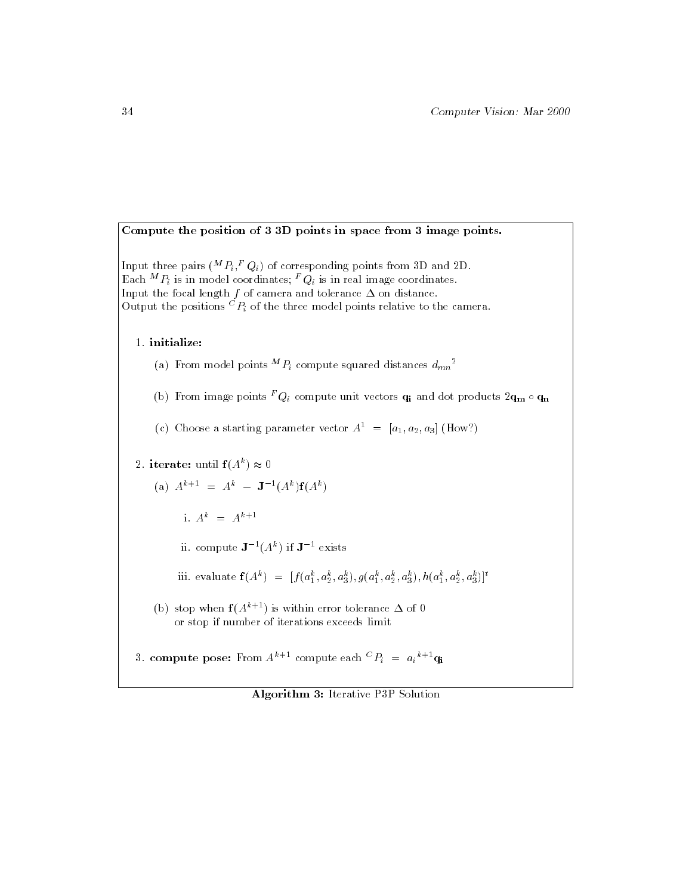**Compute the position of 3 3D points in space from 3 image points.**

Input three pairs $({}^M P_i, {}^F Q_i)$ of corresponding points from 3D and 2D.
Each ${}^M P_i$ is in model coordinates; ${}^F Q_i$ is in real image coordinates.
Input the focal length $f$ of camera and tolerance $\Delta$ on distance.
Output the positions ${}^C P_i$ of the three model points relative to the camera.

1. **initialize:**
   (a) From model points ${}^M P_i$ compute squared distances ${d_{mn}}^2$
   (b) From image points ${}^F Q_i$ compute unit vectors $\mathbf{q_i}$ and dot products $2\mathbf{q_m} \circ \mathbf{q_n}$
   (c) Choose a starting parameter vector $A^1 = [a_1, a_2, a_3]$ (How?)
2. **iterate:** until $\mathbf{f}(A^k) \approx 0$
   (a) $A^{k+1} = A^k - \mathbf{J}^{-1}(A^k)\mathbf{f}(A^k)$
      i. $A^k = A^{k+1}$
      ii. compute $\mathbf{J}^{-1}(A^k)$ if $\mathbf{J}^{-1}$ exists
      iii. evaluate $\mathbf{f}(A^k) = [f(a_1^k, a_2^k, a_3^k), g(a_1^k, a_2^k, a_3^k), h(a_1^k, a_2^k, a_3^k)]^t$
   (b) stop when $\mathbf{f}(A^{k+1})$ is within error tolerance $\Delta$ of 0
   or stop if number of iterations exceeds limit
3. **compute pose:** From $A^{k+1}$ compute each ${}^C P_i = {a_i}^{k+1}\mathbf{q_i}$

**Algorithm 3:** Iterative P3P Solution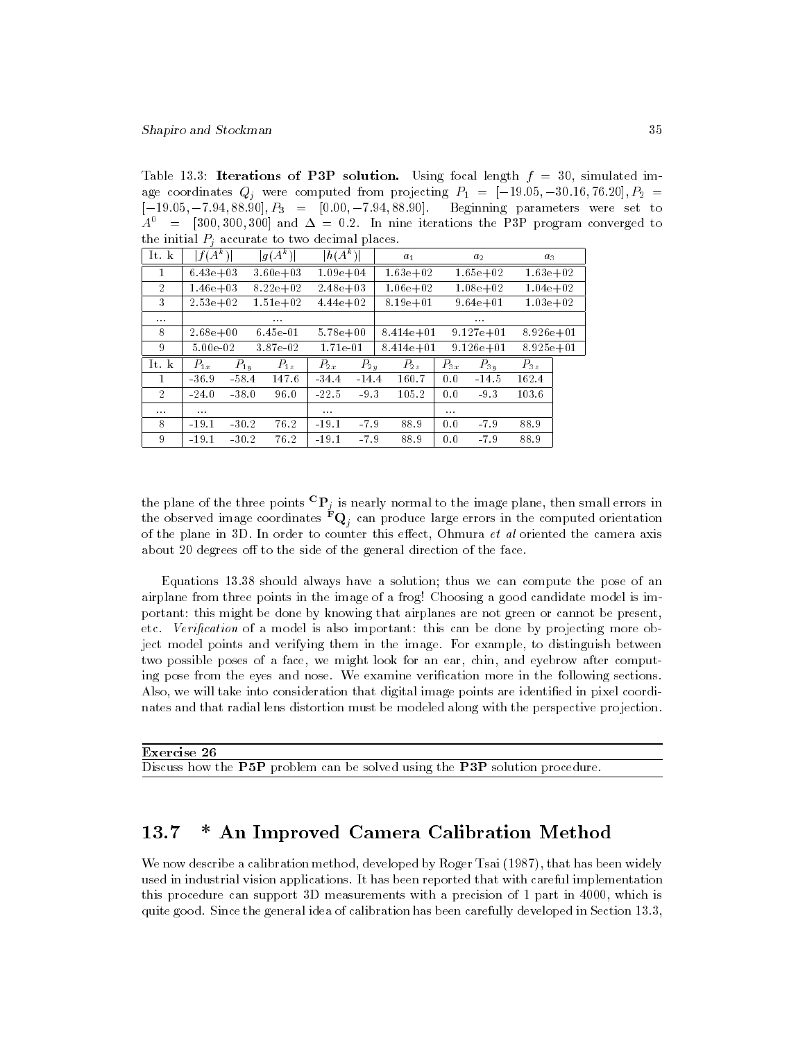Table 13.3: **Iterations of P3P solution.** Using focal length $f = 30$, simulated image coordinates $Q_j$ were computed from projecting $P_1 = [-19.05, -30.16, 76.20]$, $P_2 = [-19.05, -7.94, 88.90]$, $P_3 = [0.00, -7.94, 88.90]$. Beginning parameters were set to $A^0 = [300, 300, 300]$ and $\Delta = 0.2$. In nine iterations the P3P program converged to the initial $P_j$ accurate to two decimal places.

| It. k | $\|f(A^k)\|$ | $\|g(A^k)\|$ | $\|h(A^k)\|$ | $a_1$ | $a_2$ | $a_3$ |
|---|---|---|---|---|---|---|
| 1 | 6.43e+03 | 3.60e+03 | 1.09e+04 | 1.63e+02 | 1.65e+02 | 1.63e+02 |
| 2 | 1.46e+03 | 8.22e+02 | 2.48e+03 | 1.06e+02 | 1.08e+02 | 1.04e+02 |
| 3 | 2.53e+02 | 1.51e+02 | 4.44e+02 | 8.19e+01 | 9.64e+01 | 1.03e+02 |
| ... | | ... | | | ... | |
| 8 | 2.68e+00 | 6.45e-01 | 5.78e+00 | 8.414e+01 | 9.127e+01 | 8.926e+01 |
| 9 | 5.00e-02 | 3.87e-02 | 1.71e-01 | 8.414e+01 | 9.126e+01 | 8.925e+01 |

| It. k | $P_{1x}$ | $P_{1y}$ | $P_{1z}$ | $P_{2x}$ | $P_{2y}$ | $P_{2z}$ | $P_{3x}$ | $P_{3y}$ | $P_{3z}$ |
|---|---|---|---|---|---|---|---|---|---|
| 1 | -36.9 | -58.4 | 147.6 | -34.4 | -14.4 | 160.7 | 0.0 | -14.5 | 162.4 |
| 2 | -24.0 | -38.0 | 96.0 | -22.5 | -9.3 | 105.2 | 0.0 | -9.3 | 103.6 |
| ... | ... | | | ... | | | ... | | |
| 8 | -19.1 | -30.2 | 76.2 | -19.1 | -7.9 | 88.9 | 0.0 | -7.9 | 88.9 |
| 9 | -19.1 | -30.2 | 76.2 | -19.1 | -7.9 | 88.9 | 0.0 | -7.9 | 88.9 |

the plane of the three points ${}^{\mathbf{C}}\mathbf{P}_j$ is nearly normal to the image plane, then small errors in the observed image coordinates ${}^{\mathbf{F}}\mathbf{Q}_j$ can produce large errors in the computed orientation of the plane in 3D. In order to counter this effect, Ohmura *et al* oriented the camera axis about 20 degrees off to the side of the general direction of the face.

Equations 13.38 should always have a solution; thus we can compute the pose of an airplane from three points in the image of a frog! Choosing a good candidate model is important: this might be done by knowing that airplanes are not green or cannot be present, etc. *Verification* of a model is also important: this can be done by projecting more object model points and verifying them in the image. For example, to distinguish between two possible poses of a face, we might look for an ear, chin, and eyebrow after computing pose from the eyes and nose. We examine verification more in the following sections. Also, we will take into consideration that digital image points are identified in pixel coordinates and that radial lens distortion must be modeled along with the perspective projection.

**Exercise 26**

Discuss how the **P5P** problem can be solved using the **P3P** solution procedure.

## 13.7 * An Improved Camera Calibration Method

We now describe a calibration method, developed by Roger Tsai (1987), that has been widely used in industrial vision applications. It has been reported that with careful implementation this procedure can support 3D measurements with a precision of 1 part in 4000, which is quite good. Since the general idea of calibration has been carefully developed in Section 13.3,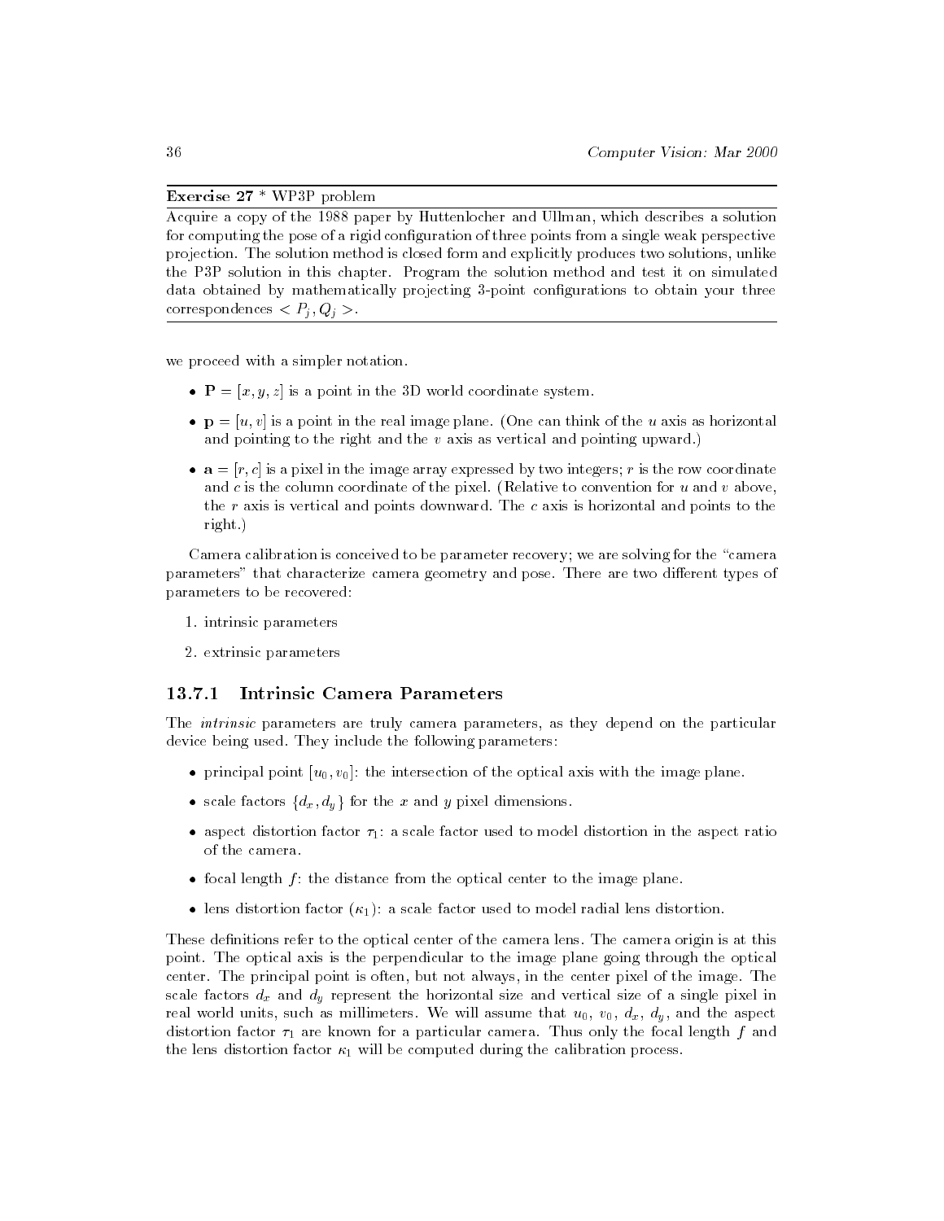**Exercise 27** * WP3P problem

Acquire a copy of the 1988 paper by Huttenlocher and Ullman, which describes a solution for computing the pose of a rigid configuration of three points from a single weak perspective projection. The solution method is closed form and explicitly produces two solutions, unlike the P3P solution in this chapter. Program the solution method and test it on simulated data obtained by mathematically projecting 3-point configurations to obtain your three correspondences $< P_j, Q_j >$.

---

we proceed with a simpler notation.

- $\mathbf{P} = [x, y, z]$ is a point in the 3D world coordinate system.
- $\mathbf{p} = [u, v]$ is a point in the real image plane. (One can think of the $u$ axis as horizontal and pointing to the right and the $v$ axis as vertical and pointing upward.)
- $\mathbf{a} = [r, c]$ is a pixel in the image array expressed by two integers; $r$ is the row coordinate and $c$ is the column coordinate of the pixel. (Relative to convention for $u$ and $v$ above, the $r$ axis is vertical and points downward. The $c$ axis is horizontal and points to the right.)

Camera calibration is conceived to be parameter recovery; we are solving for the "camera parameters" that characterize camera geometry and pose. There are two different types of parameters to be recovered:

1. intrinsic parameters
2. extrinsic parameters

### 13.7.1 Intrinsic Camera Parameters

The *intrinsic* parameters are truly camera parameters, as they depend on the particular device being used. They include the following parameters:

- principal point $[u_0, v_0]$: the intersection of the optical axis with the image plane.
- scale factors $\{d_x, d_y\}$ for the $x$ and $y$ pixel dimensions.
- aspect distortion factor $\tau_1$: a scale factor used to model distortion in the aspect ratio of the camera.
- focal length $f$: the distance from the optical center to the image plane.
- lens distortion factor ($\kappa_1$): a scale factor used to model radial lens distortion.

These definitions refer to the optical center of the camera lens. The camera origin is at this point. The optical axis is the perpendicular to the image plane going through the optical center. The principal point is often, but not always, in the center pixel of the image. The scale factors $d_x$ and $d_y$ represent the horizontal size and vertical size of a single pixel in real world units, such as millimeters. We will assume that $u_0$, $v_0$, $d_x$, $d_y$, and the aspect distortion factor $\tau_1$ are known for a particular camera. Thus only the focal length $f$ and the lens distortion factor $\kappa_1$ will be computed during the calibration process.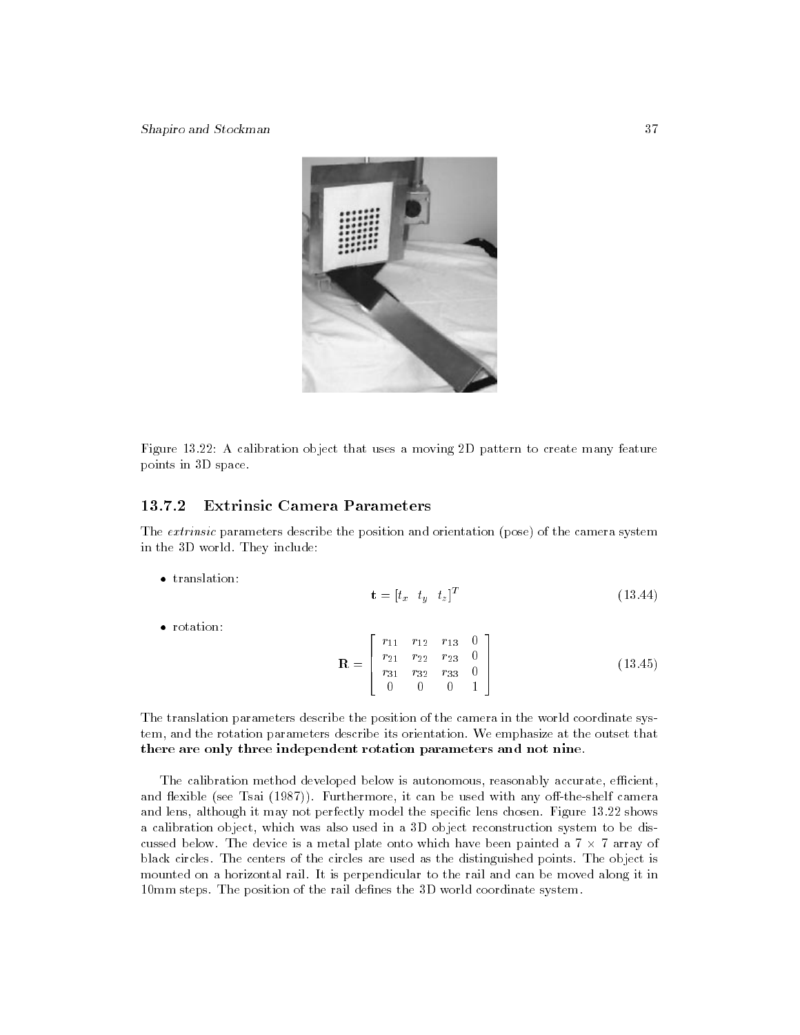Figure 13.22: A calibration object that uses a moving 2D pattern to create many feature points in 3D space.

### 13.7.2 Extrinsic Camera Parameters

The *extrinsic* parameters describe the position and orientation (pose) of the camera system in the 3D world. They include:

- translation:

$$\mathbf{t} = [t_x \quad t_y \quad t_z]^T \tag{13.44}$$

- rotation:

$$\mathbf{R} = \begin{bmatrix} r_{11} & r_{12} & r_{13} & 0 \\ r_{21} & r_{22} & r_{23} & 0 \\ r_{31} & r_{32} & r_{33} & 0 \\ 0 & 0 & 0 & 1 \end{bmatrix} \tag{13.45}$$

The translation parameters describe the position of the camera in the world coordinate system, and the rotation parameters describe its orientation. We emphasize at the outset that **there are only three independent rotation parameters and not nine**.

The calibration method developed below is autonomous, reasonably accurate, efficient, and flexible (see Tsai (1987)). Furthermore, it can be used with any off-the-shelf camera and lens, although it may not perfectly model the specific lens chosen. Figure 13.22 shows a calibration object, which was also used in a 3D object reconstruction system to be discussed below. The device is a metal plate onto which have been painted a $7 \times 7$ array of black circles. The centers of the circles are used as the distinguished points. The object is mounted on a horizontal rail. It is perpendicular to the rail and can be moved along it in 10mm steps. The position of the rail defines the 3D world coordinate system.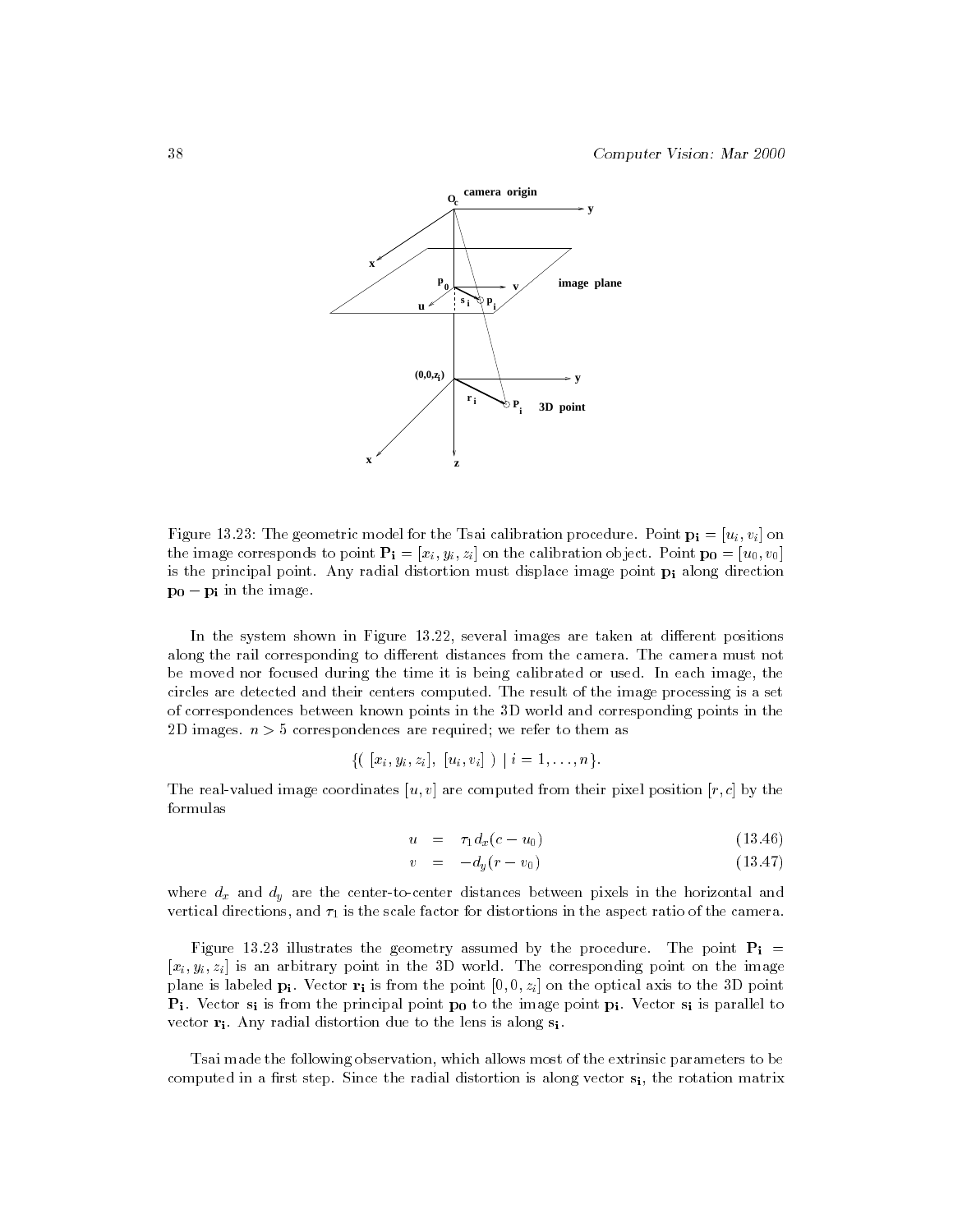Figure 13.23: The geometric model for the Tsai calibration procedure. Point $\mathbf{p_i} = [u_i, v_i]$ on the image corresponds to point $\mathbf{P_i} = [x_i, y_i, z_i]$ on the calibration object. Point $\mathbf{p_0} = [u_0, v_0]$ is the principal point. Any radial distortion must displace image point $\mathbf{p_i}$ along direction $\mathbf{p_0} - \mathbf{p_i}$ in the image.

In the system shown in Figure 13.22, several images are taken at different positions along the rail corresponding to different distances from the camera. The camera must not be moved nor focused during the time it is being calibrated or used. In each image, the circles are detected and their centers computed. The result of the image processing is a set of correspondences between known points in the 3D world and corresponding points in the 2D images. $n > 5$ correspondences are required; we refer to them as

$$\{(\ [x_i, y_i, z_i],\ [u_i, v_i]\ )\ |\ i = 1, \ldots, n\}.$$

The real-valued image coordinates $[u, v]$ are computed from their pixel position $[r, c]$ by the formulas

$$u = \tau_1 d_x (c - u_0) \tag{13.46}$$

$$v = -d_y (r - v_0) \tag{13.47}$$

where $d_x$ and $d_y$ are the center-to-center distances between pixels in the horizontal and vertical directions, and $\tau_1$ is the scale factor for distortions in the aspect ratio of the camera.

Figure 13.23 illustrates the geometry assumed by the procedure. The point $\mathbf{P_i} = [x_i, y_i, z_i]$ is an arbitrary point in the 3D world. The corresponding point on the image plane is labeled $\mathbf{p_i}$. Vector $\mathbf{r_i}$ is from the point $[0, 0, z_i]$ on the optical axis to the 3D point $\mathbf{P_i}$. Vector $\mathbf{s_i}$ is from the principal point $\mathbf{p_0}$ to the image point $\mathbf{p_i}$. Vector $\mathbf{s_i}$ is parallel to vector $\mathbf{r_i}$. Any radial distortion due to the lens is along $\mathbf{s_i}$.

Tsai made the following observation, which allows most of the extrinsic parameters to be computed in a first step. Since the radial distortion is along vector $\mathbf{s_i}$, the rotation matrix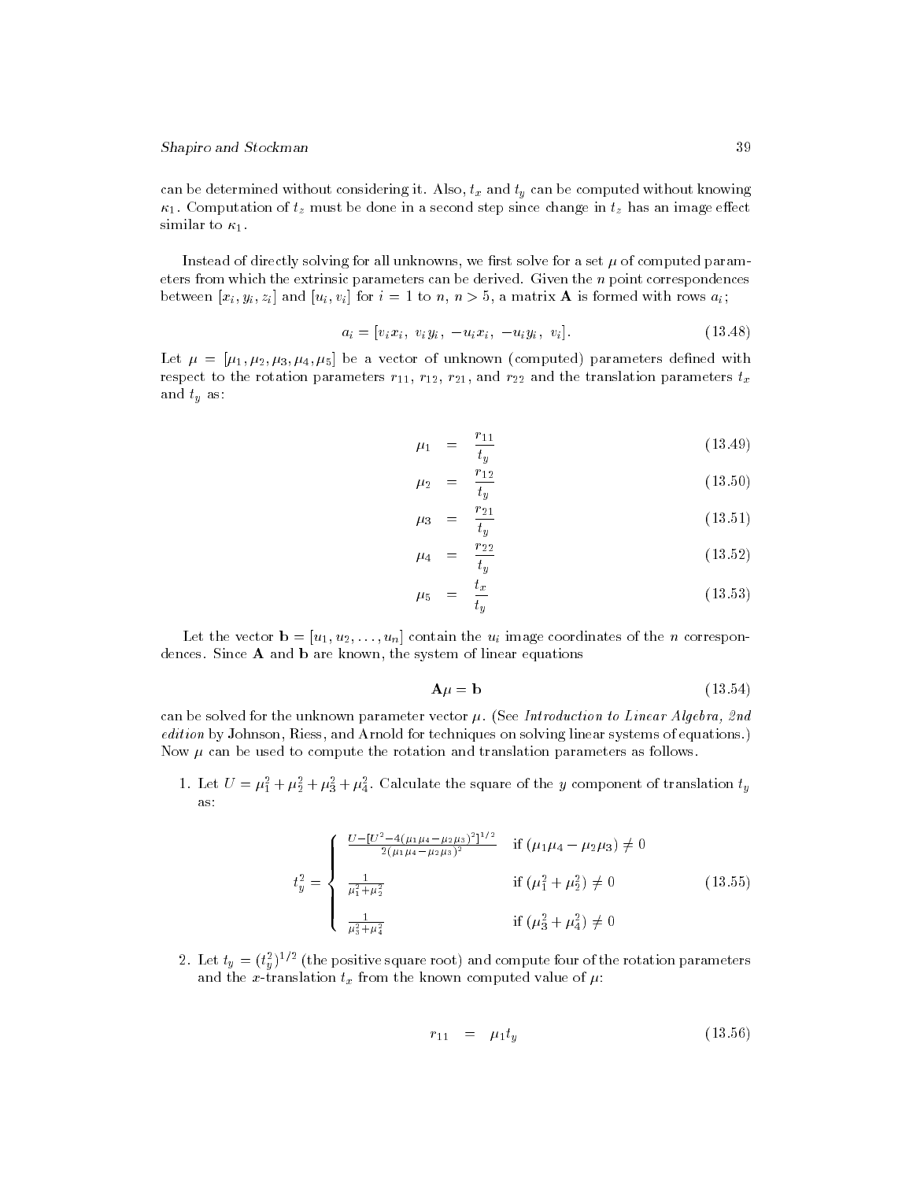can be determined without considering it. Also, $t_x$ and $t_y$ can be computed without knowing $\kappa_1$. Computation of $t_z$ must be done in a second step since change in $t_z$ has an image effect similar to $\kappa_1$.

Instead of directly solving for all unknowns, we first solve for a set $\mu$ of computed parameters from which the extrinsic parameters can be derived. Given the $n$ point correspondences between $[x_i, y_i, z_i]$ and $[u_i, v_i]$ for $i = 1$ to $n$, $n > 5$, a matrix $\mathbf{A}$ is formed with rows $a_i$;

$$a_i = [v_i x_i,\ v_i y_i,\ -u_i x_i,\ -u_i y_i,\ v_i]. \tag{13.48}$$

Let $\mu = [\mu_1, \mu_2, \mu_3, \mu_4, \mu_5]$ be a vector of unknown (computed) parameters defined with respect to the rotation parameters $r_{11}$, $r_{12}$, $r_{21}$, and $r_{22}$ and the translation parameters $t_x$ and $t_y$ as:

$$\mu_1 = \frac{r_{11}}{t_y} \tag{13.49}$$

$$\mu_2 = \frac{r_{12}}{t_y} \tag{13.50}$$

$$\mu_3 = \frac{r_{21}}{t_y} \tag{13.51}$$

$$\mu_4 = \frac{r_{22}}{t_y} \tag{13.52}$$

$$\mu_5 = \frac{t_x}{t_y} \tag{13.53}$$

Let the vector $\mathbf{b} = [u_1, u_2, \ldots, u_n]$ contain the $u_i$ image coordinates of the $n$ correspondences. Since $\mathbf{A}$ and $\mathbf{b}$ are known, the system of linear equations

$$\mathbf{A}\mu = \mathbf{b} \tag{13.54}$$

can be solved for the unknown parameter vector $\mu$. (See *Introduction to Linear Algebra, 2nd edition* by Johnson, Riess, and Arnold for techniques on solving linear systems of equations.) Now $\mu$ can be used to compute the rotation and translation parameters as follows.

1. Let $U = \mu_1^2 + \mu_2^2 + \mu_3^2 + \mu_4^2$. Calculate the square of the $y$ component of translation $t_y$ as:

$$t_y^2 = \begin{cases} \frac{U - [U^2 - 4(\mu_1\mu_4 - \mu_2\mu_3)^2]^{1/2}}{2(\mu_1\mu_4 - \mu_2\mu_3)^2} & \text{if } (\mu_1\mu_4 - \mu_2\mu_3) \neq 0 \\ \frac{1}{\mu_1^2 + \mu_2^2} & \text{if } (\mu_1^2 + \mu_2^2) \neq 0 \\ \frac{1}{\mu_3^2 + \mu_4^2} & \text{if } (\mu_3^2 + \mu_4^2) \neq 0 \end{cases} \tag{13.55}$$

2. Let $t_y = (t_y^2)^{1/2}$ (the positive square root) and compute four of the rotation parameters and the $x$-translation $t_x$ from the known computed value of $\mu$:

$$r_{11} = \mu_1 t_y \tag{13.56}$$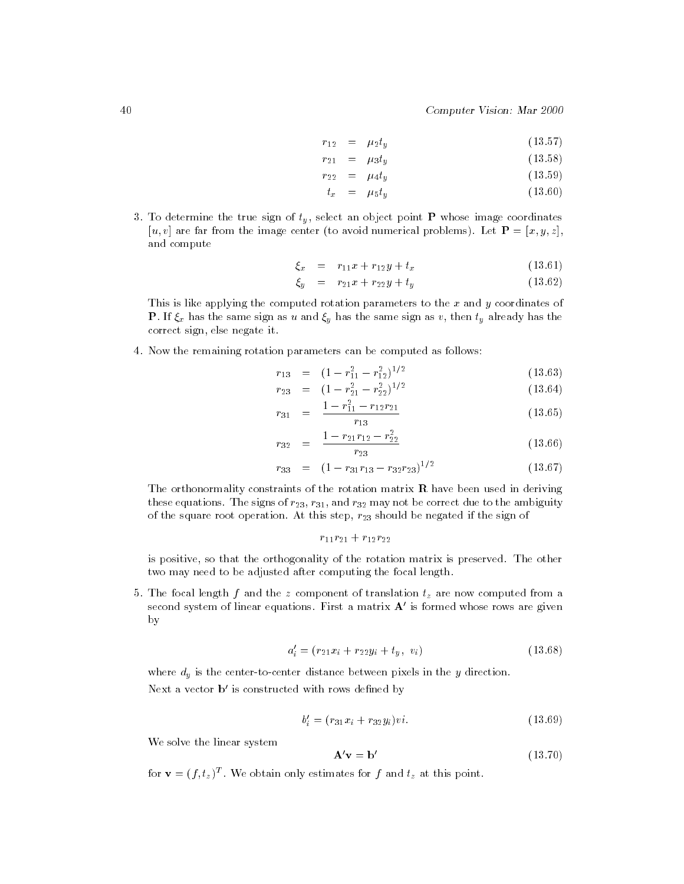$$r_{12} = \mu_2 t_y \tag{13.57}$$

$$r_{21} = \mu_3 t_y \tag{13.58}$$

$$r_{22} = \mu_4 t_y \tag{13.59}$$

$$t_x = \mu_5 t_y \tag{13.60}$$

3. To determine the true sign of $t_y$, select an object point $\mathbf{P}$ whose image coordinates $[u, v]$ are far from the image center (to avoid numerical problems). Let $\mathbf{P} = [x, y, z]$, and compute

$$\xi_x = r_{11}x + r_{12}y + t_x \tag{13.61}$$

$$\xi_y = r_{21}x + r_{22}y + t_y \tag{13.62}$$

This is like applying the computed rotation parameters to the $x$ and $y$ coordinates of $\mathbf{P}$. If $\xi_x$ has the same sign as $u$ and $\xi_y$ has the same sign as $v$, then $t_y$ already has the correct sign, else negate it.

4. Now the remaining rotation parameters can be computed as follows:

$$r_{13} = (1 - r_{11}^2 - r_{12}^2)^{1/2} \tag{13.63}$$

$$r_{23} = (1 - r_{21}^2 - r_{22}^2)^{1/2} \tag{13.64}$$

$$r_{31} = \frac{1 - r_{11}^2 - r_{12}r_{21}}{r_{13}} \tag{13.65}$$

$$r_{32} = \frac{1 - r_{21}r_{12} - r_{22}^2}{r_{23}} \tag{13.66}$$

$$r_{33} = (1 - r_{31}r_{13} - r_{32}r_{23})^{1/2} \tag{13.67}$$

The orthonormality constraints of the rotation matrix $\mathbf{R}$ have been used in deriving these equations. The signs of $r_{23}$, $r_{31}$, and $r_{32}$ may not be correct due to the ambiguity of the square root operation. At this step, $r_{23}$ should be negated if the sign of

$$r_{11}r_{21} + r_{12}r_{22}$$

is positive, so that the orthogonality of the rotation matrix is preserved. The other two may need to be adjusted after computing the focal length.

5. The focal length $f$ and the $z$ component of translation $t_z$ are now computed from a second system of linear equations. First a matrix $\mathbf{A}'$ is formed whose rows are given by

$$a_i' = (r_{21}x_i + r_{22}y_i + t_y,\ v_i) \tag{13.68}$$

where $d_y$ is the center-to-center distance between pixels in the $y$ direction.

Next a vector $\mathbf{b}'$ is constructed with rows defined by

$$b_i' = (r_{31}x_i + r_{32}y_i)vi. \tag{13.69}$$

We solve the linear system

$$\mathbf{A}'\mathbf{v} = \mathbf{b}' \tag{13.70}$$

for $\mathbf{v} = (f, t_z)^T$. We obtain only estimates for $f$ and $t_z$ at this point.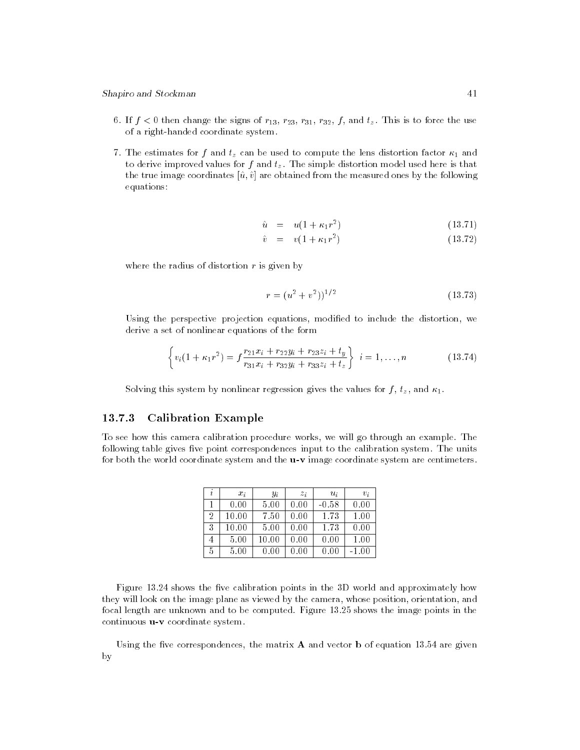6. If $f < 0$ then change the signs of $r_{13}$, $r_{23}$, $r_{31}$, $r_{32}$, $f$, and $t_z$. This is to force the use of a right-handed coordinate system.

7. The estimates for $f$ and $t_z$ can be used to compute the lens distortion factor $\kappa_1$ and to derive improved values for $f$ and $t_z$. The simple distortion model used here is that the true image coordinates $[\hat{u}, \hat{v}]$ are obtained from the measured ones by the following equations:

$$\hat{u} = u(1 + \kappa_1 r^2) \tag{13.71}$$

$$\hat{v} = v(1 + \kappa_1 r^2) \tag{13.72}$$

where the radius of distortion $r$ is given by

$$r = (u^2 + v^2))^{1/2} \tag{13.73}$$

Using the perspective projection equations, modified to include the distortion, we derive a set of nonlinear equations of the form

$$\left\{ v_i(1 + \kappa_1 r^2) = f \frac{r_{21}x_i + r_{22}y_i + r_{23}z_i + t_y}{r_{31}x_i + r_{32}y_i + r_{33}z_i + t_z} \right\} \quad i = 1, \ldots, n \tag{13.74}$$

Solving this system by nonlinear regression gives the values for $f$, $t_z$, and $\kappa_1$.

### 13.7.3 Calibration Example

To see how this camera calibration procedure works, we will go through an example. The following table gives five point correspondences input to the calibration system. The units for both the world coordinate system and the **u-v** image coordinate system are centimeters.

| $i$ | $x_i$ | $y_i$ | $z_i$ | $u_i$ | $v_i$ |
|---|---|---|---|---|---|
| 1 | 0.00 | 5.00 | 0.00 | -0.58 | 0.00 |
| 2 | 10.00 | 7.50 | 0.00 | 1.73 | 1.00 |
| 3 | 10.00 | 5.00 | 0.00 | 1.73 | 0.00 |
| 4 | 5.00 | 10.00 | 0.00 | 0.00 | 1.00 |
| 5 | 5.00 | 0.00 | 0.00 | 0.00 | -1.00 |

Figure 13.24 shows the five calibration points in the 3D world and approximately how they will look on the image plane as viewed by the camera, whose position, orientation, and focal length are unknown and to be computed. Figure 13.25 shows the image points in the continuous **u-v** coordinate system.

Using the five correspondences, the matrix **A** and vector **b** of equation 13.54 are given by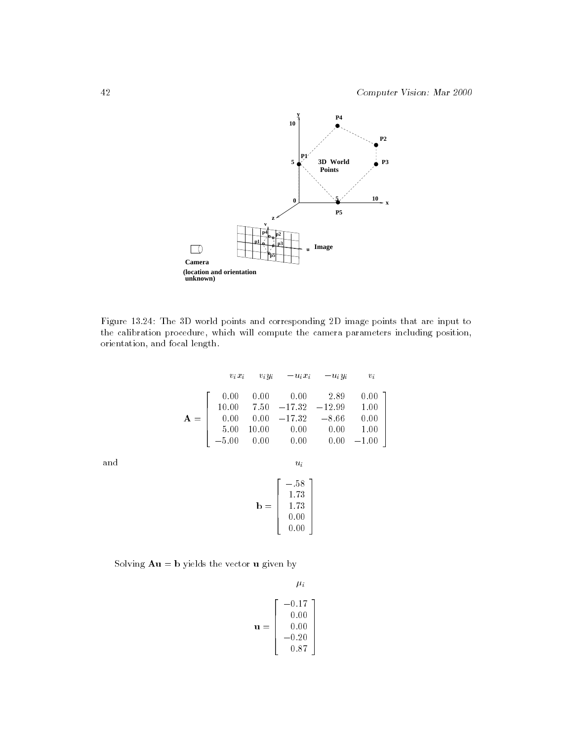Figure 13.24: The 3D world points and corresponding 2D image points that are input to the calibration procedure, which will compute the camera parameters including position, orientation, and focal length.

$$
\begin{array}{c} \\ \mathbf{A} = \end{array}
\begin{array}{c}
\begin{array}{ccccc} v_i x_i & v_i y_i & -u_i x_i & -u_i y_i & v_i \end{array} \\
\left[ \begin{array}{ccccc}
0.00 & 0.00 & 0.00 & 2.89 & 0.00 \\
10.00 & 7.50 & -17.32 & -12.99 & 1.00 \\
0.00 & 0.00 & -17.32 & -8.66 & 0.00 \\
5.00 & 10.00 & 0.00 & 0.00 & 1.00 \\
-5.00 & 0.00 & 0.00 & 0.00 & -1.00
\end{array} \right]
\end{array}
$$

and

$$
\mathbf{b} = \overset{u_i}{\left[ \begin{array}{c} -.58 \\ 1.73 \\ 1.73 \\ 0.00 \\ 0.00 \end{array} \right]}
$$

Solving $\mathbf{A}\mathbf{u} = \mathbf{b}$ yields the vector $\mathbf{u}$ given by

$$
\mathbf{u} = \overset{\mu_i}{\left[ \begin{array}{c} -0.17 \\ 0.00 \\ 0.00 \\ -0.20 \\ 0.87 \end{array} \right]}
$$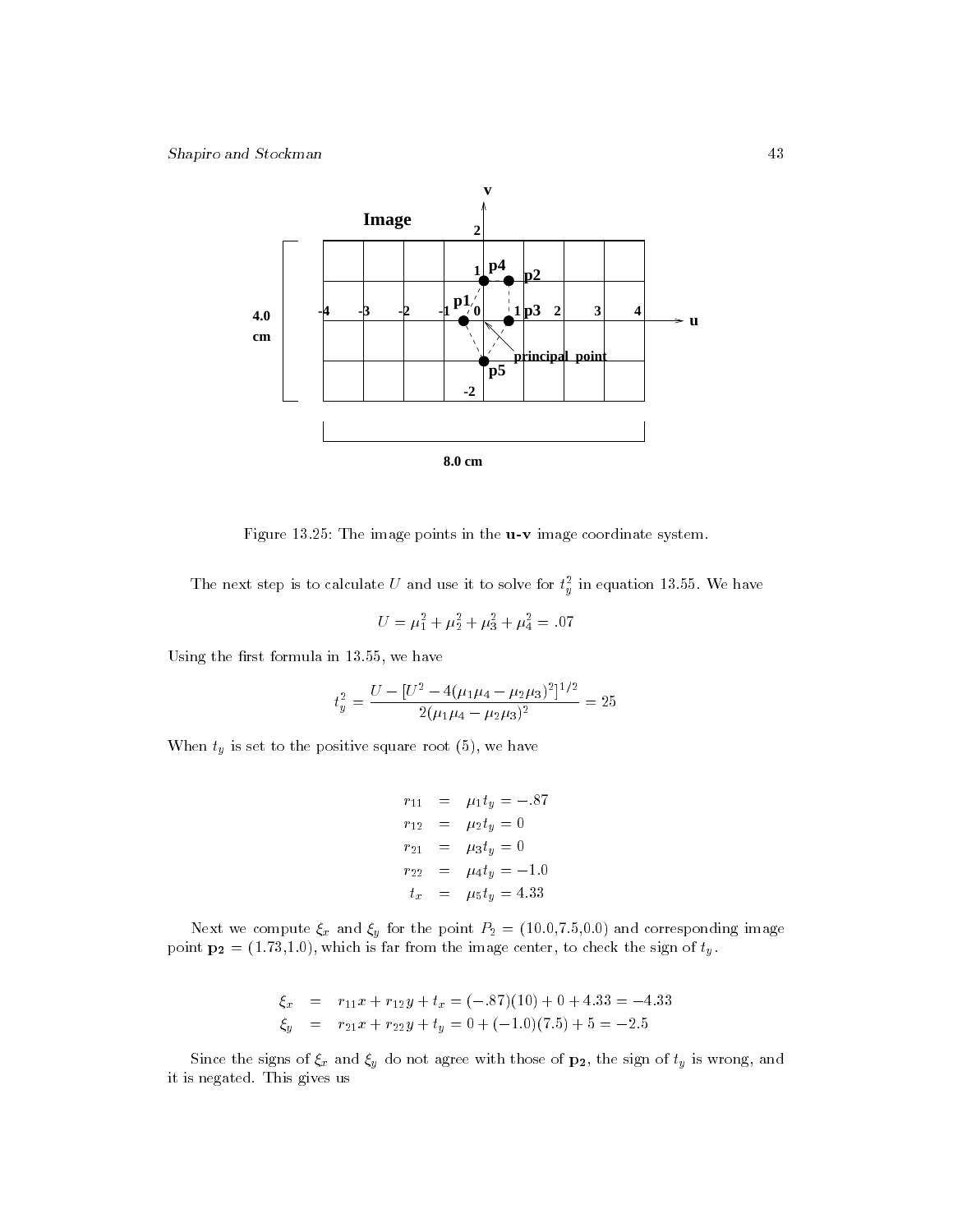Figure 13.25: The image points in the **u-v** image coordinate system.

The next step is to calculate $U$ and use it to solve for $t_y^2$ in equation 13.55. We have

$$U = \mu_1^2 + \mu_2^2 + \mu_3^2 + \mu_4^2 = .07$$

Using the first formula in 13.55, we have

$$t_y^2 = \frac{U - [U^2 - 4(\mu_1\mu_4 - \mu_2\mu_3)^2]^{1/2}}{2(\mu_1\mu_4 - \mu_2\mu_3)^2} = 25$$

When $t_y$ is set to the positive square root (5), we have

$$\begin{aligned}
r_{11} &= \mu_1 t_y = -.87 \\
r_{12} &= \mu_2 t_y = 0 \\
r_{21} &= \mu_3 t_y = 0 \\
r_{22} &= \mu_4 t_y = -1.0 \\
t_x &= \mu_5 t_y = 4.33
\end{aligned}$$

Next we compute $\xi_x$ and $\xi_y$ for the point $P_2 = (10.0,7.5,0.0)$ and corresponding image point $\mathbf{p_2} = (1.73,1.0)$, which is far from the image center, to check the sign of $t_y$.

$$\begin{aligned}
\xi_x &= r_{11}x + r_{12}y + t_x = (-.87)(10) + 0 + 4.33 = -4.33 \\
\xi_y &= r_{21}x + r_{22}y + t_y = 0 + (-1.0)(7.5) + 5 = -2.5
\end{aligned}$$

Since the signs of $\xi_x$ and $\xi_y$ do not agree with those of $\mathbf{p_2}$, the sign of $t_y$ is wrong, and it is negated. This gives us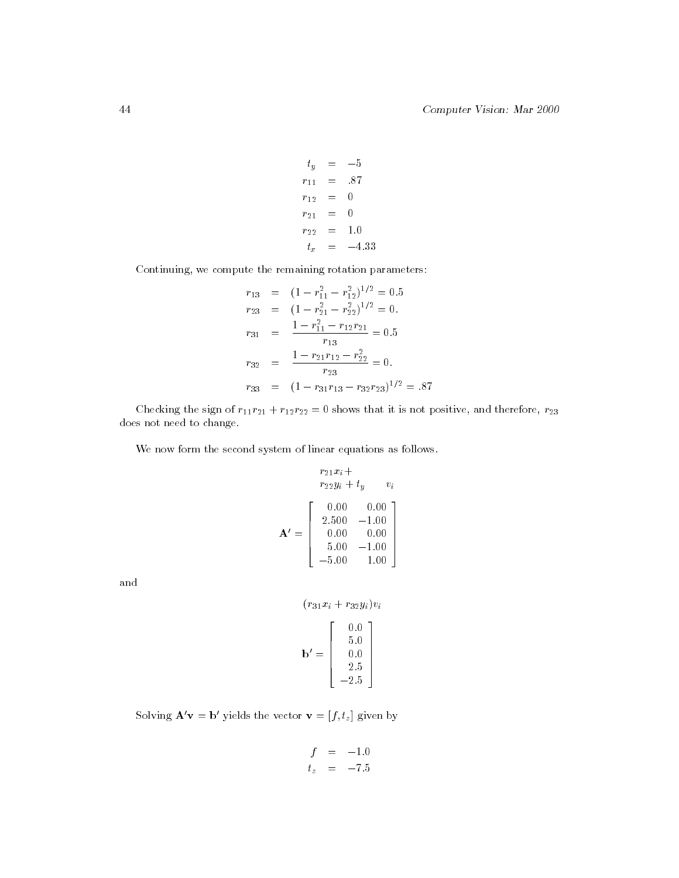$$
\begin{aligned}
t_y &= -5 \\
r_{11} &= .87 \\
r_{12} &= 0 \\
r_{21} &= 0 \\
r_{22} &= 1.0 \\
t_x &= -4.33
\end{aligned}
$$

Continuing, we compute the remaining rotation parameters:

$$
\begin{aligned}
r_{13} &= (1 - r_{11}^2 - r_{12}^2)^{1/2} = 0.5 \\
r_{23} &= (1 - r_{21}^2 - r_{22}^2)^{1/2} = 0. \\
r_{31} &= \frac{1 - r_{11}^2 - r_{12} r_{21}}{r_{13}} = 0.5 \\
r_{32} &= \frac{1 - r_{21} r_{12} - r_{22}^2}{r_{23}} = 0. \\
r_{33} &= (1 - r_{31} r_{13} - r_{32} r_{23})^{1/2} = .87
\end{aligned}
$$

Checking the sign of $r_{11}r_{21} + r_{12}r_{22} = 0$ shows that it is not positive, and therefore, $r_{23}$ does not need to change.

We now form the second system of linear equations as follows.

$$
\begin{array}{cc}
r_{21}x_i + & \\
r_{22}y_i + t_y & v_i
\end{array}
$$

$$
\mathbf{A}' = \begin{bmatrix} 0.00 & 0.00 \\ 2.500 & -1.00 \\ 0.00 & 0.00 \\ 5.00 & -1.00 \\ -5.00 & 1.00 \end{bmatrix}
$$

and

$$
(r_{31}x_i + r_{32}y_i)v_i
$$

$$
\mathbf{b}' = \begin{bmatrix} 0.0 \\ 5.0 \\ 0.0 \\ 2.5 \\ -2.5 \end{bmatrix}
$$

Solving $\mathbf{A}'\mathbf{v} = \mathbf{b}'$ yields the vector $\mathbf{v} = [f, t_z]$ given by

$$
\begin{aligned}
f &= -1.0 \\
t_z &= -7.5
\end{aligned}
$$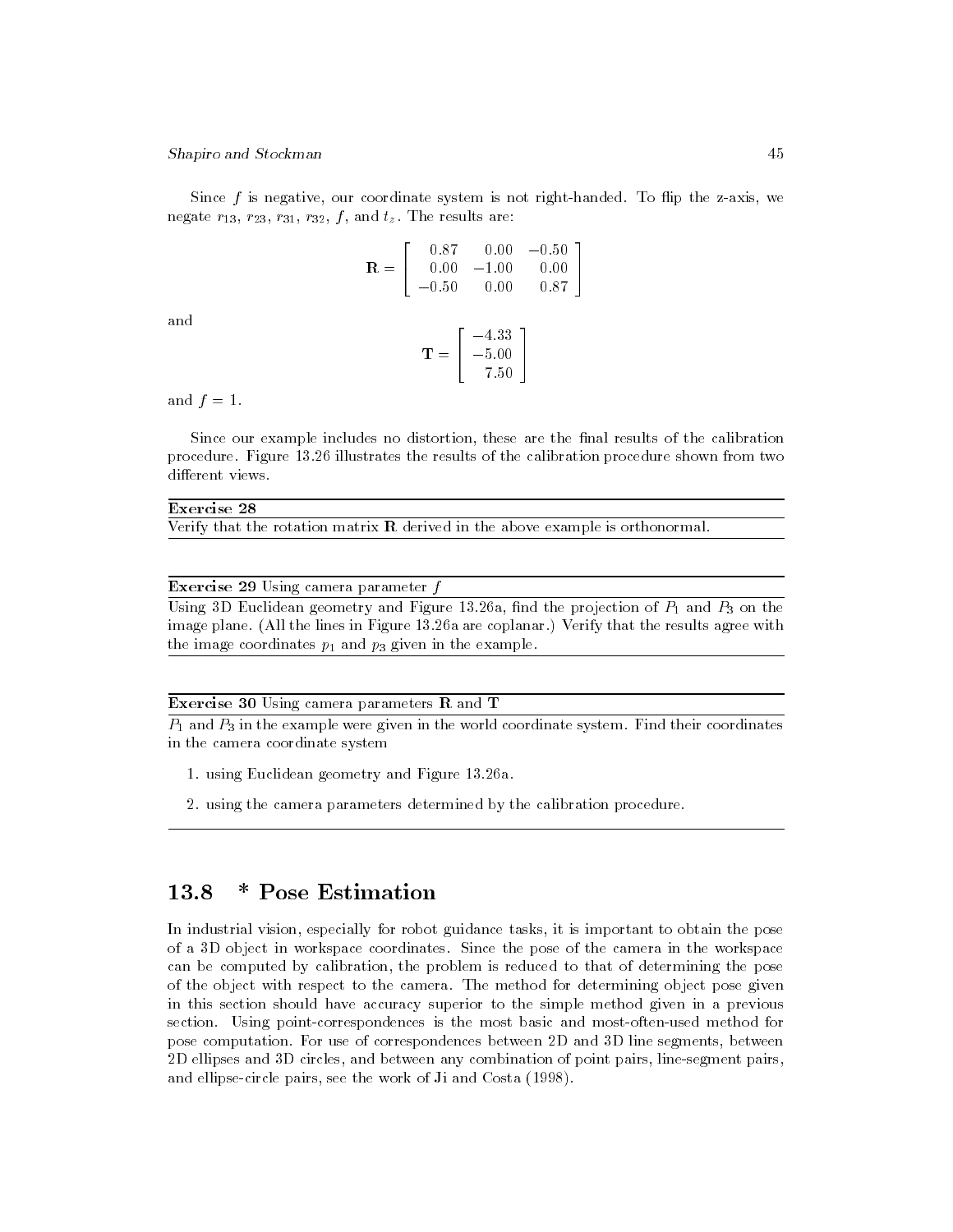Since $f$ is negative, our coordinate system is not right-handed. To flip the z-axis, we negate $r_{13}$, $r_{23}$, $r_{31}$, $r_{32}$, $f$, and $t_z$. The results are:

$$\mathbf{R} = \begin{bmatrix} 0.87 & 0.00 & -0.50 \\ 0.00 & -1.00 & 0.00 \\ -0.50 & 0.00 & 0.87 \end{bmatrix}$$

and

$$\mathbf{T} = \begin{bmatrix} -4.33 \\ -5.00 \\ 7.50 \end{bmatrix}$$

and $f = 1$.

Since our example includes no distortion, these are the final results of the calibration procedure. Figure 13.26 illustrates the results of the calibration procedure shown from two different views.

---

**Exercise 28**

Verify that the rotation matrix $\mathbf{R}$ derived in the above example is orthonormal.

---

**Exercise 29** Using camera parameter $f$

Using 3D Euclidean geometry and Figure 13.26a, find the projection of $P_1$ and $P_3$ on the image plane. (All the lines in Figure 13.26a are coplanar.) Verify that the results agree with the image coordinates $p_1$ and $p_3$ given in the example.

---

**Exercise 30** Using camera parameters $\mathbf{R}$ and $\mathbf{T}$

$P_1$ and $P_3$ in the example were given in the world coordinate system. Find their coordinates in the camera coordinate system

1. using Euclidean geometry and Figure 13.26a.
2. using the camera parameters determined by the calibration procedure.

---

## 13.8 * Pose Estimation

In industrial vision, especially for robot guidance tasks, it is important to obtain the pose of a 3D object in workspace coordinates. Since the pose of the camera in the workspace can be computed by calibration, the problem is reduced to that of determining the pose of the object with respect to the camera. The method for determining object pose given in this section should have accuracy superior to the simple method given in a previous section. Using point-correspondences is the most basic and most-often-used method for pose computation. For use of correspondences between 2D and 3D line segments, between 2D ellipses and 3D circles, and between any combination of point pairs, line-segment pairs, and ellipse-circle pairs, see the work of Ji and Costa (1998).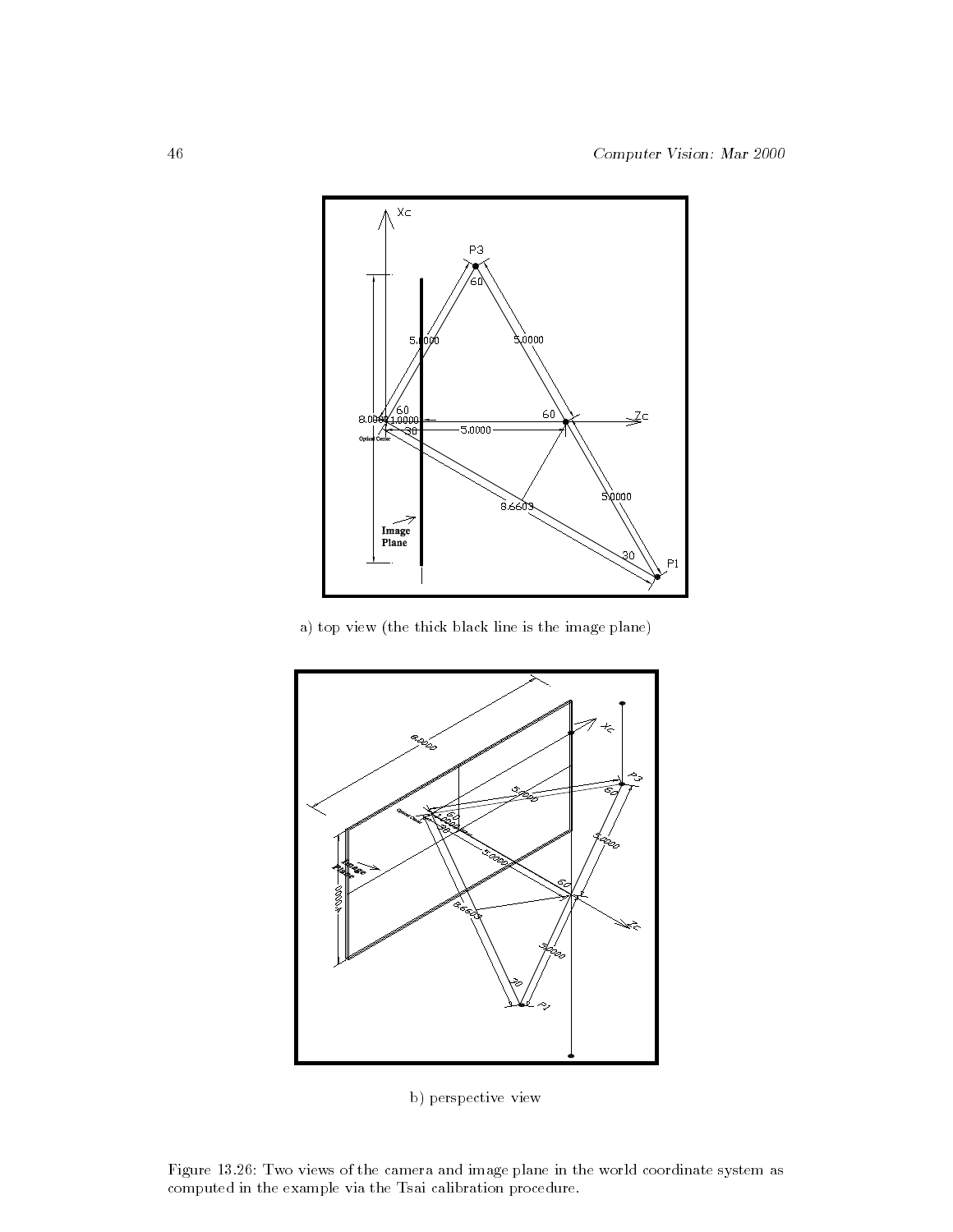a) top view (the thick black line is the image plane)

b) perspective view

Figure 13.26: Two views of the camera and image plane in the world coordinate system as computed in the example via the Tsai calibration procedure.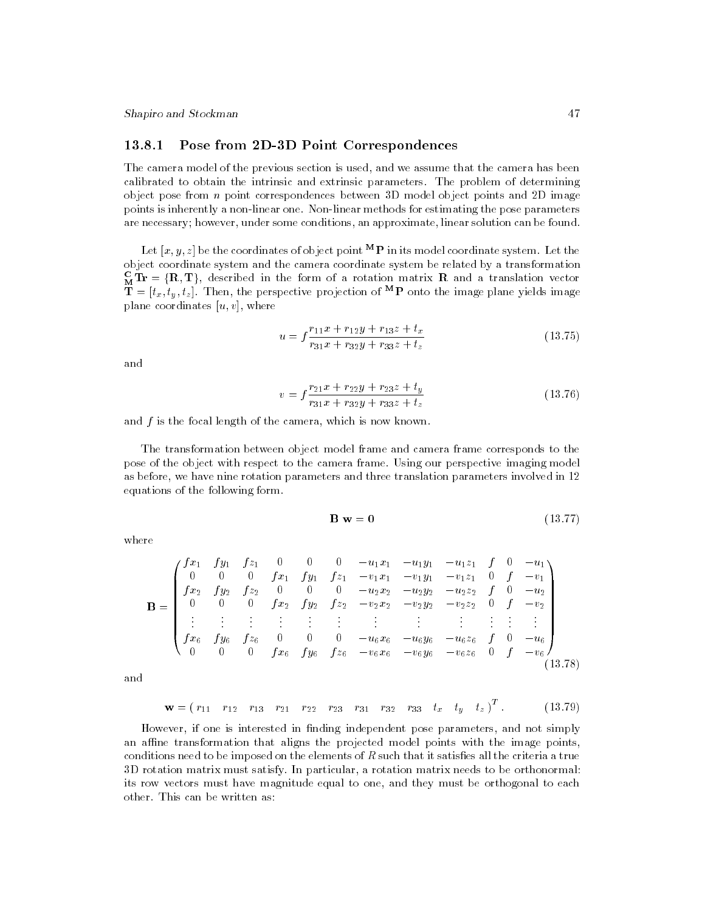### 13.8.1 Pose from 2D-3D Point Correspondences

The camera model of the previous section is used, and we assume that the camera has been calibrated to obtain the intrinsic and extrinsic parameters. The problem of determining object pose from $n$ point correspondences between 3D model object points and 2D image points is inherently a non-linear one. Non-linear methods for estimating the pose parameters are necessary; however, under some conditions, an approximate, linear solution can be found.

Let $[x, y, z]$ be the coordinates of object point ${}^{\mathbf{M}}\mathbf{P}$ in its model coordinate system. Let the object coordinate system and the camera coordinate system be related by a transformation ${}^{\mathbf{C}}_{\mathbf{M}}\mathbf{Tr} = \{\mathbf{R}, \mathbf{T}\}$, described in the form of a rotation matrix $\mathbf{R}$ and a translation vector $\mathbf{T} = [t_x, t_y, t_z]$. Then, the perspective projection of ${}^{\mathbf{M}}\mathbf{P}$ onto the image plane yields image plane coordinates $[u, v]$, where

$$u = f \frac{r_{11}x + r_{12}y + r_{13}z + t_x}{r_{31}x + r_{32}y + r_{33}z + t_z} \tag{13.75}$$

and

$$v = f \frac{r_{21}x + r_{22}y + r_{23}z + t_y}{r_{31}x + r_{32}y + r_{33}z + t_z} \tag{13.76}$$

and $f$ is the focal length of the camera, which is now known.

The transformation between object model frame and camera frame corresponds to the pose of the object with respect to the camera frame. Using our perspective imaging model as before, we have nine rotation parameters and three translation parameters involved in 12 equations of the following form.

$$\mathbf{B}\ \mathbf{w} = \mathbf{0} \tag{13.77}$$

where

$$\mathbf{B} = \begin{pmatrix} fx_1 & fy_1 & fz_1 & 0 & 0 & 0 & -u_1x_1 & -u_1y_1 & -u_1z_1 & f & 0 & -u_1 \\ 0 & 0 & 0 & fx_1 & fy_1 & fz_1 & -v_1x_1 & -v_1y_1 & -v_1z_1 & 0 & f & -v_1 \\ fx_2 & fy_2 & fz_2 & 0 & 0 & 0 & -u_2x_2 & -u_2y_2 & -u_2z_2 & f & 0 & -u_2 \\ 0 & 0 & 0 & fx_2 & fy_2 & fz_2 & -v_2x_2 & -v_2y_2 & -v_2z_2 & 0 & f & -v_2 \\ \vdots & \vdots & \vdots & \vdots & \vdots & \vdots & \vdots & \vdots & \vdots & \vdots & \vdots & \vdots \\ fx_6 & fy_6 & fz_6 & 0 & 0 & 0 & -u_6x_6 & -u_6y_6 & -u_6z_6 & f & 0 & -u_6 \\ 0 & 0 & 0 & fx_6 & fy_6 & fz_6 & -v_6x_6 & -v_6y_6 & -v_6z_6 & 0 & f & -v_6 \end{pmatrix} \tag{13.78}$$

and

$$\mathbf{w} = (\, r_{11} \quad r_{12} \quad r_{13} \quad r_{21} \quad r_{22} \quad r_{23} \quad r_{31} \quad r_{32} \quad r_{33} \quad t_x \quad t_y \quad t_z \,)^T. \tag{13.79}$$

However, if one is interested in finding independent pose parameters, and not simply an affine transformation that aligns the projected model points with the image points, conditions need to be imposed on the elements of $R$ such that it satisfies all the criteria a true 3D rotation matrix must satisfy. In particular, a rotation matrix needs to be orthonormal: its row vectors must have magnitude equal to one, and they must be orthogonal to each other. This can be written as: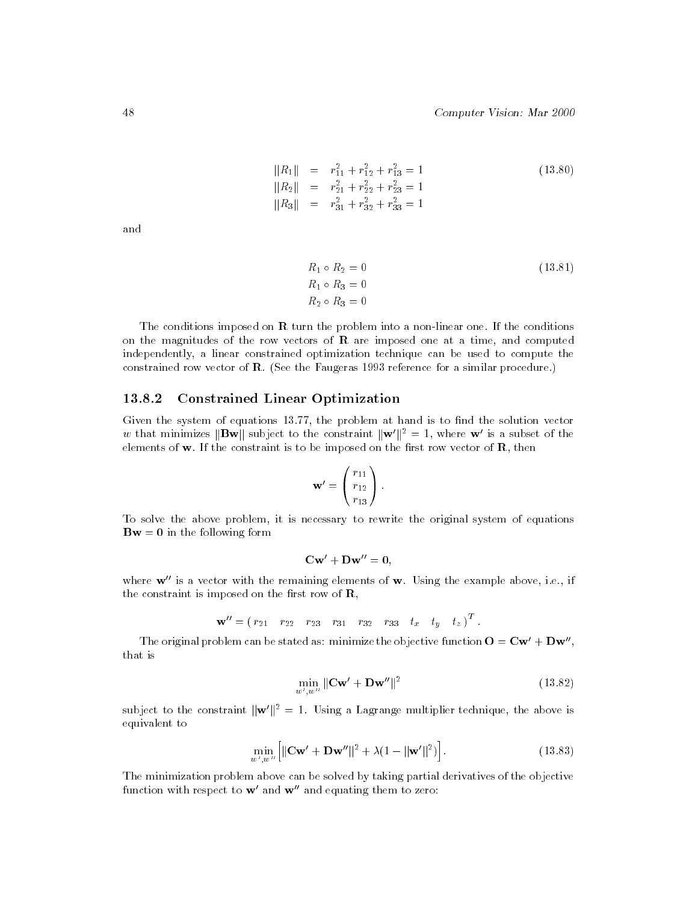$$
\begin{aligned}
||R_1|| &= r_{11}^2 + r_{12}^2 + r_{13}^2 = 1 \\
||R_2|| &= r_{21}^2 + r_{22}^2 + r_{23}^2 = 1 \\
||R_3|| &= r_{31}^2 + r_{32}^2 + r_{33}^2 = 1
\end{aligned}
\tag{13.80}
$$

and

$$
\begin{aligned}
&R_1 \circ R_2 = 0 \\
&R_1 \circ R_3 = 0 \\
&R_2 \circ R_3 = 0
\end{aligned}
\tag{13.81}
$$

The conditions imposed on $\mathbf{R}$ turn the problem into a non-linear one. If the conditions on the magnitudes of the row vectors of $\mathbf{R}$ are imposed one at a time, and computed independently, a linear constrained optimization technique can be used to compute the constrained row vector of $\mathbf{R}$. (See the Faugeras 1993 reference for a similar procedure.)

### 13.8.2 Constrained Linear Optimization

Given the system of equations 13.77, the problem at hand is to find the solution vector $w$ that minimizes $||\mathbf{Bw}||$ subject to the constraint $||\mathbf{w'}||^2 = 1$, where $\mathbf{w'}$ is a subset of the elements of $\mathbf{w}$. If the constraint is to be imposed on the first row vector of $\mathbf{R}$, then

$$
\mathbf{w'} = \begin{pmatrix} r_{11} \\ r_{12} \\ r_{13} \end{pmatrix}.
$$

To solve the above problem, it is necessary to rewrite the original system of equations $\mathbf{Bw} = \mathbf{0}$ in the following form

$$
\mathbf{Cw'} + \mathbf{Dw''} = \mathbf{0},
$$

where $\mathbf{w''}$ is a vector with the remaining elements of $\mathbf{w}$. Using the example above, i.e., if the constraint is imposed on the first row of $\mathbf{R}$,

$$
\mathbf{w''} = (\, r_{21} \quad r_{22} \quad r_{23} \quad r_{31} \quad r_{32} \quad r_{33} \quad t_x \quad t_y \quad t_z \,)^T .
$$

The original problem can be stated as: minimize the objective function $\mathbf{O} = \mathbf{Cw'} + \mathbf{Dw''}$, that is

$$
\min_{w', w''} ||\mathbf{Cw'} + \mathbf{Dw''}||^2 \tag{13.82}
$$

subject to the constraint $||\mathbf{w'}||^2 = 1$. Using a Lagrange multiplier technique, the above is equivalent to

$$
\min_{w', w''} \left[ ||\mathbf{Cw'} + \mathbf{Dw''}||^2 + \lambda(1 - ||\mathbf{w'}||^2) \right]. \tag{13.83}
$$

The minimization problem above can be solved by taking partial derivatives of the objective function with respect to $\mathbf{w'}$ and $\mathbf{w''}$ and equating them to zero: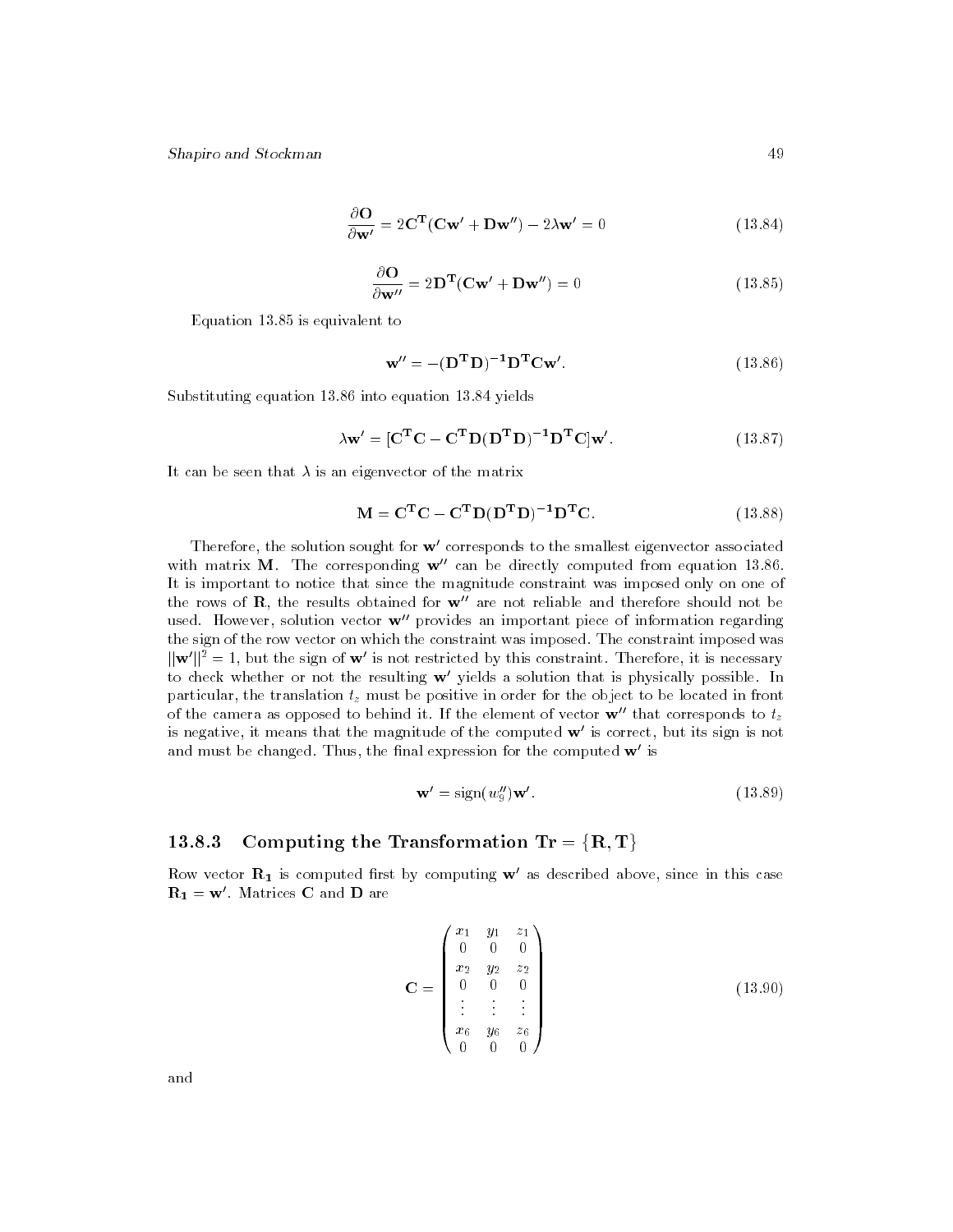$$\frac{\partial \mathbf{O}}{\partial \mathbf{w'}} = 2\mathbf{C^T}(\mathbf{Cw'} + \mathbf{Dw''}) - 2\lambda \mathbf{w'} = 0 \tag{13.84}$$

$$\frac{\partial \mathbf{O}}{\partial \mathbf{w''}} = 2\mathbf{D^T}(\mathbf{Cw'} + \mathbf{Dw''}) = 0 \tag{13.85}$$

Equation 13.85 is equivalent to

$$\mathbf{w''} = -(\mathbf{D^T D})^{-1}\mathbf{D^T C w'}. \tag{13.86}$$

Substituting equation 13.86 into equation 13.84 yields

$$\lambda \mathbf{w'} = [\mathbf{C^T C} - \mathbf{C^T D}(\mathbf{D^T D})^{-1}\mathbf{D^T C}]\mathbf{w'}. \tag{13.87}$$

It can be seen that $\lambda$ is an eigenvector of the matrix

$$\mathbf{M} = \mathbf{C^T C} - \mathbf{C^T D}(\mathbf{D^T D})^{-1}\mathbf{D^T C}. \tag{13.88}$$

Therefore, the solution sought for $\mathbf{w'}$ corresponds to the smallest eigenvector associated with matrix $\mathbf{M}$. The corresponding $\mathbf{w''}$ can be directly computed from equation 13.86. It is important to notice that since the magnitude constraint was imposed only on one of the rows of $\mathbf{R}$, the results obtained for $\mathbf{w''}$ are not reliable and therefore should not be used. However, solution vector $\mathbf{w''}$ provides an important piece of information regarding the sign of the row vector on which the constraint was imposed. The constraint imposed was $||\mathbf{w'}||^2 = 1$, but the sign of $\mathbf{w'}$ is not restricted by this constraint. Therefore, it is necessary to check whether or not the resulting $\mathbf{w'}$ yields a solution that is physically possible. In particular, the translation $t_z$ must be positive in order for the object to be located in front of the camera as opposed to behind it. If the element of vector $\mathbf{w''}$ that corresponds to $t_z$ is negative, it means that the magnitude of the computed $\mathbf{w'}$ is correct, but its sign is not and must be changed. Thus, the final expression for the computed $\mathbf{w'}$ is

$$\mathbf{w'} = \text{sign}(w''_9)\mathbf{w'}. \tag{13.89}$$

### 13.8.3 Computing the Transformation $\mathbf{Tr} = \{\mathbf{R}, \mathbf{T}\}$

Row vector $\mathbf{R_1}$ is computed first by computing $\mathbf{w'}$ as described above, since in this case $\mathbf{R_1} = \mathbf{w'}$. Matrices $\mathbf{C}$ and $\mathbf{D}$ are

$$\mathbf{C} = \begin{pmatrix} x_1 & y_1 & z_1 \\ 0 & 0 & 0 \\ x_2 & y_2 & z_2 \\ 0 & 0 & 0 \\ \vdots & \vdots & \vdots \\ x_6 & y_6 & z_6 \\ 0 & 0 & 0 \end{pmatrix} \tag{13.90}$$

and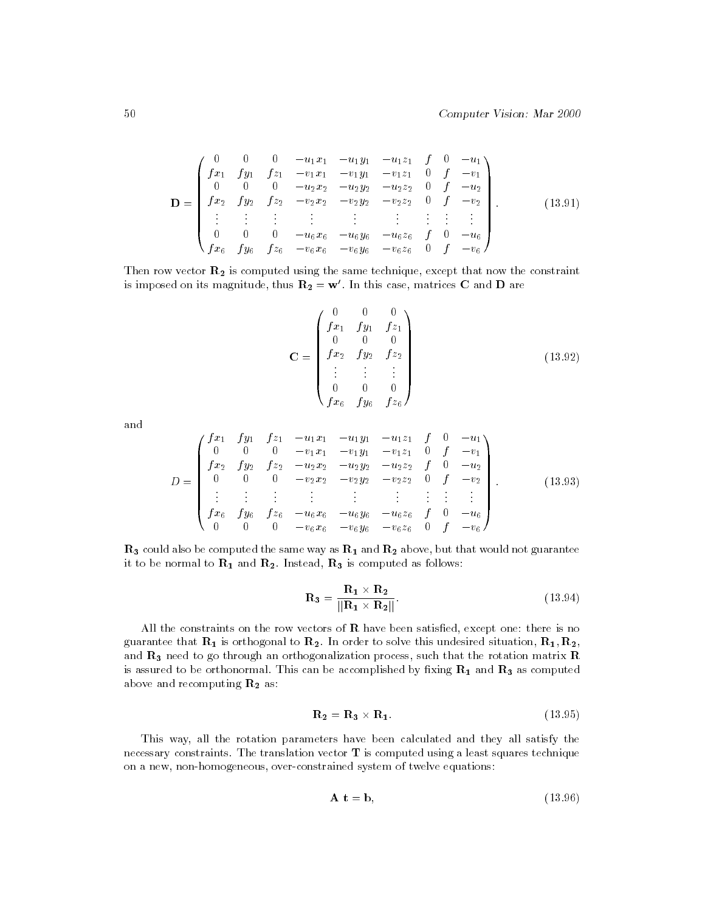$$
\mathbf{D} = \begin{pmatrix}
0 & 0 & 0 & -u_1 x_1 & -u_1 y_1 & -u_1 z_1 & f & 0 & -u_1 \\
f x_1 & f y_1 & f z_1 & -v_1 x_1 & -v_1 y_1 & -v_1 z_1 & 0 & f & -v_1 \\
0 & 0 & 0 & -u_2 x_2 & -u_2 y_2 & -u_2 z_2 & 0 & f & -u_2 \\
f x_2 & f y_2 & f z_2 & -v_2 x_2 & -v_2 y_2 & -v_2 z_2 & 0 & f & -v_2 \\
\vdots & \vdots & \vdots & \vdots & \vdots & \vdots & \vdots & \vdots & \vdots \\
0 & 0 & 0 & -u_6 x_6 & -u_6 y_6 & -u_6 z_6 & f & 0 & -u_6 \\
f x_6 & f y_6 & f z_6 & -v_6 x_6 & -v_6 y_6 & -v_6 z_6 & 0 & f & -v_6
\end{pmatrix}. \tag{13.91}
$$

Then row vector $\mathbf{R_2}$ is computed using the same technique, except that now the constraint is imposed on its magnitude, thus $\mathbf{R_2} = \mathbf{w}'$. In this case, matrices $\mathbf{C}$ and $\mathbf{D}$ are

$$
\mathbf{C} = \begin{pmatrix}
0 & 0 & 0 \\
f x_1 & f y_1 & f z_1 \\
0 & 0 & 0 \\
f x_2 & f y_2 & f z_2 \\
\vdots & \vdots & \vdots \\
0 & 0 & 0 \\
f x_6 & f y_6 & f z_6
\end{pmatrix} \tag{13.92}
$$

and

$$
D = \begin{pmatrix}
f x_1 & f y_1 & f z_1 & -u_1 x_1 & -u_1 y_1 & -u_1 z_1 & f & 0 & -u_1 \\
0 & 0 & 0 & -v_1 x_1 & -v_1 y_1 & -v_1 z_1 & 0 & f & -v_1 \\
f x_2 & f y_2 & f z_2 & -u_2 x_2 & -u_2 y_2 & -u_2 z_2 & f & 0 & -u_2 \\
0 & 0 & 0 & -v_2 x_2 & -v_2 y_2 & -v_2 z_2 & 0 & f & -v_2 \\
\vdots & \vdots & \vdots & \vdots & \vdots & \vdots & \vdots & \vdots & \vdots \\
f x_6 & f y_6 & f z_6 & -u_6 x_6 & -u_6 y_6 & -u_6 z_6 & f & 0 & -u_6 \\
0 & 0 & 0 & -v_6 x_6 & -v_6 y_6 & -v_6 z_6 & 0 & f & -v_6
\end{pmatrix}. \tag{13.93}
$$

$\mathbf{R_3}$ could also be computed the same way as $\mathbf{R_1}$ and $\mathbf{R_2}$ above, but that would not guarantee it to be normal to $\mathbf{R_1}$ and $\mathbf{R_2}$. Instead, $\mathbf{R_3}$ is computed as follows:

$$
\mathbf{R_3} = \frac{\mathbf{R_1} \times \mathbf{R_2}}{||\mathbf{R_1} \times \mathbf{R_2}||}. \tag{13.94}
$$

All the constraints on the row vectors of $\mathbf{R}$ have been satisfied, except one: there is no guarantee that $\mathbf{R_1}$ is orthogonal to $\mathbf{R_2}$. In order to solve this undesired situation, $\mathbf{R_1}, \mathbf{R_2}$, and $\mathbf{R_3}$ need to go through an orthogonalization process, such that the rotation matrix $\mathbf{R}$ is assured to be orthonormal. This can be accomplished by fixing $\mathbf{R_1}$ and $\mathbf{R_3}$ as computed above and recomputing $\mathbf{R_2}$ as:

$$
\mathbf{R_2} = \mathbf{R_3} \times \mathbf{R_1}. \tag{13.95}
$$

This way, all the rotation parameters have been calculated and they all satisfy the necessary constraints. The translation vector $\mathbf{T}$ is computed using a least squares technique on a new, non-homogeneous, over-constrained system of twelve equations:

$$
\mathbf{A}\ \mathbf{t} = \mathbf{b}, \tag{13.96}
$$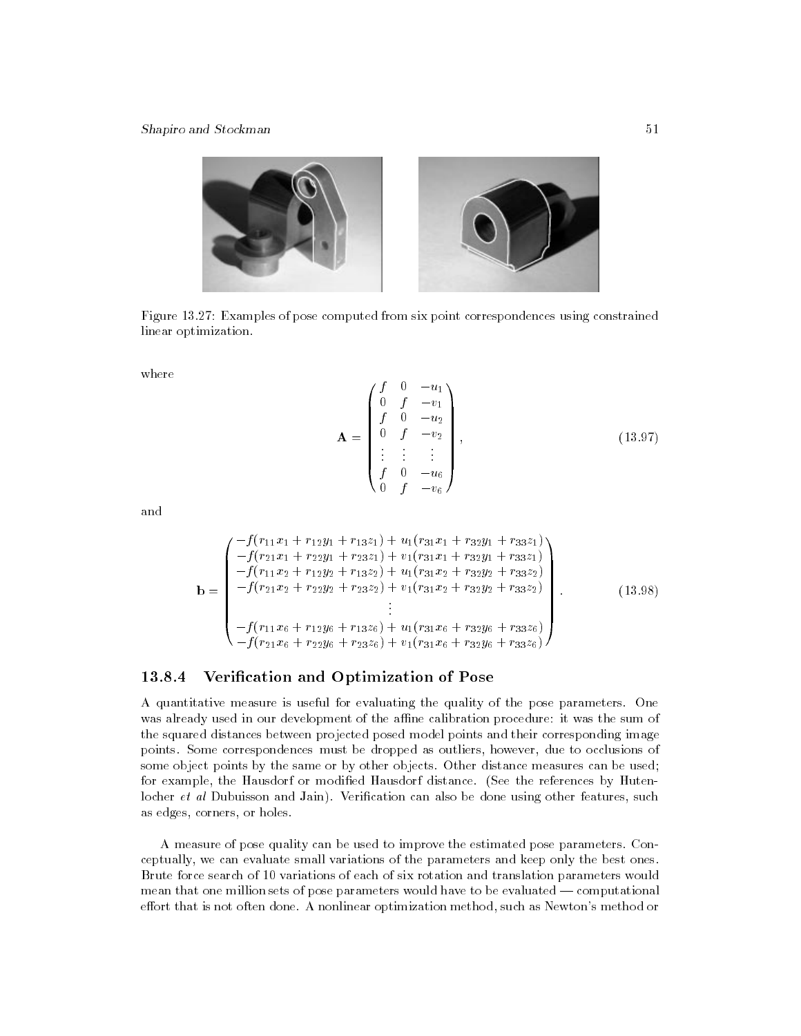Figure 13.27: Examples of pose computed from six point correspondences using constrained linear optimization.

where

$$\mathbf{A} = \begin{pmatrix} f & 0 & -u_1 \\ 0 & f & -v_1 \\ f & 0 & -u_2 \\ 0 & f & -v_2 \\ \vdots & \vdots & \vdots \\ f & 0 & -u_6 \\ 0 & f & -v_6 \end{pmatrix}, \tag{13.97}$$

and

$$\mathbf{b} = \begin{pmatrix} -f(r_{11}x_1 + r_{12}y_1 + r_{13}z_1) + u_1(r_{31}x_1 + r_{32}y_1 + r_{33}z_1) \\ -f(r_{21}x_1 + r_{22}y_1 + r_{23}z_1) + v_1(r_{31}x_1 + r_{32}y_1 + r_{33}z_1) \\ -f(r_{11}x_2 + r_{12}y_2 + r_{13}z_2) + u_1(r_{31}x_2 + r_{32}y_2 + r_{33}z_2) \\ -f(r_{21}x_2 + r_{22}y_2 + r_{23}z_2) + v_1(r_{31}x_2 + r_{32}y_2 + r_{33}z_2) \\ \vdots \\ -f(r_{11}x_6 + r_{12}y_6 + r_{13}z_6) + u_1(r_{31}x_6 + r_{32}y_6 + r_{33}z_6) \\ -f(r_{21}x_6 + r_{22}y_6 + r_{23}z_6) + v_1(r_{31}x_6 + r_{32}y_6 + r_{33}z_6) \end{pmatrix}. \tag{13.98}$$

### 13.8.4 Verification and Optimization of Pose

A quantitative measure is useful for evaluating the quality of the pose parameters. One was already used in our development of the affine calibration procedure: it was the sum of the squared distances between projected posed model points and their corresponding image points. Some correspondences must be dropped as outliers, however, due to occlusions of some object points by the same or by other objects. Other distance measures can be used; for example, the Hausdorf or modified Hausdorf distance. (See the references by Hutenlocher *et al* Dubuisson and Jain). Verification can also be done using other features, such as edges, corners, or holes.

A measure of pose quality can be used to improve the estimated pose parameters. Conceptually, we can evaluate small variations of the parameters and keep only the best ones. Brute force search of 10 variations of each of six rotation and translation parameters would mean that one million sets of pose parameters would have to be evaluated — computational effort that is not often done. A nonlinear optimization method, such as Newton's method or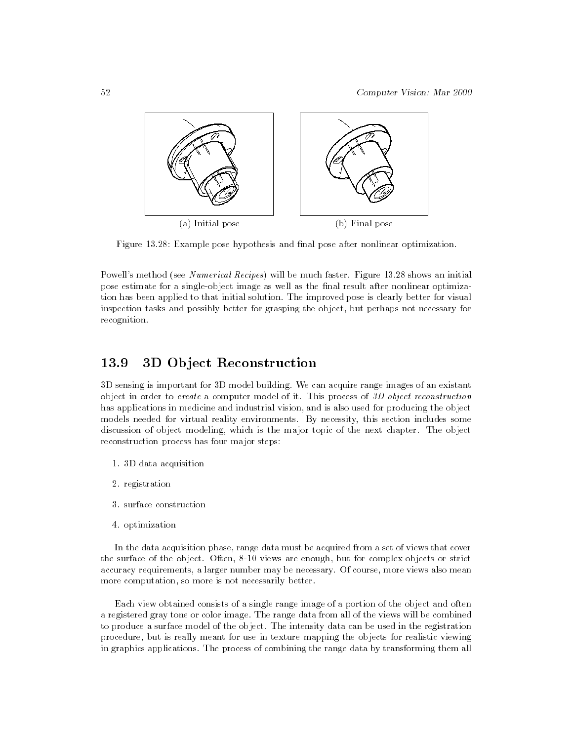(a) Initial pose

(b) Final pose

Figure 13.28: Example pose hypothesis and final pose after nonlinear optimization.

Powell's method (see *Numerical Recipes*) will be much faster. Figure 13.28 shows an initial pose estimate for a single-object image as well as the final result after nonlinear optimization has been applied to that initial solution. The improved pose is clearly better for visual inspection tasks and possibly better for grasping the object, but perhaps not necessary for recognition.

## 13.9 3D Object Reconstruction

3D sensing is important for 3D model building. We can acquire range images of an existant object in order to *create* a computer model of it. This process of *3D object reconstruction* has applications in medicine and industrial vision, and is also used for producing the object models needed for virtual reality environments. By necessity, this section includes some discussion of object modeling, which is the major topic of the next chapter. The object reconstruction process has four major steps:

1. 3D data acquisition
2. registration
3. surface construction
4. optimization

In the data acquisition phase, range data must be acquired from a set of views that cover the surface of the object. Often, 8-10 views are enough, but for complex objects or strict accuracy requirements, a larger number may be necessary. Of course, more views also mean more computation, so more is not necessarily better.

Each view obtained consists of a single range image of a portion of the object and often a registered gray tone or color image. The range data from all of the views will be combined to produce a surface model of the object. The intensity data can be used in the registration procedure, but is really meant for use in texture mapping the objects for realistic viewing in graphics applications. The process of combining the range data by transforming them all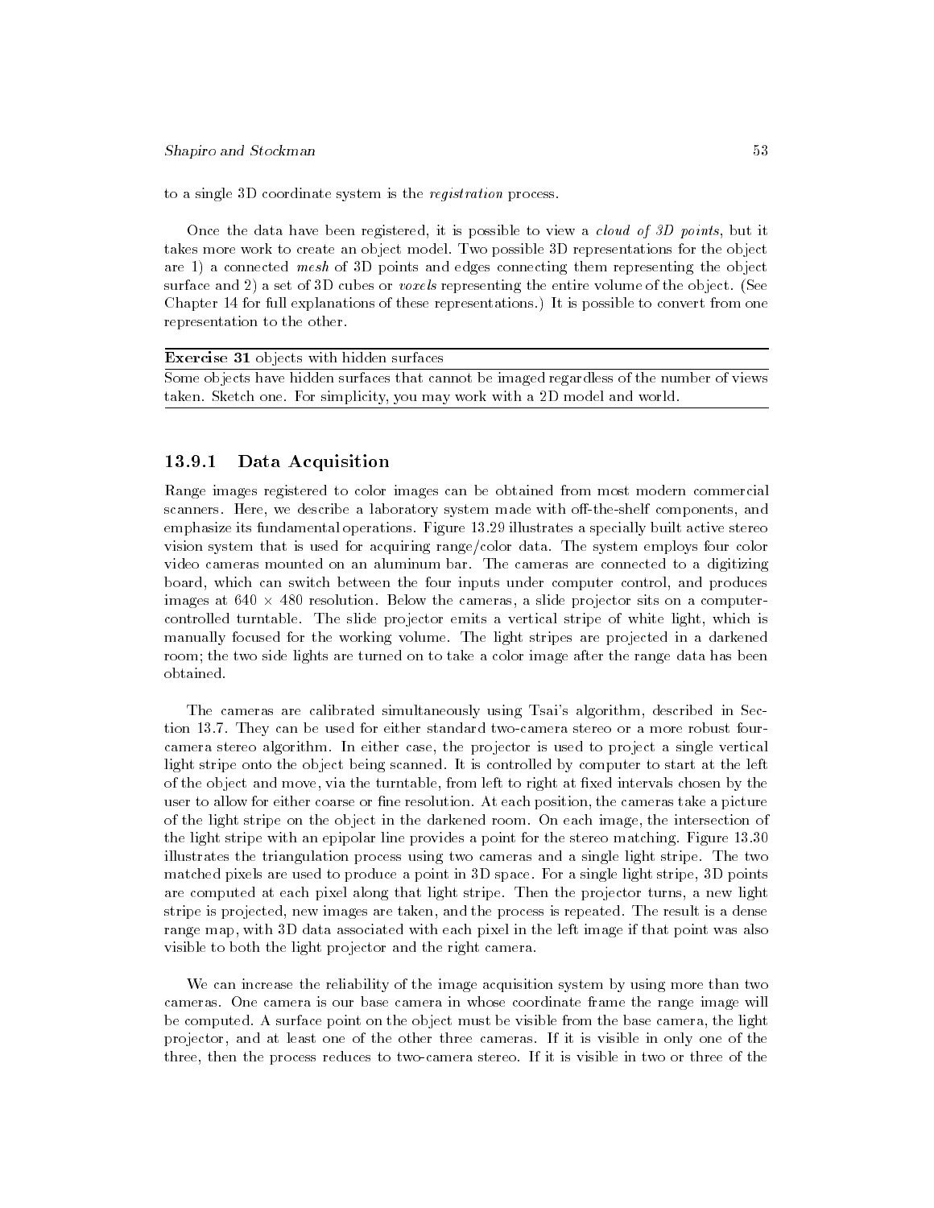to a single 3D coordinate system is the *registration* process.

Once the data have been registered, it is possible to view a *cloud of 3D points*, but it takes more work to create an object model. Two possible 3D representations for the object are 1) a connected *mesh* of 3D points and edges connecting them representing the object surface and 2) a set of 3D cubes or *voxels* representing the entire volume of the object. (See Chapter 14 for full explanations of these representations.) It is possible to convert from one representation to the other.

---

**Exercise 31** objects with hidden surfaces

---

Some objects have hidden surfaces that cannot be imaged regardless of the number of views taken. Sketch one. For simplicity, you may work with a 2D model and world.

---

### 13.9.1 Data Acquisition

Range images registered to color images can be obtained from most modern commercial scanners. Here, we describe a laboratory system made with off-the-shelf components, and emphasize its fundamental operations. Figure 13.29 illustrates a specially built active stereo vision system that is used for acquiring range/color data. The system employs four color video cameras mounted on an aluminum bar. The cameras are connected to a digitizing board, which can switch between the four inputs under computer control, and produces images at $640 \times 480$ resolution. Below the cameras, a slide projector sits on a computer-controlled turntable. The slide projector emits a vertical stripe of white light, which is manually focused for the working volume. The light stripes are projected in a darkened room; the two side lights are turned on to take a color image after the range data has been obtained.

The cameras are calibrated simultaneously using Tsai's algorithm, described in Section 13.7. They can be used for either standard two-camera stereo or a more robust four-camera stereo algorithm. In either case, the projector is used to project a single vertical light stripe onto the object being scanned. It is controlled by computer to start at the left of the object and move, via the turntable, from left to right at fixed intervals chosen by the user to allow for either coarse or fine resolution. At each position, the cameras take a picture of the light stripe on the object in the darkened room. On each image, the intersection of the light stripe with an epipolar line provides a point for the stereo matching. Figure 13.30 illustrates the triangulation process using two cameras and a single light stripe. The two matched pixels are used to produce a point in 3D space. For a single light stripe, 3D points are computed at each pixel along that light stripe. Then the projector turns, a new light stripe is projected, new images are taken, and the process is repeated. The result is a dense range map, with 3D data associated with each pixel in the left image if that point was also visible to both the light projector and the right camera.

We can increase the reliability of the image acquisition system by using more than two cameras. One camera is our base camera in whose coordinate frame the range image will be computed. A surface point on the object must be visible from the base camera, the light projector, and at least one of the other three cameras. If it is visible in only one of the three, then the process reduces to two-camera stereo. If it is visible in two or three of the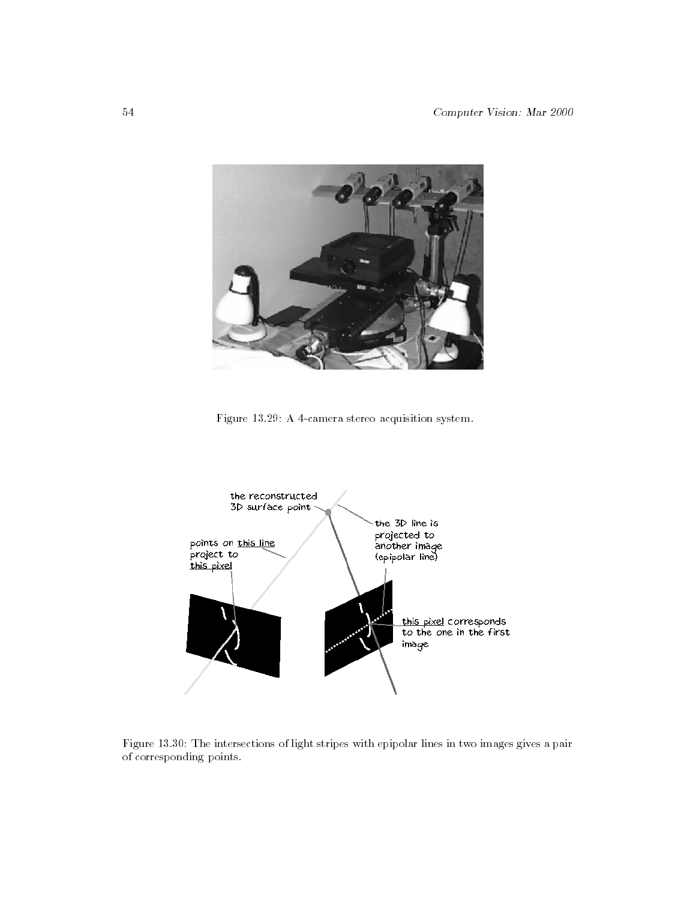Figure 13.29: A 4-camera stereo acquisition system.

Figure 13.30: The intersections of light stripes with epipolar lines in two images gives a pair of corresponding points.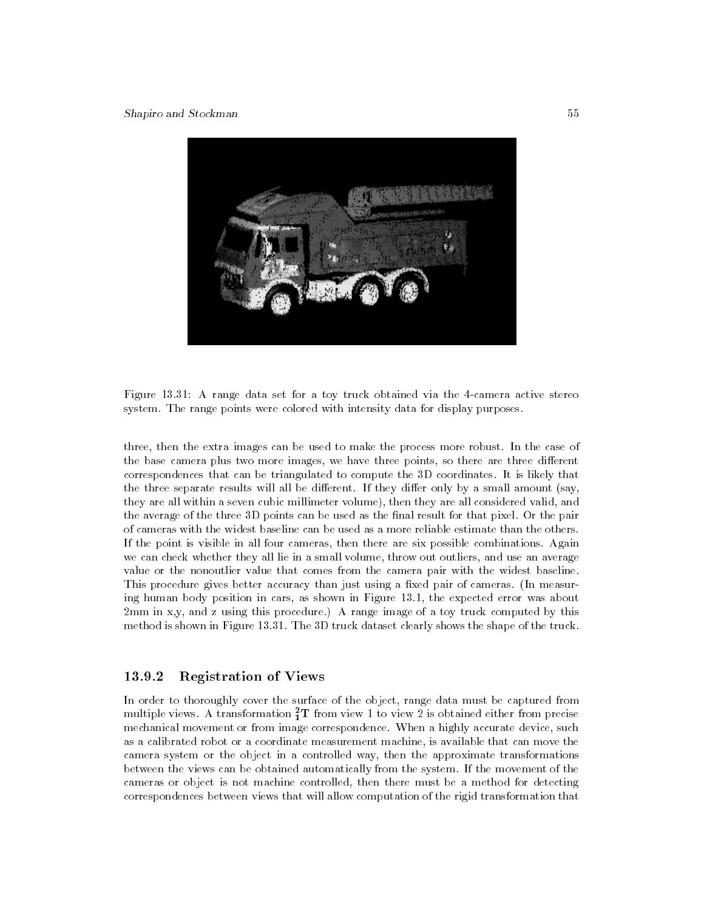Figure 13.31: A range data set for a toy truck obtained via the 4-camera active stereo system. The range points were colored with intensity data for display purposes.

three, then the extra images can be used to make the process more robust. In the case of the base camera plus two more images, we have three points, so there are three different correspondences that can be triangulated to compute the 3D coordinates. It is likely that the three separate results will all be different. If they differ only by a small amount (say, they are all within a seven cubic millimeter volume), then they are all considered valid, and the average of the three 3D points can be used as the final result for that pixel. Or the pair of cameras with the widest baseline can be used as a more reliable estimate than the others. If the point is visible in all four cameras, then there are six possible combinations. Again we can check whether they all lie in a small volume, throw out outliers, and use an average value or the nonoutlier value that comes from the camera pair with the widest baseline. This procedure gives better accuracy than just using a fixed pair of cameras. (In measuring human body position in cars, as shown in Figure 13.1, the expected error was about 2mm in x,y, and z using this procedure.) A range image of a toy truck computed by this method is shown in Figure 13.31. The 3D truck dataset clearly shows the shape of the truck.

### 13.9.2 Registration of Views

In order to thoroughly cover the surface of the object, range data must be captured from multiple views. A transformation ${}^{2}_{1}\mathbf{T}$ from view 1 to view 2 is obtained either from precise mechanical movement or from image correspondence. When a highly accurate device, such as a calibrated robot or a coordinate measurement machine, is available that can move the camera system or the object in a controlled way, then the approximate transformations between the views can be obtained automatically from the system. If the movement of the cameras or object is not machine controlled, then there must be a method for detecting correspondences between views that will allow computation of the rigid transformation that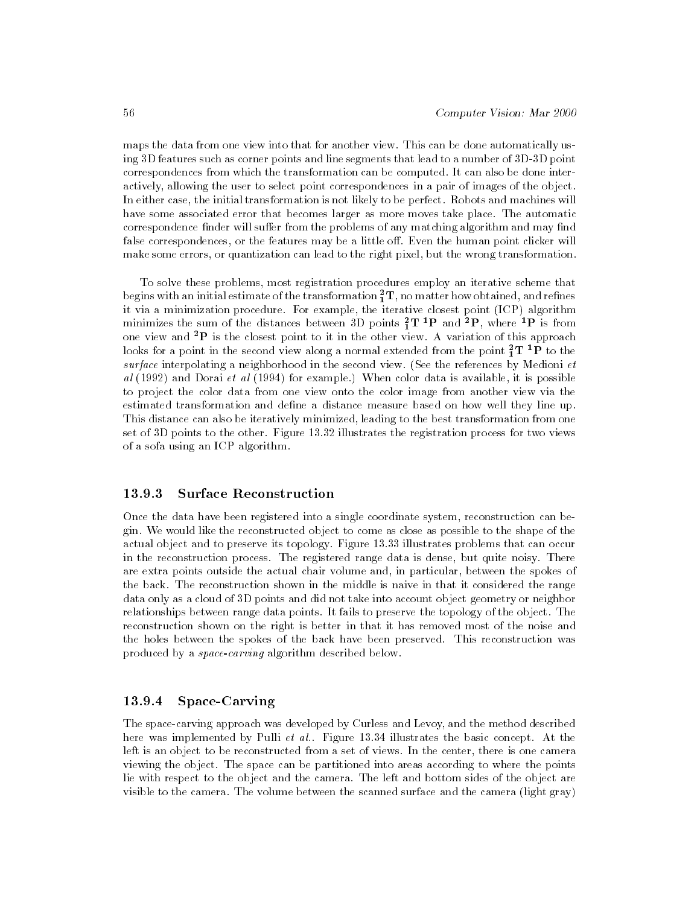maps the data from one view into that for another view. This can be done automatically using 3D features such as corner points and line segments that lead to a number of 3D-3D point correspondences from which the transformation can be computed. It can also be done interactively, allowing the user to select point correspondences in a pair of images of the object. In either case, the initial transformation is not likely to be perfect. Robots and machines will have some associated error that becomes larger as more moves take place. The automatic correspondence finder will suffer from the problems of any matching algorithm and may find false correspondences, or the features may be a little off. Even the human point clicker will make some errors, or quantization can lead to the right pixel, but the wrong transformation.

To solve these problems, most registration procedures employ an iterative scheme that begins with an initial estimate of the transformation ${}^2_1\mathbf{T}$, no matter how obtained, and refines it via a minimization procedure. For example, the iterative closest point (ICP) algorithm minimizes the sum of the distances between 3D points ${}^2_1\mathbf{T}\ {}^1\mathbf{P}$ and ${}^2\mathbf{P}$, where ${}^1\mathbf{P}$ is from one view and ${}^2\mathbf{P}$ is the closest point to it in the other view. A variation of this approach looks for a point in the second view along a normal extended from the point ${}^2_1\mathbf{T}\ {}^1\mathbf{P}$ to the *surface* interpolating a neighborhood in the second view. (See the references by Medioni *et al* (1992) and Dorai *et al* (1994) for example.) When color data is available, it is possible to project the color data from one view onto the color image from another view via the estimated transformation and define a distance measure based on how well they line up. This distance can also be iteratively minimized, leading to the best transformation from one set of 3D points to the other. Figure 13.32 illustrates the registration process for two views of a sofa using an ICP algorithm.

### 13.9.3 Surface Reconstruction

Once the data have been registered into a single coordinate system, reconstruction can begin. We would like the reconstructed object to come as close as possible to the shape of the actual object and to preserve its topology. Figure 13.33 illustrates problems that can occur in the reconstruction process. The registered range data is dense, but quite noisy. There are extra points outside the actual chair volume and, in particular, between the spokes of the back. The reconstruction shown in the middle is naive in that it considered the range data only as a cloud of 3D points and did not take into account object geometry or neighbor relationships between range data points. It fails to preserve the topology of the object. The reconstruction shown on the right is better in that it has removed most of the noise and the holes between the spokes of the back have been preserved. This reconstruction was produced by a *space-carving* algorithm described below.

### 13.9.4 Space-Carving

The space-carving approach was developed by Curless and Levoy, and the method described here was implemented by Pulli *et al.*. Figure 13.34 illustrates the basic concept. At the left is an object to be reconstructed from a set of views. In the center, there is one camera viewing the object. The space can be partitioned into areas according to where the points lie with respect to the object and the camera. The left and bottom sides of the object are visible to the camera. The volume between the scanned surface and the camera (light gray)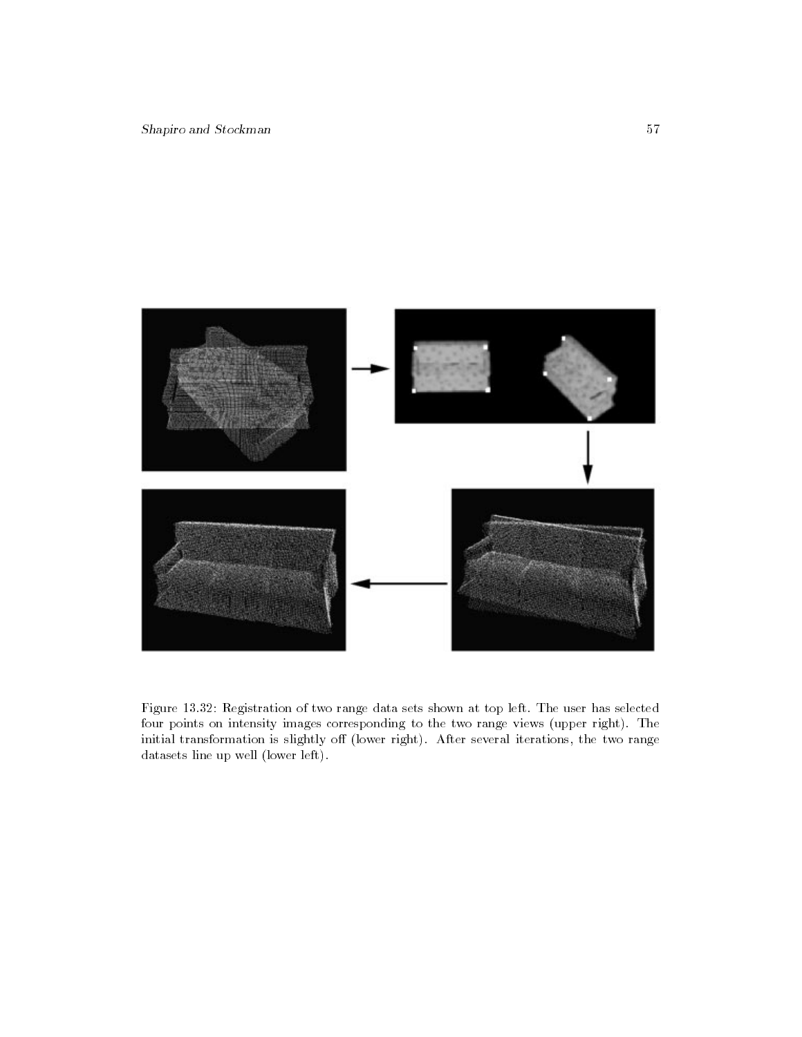Figure 13.32: Registration of two range data sets shown at top left. The user has selected four points on intensity images corresponding to the two range views (upper right). The initial transformation is slightly off (lower right). After several iterations, the two range datasets line up well (lower left).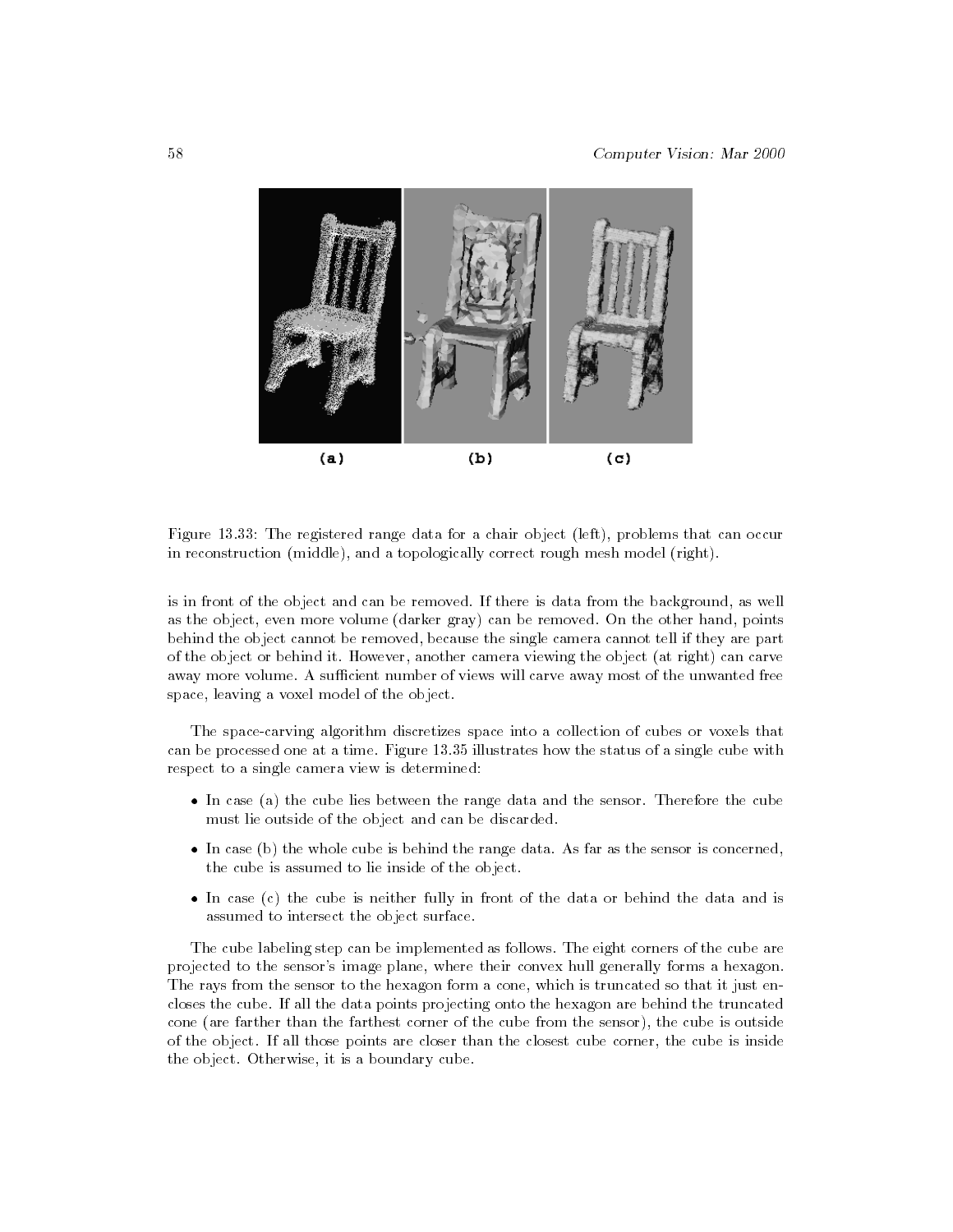(a) (b) (c)

Figure 13.33: The registered range data for a chair object (left), problems that can occur in reconstruction (middle), and a topologically correct rough mesh model (right).

is in front of the object and can be removed. If there is data from the background, as well as the object, even more volume (darker gray) can be removed. On the other hand, points behind the object cannot be removed, because the single camera cannot tell if they are part of the object or behind it. However, another camera viewing the object (at right) can carve away more volume. A sufficient number of views will carve away most of the unwanted free space, leaving a voxel model of the object.

The space-carving algorithm discretizes space into a collection of cubes or voxels that can be processed one at a time. Figure 13.35 illustrates how the status of a single cube with respect to a single camera view is determined:

- In case (a) the cube lies between the range data and the sensor. Therefore the cube must lie outside of the object and can be discarded.
- In case (b) the whole cube is behind the range data. As far as the sensor is concerned, the cube is assumed to lie inside of the object.
- In case (c) the cube is neither fully in front of the data or behind the data and is assumed to intersect the object surface.

The cube labeling step can be implemented as follows. The eight corners of the cube are projected to the sensor's image plane, where their convex hull generally forms a hexagon. The rays from the sensor to the hexagon form a cone, which is truncated so that it just encloses the cube. If all the data points projecting onto the hexagon are behind the truncated cone (are farther than the farthest corner of the cube from the sensor), the cube is outside of the object. If all those points are closer than the closest cube corner, the cube is inside the object. Otherwise, it is a boundary cube.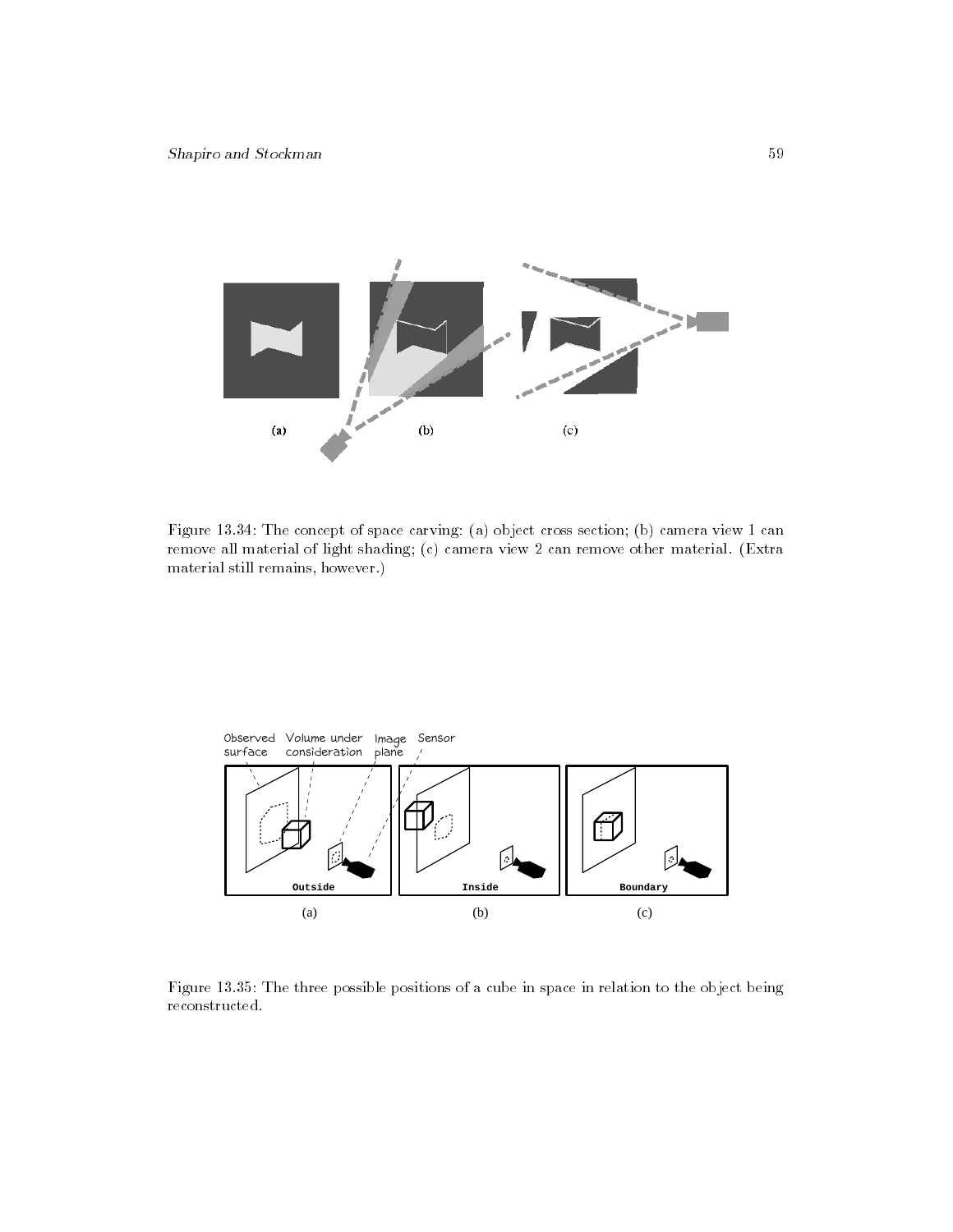Figure 13.34: The concept of space carving: (a) object cross section; (b) camera view 1 can remove all material of light shading; (c) camera view 2 can remove other material. (Extra material still remains, however.)

Figure 13.35: The three possible positions of a cube in space in relation to the object being reconstructed.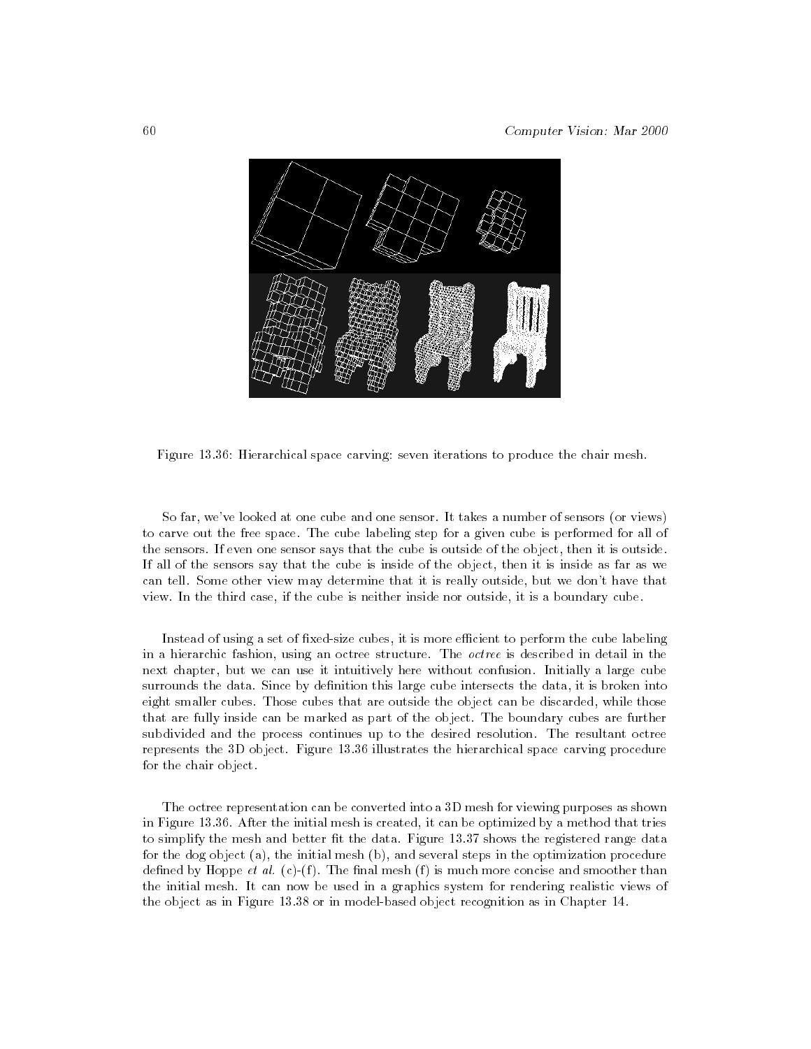Figure 13.36: Hierarchical space carving: seven iterations to produce the chair mesh.

So far, we've looked at one cube and one sensor. It takes a number of sensors (or views) to carve out the free space. The cube labeling step for a given cube is performed for all of the sensors. If even one sensor says that the cube is outside of the object, then it is outside. If all of the sensors say that the cube is inside of the object, then it is inside as far as we can tell. Some other view may determine that it is really outside, but we don't have that view. In the third case, if the cube is neither inside nor outside, it is a boundary cube.

Instead of using a set of fixed-size cubes, it is more efficient to perform the cube labeling in a hierarchic fashion, using an octree structure. The *octree* is described in detail in the next chapter, but we can use it intuitively here without confusion. Initially a large cube surrounds the data. Since by definition this large cube intersects the data, it is broken into eight smaller cubes. Those cubes that are outside the object can be discarded, while those that are fully inside can be marked as part of the object. The boundary cubes are further subdivided and the process continues up to the desired resolution. The resultant octree represents the 3D object. Figure 13.36 illustrates the hierarchical space carving procedure for the chair object.

The octree representation can be converted into a 3D mesh for viewing purposes as shown in Figure 13.36. After the initial mesh is created, it can be optimized by a method that tries to simplify the mesh and better fit the data. Figure 13.37 shows the registered range data for the dog object (a), the initial mesh (b), and several steps in the optimization procedure defined by Hoppe *et al.* (c)-(f). The final mesh (f) is much more concise and smoother than the initial mesh. It can now be used in a graphics system for rendering realistic views of the object as in Figure 13.38 or in model-based object recognition as in Chapter 14.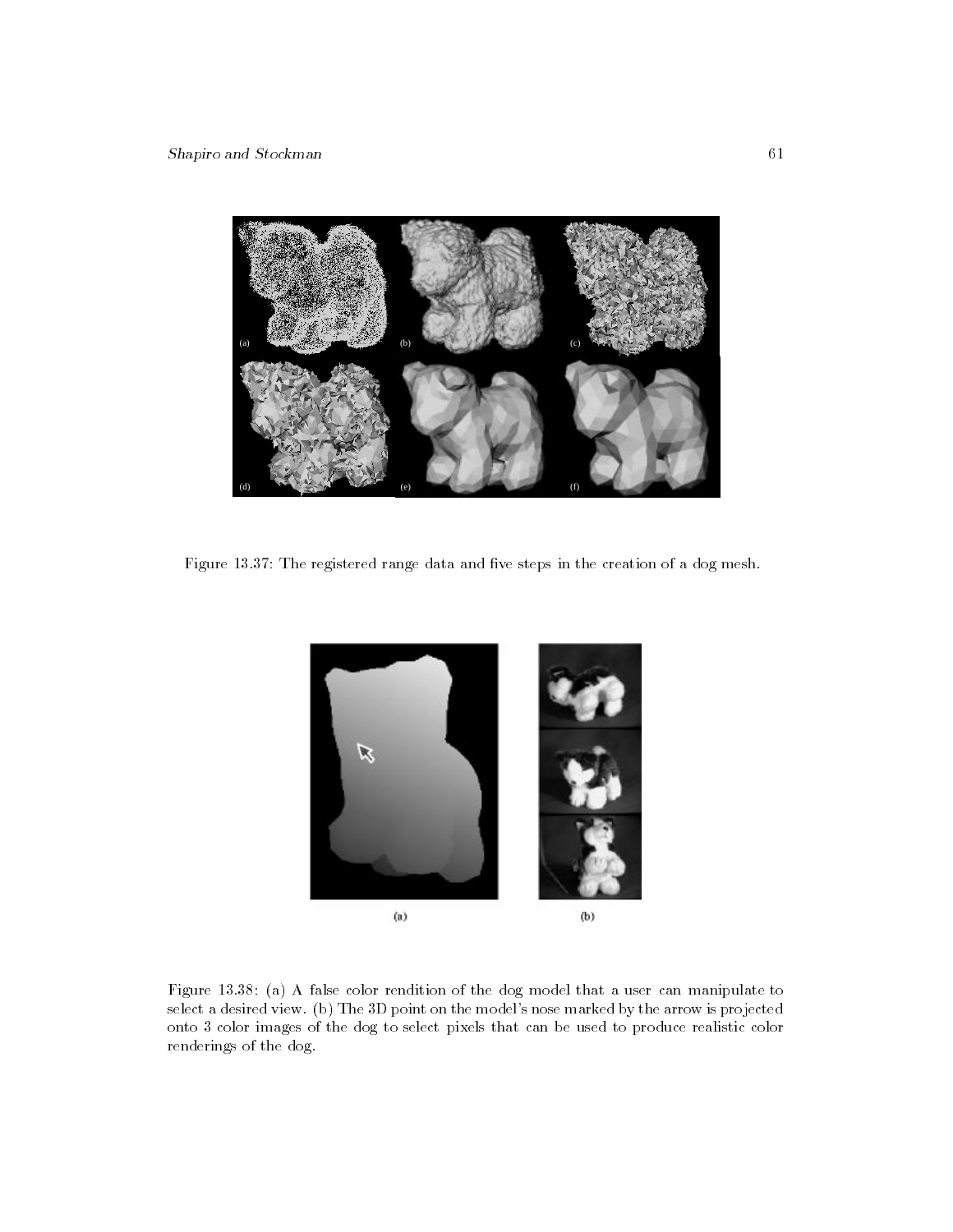Figure 13.37: The registered range data and five steps in the creation of a dog mesh.

Figure 13.38: (a) A false color rendition of the dog model that a user can manipulate to select a desired view. (b) The 3D point on the model's nose marked by the arrow is projected onto 3 color images of the dog to select pixels that can be used to produce realistic color renderings of the dog.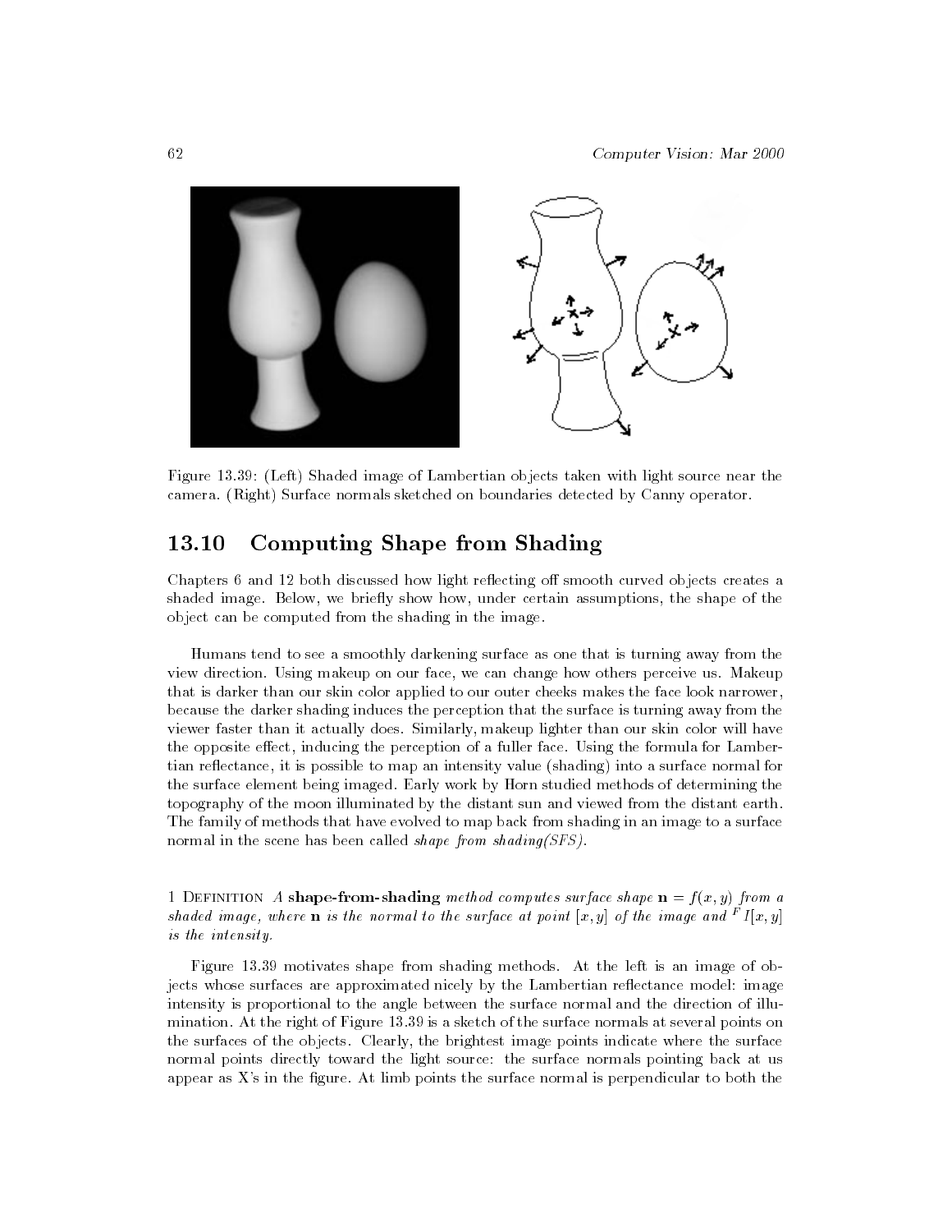Figure 13.39: (Left) Shaded image of Lambertian objects taken with light source near the camera. (Right) Surface normals sketched on boundaries detected by Canny operator.

## 13.10 Computing Shape from Shading

Chapters 6 and 12 both discussed how light reflecting off smooth curved objects creates a shaded image. Below, we briefly show how, under certain assumptions, the shape of the object can be computed from the shading in the image.

Humans tend to see a smoothly darkening surface as one that is turning away from the view direction. Using makeup on our face, we can change how others perceive us. Makeup that is darker than our skin color applied to our outer cheeks makes the face look narrower, because the darker shading induces the perception that the surface is turning away from the viewer faster than it actually does. Similarly, makeup lighter than our skin color will have the opposite effect, inducing the perception of a fuller face. Using the formula for Lambertian reflectance, it is possible to map an intensity value (shading) into a surface normal for the surface element being imaged. Early work by Horn studied methods of determining the topography of the moon illuminated by the distant sun and viewed from the distant earth. The family of methods that have evolved to map back from shading in an image to a surface normal in the scene has been called *shape from shading(SFS)*.

1 Definition *A* **shape-from-shading** *method computes surface shape* $\mathbf{n} = f(x, y)$ *from a shaded image, where* $\mathbf{n}$ *is the normal to the surface at point* $[x, y]$ *of the image and* ${}^F I[x, y]$ *is the intensity.*

Figure 13.39 motivates shape from shading methods. At the left is an image of objects whose surfaces are approximated nicely by the Lambertian reflectance model: image intensity is proportional to the angle between the surface normal and the direction of illumination. At the right of Figure 13.39 is a sketch of the surface normals at several points on the surfaces of the objects. Clearly, the brightest image points indicate where the surface normal points directly toward the light source: the surface normals pointing back at us appear as X's in the figure. At limb points the surface normal is perpendicular to both the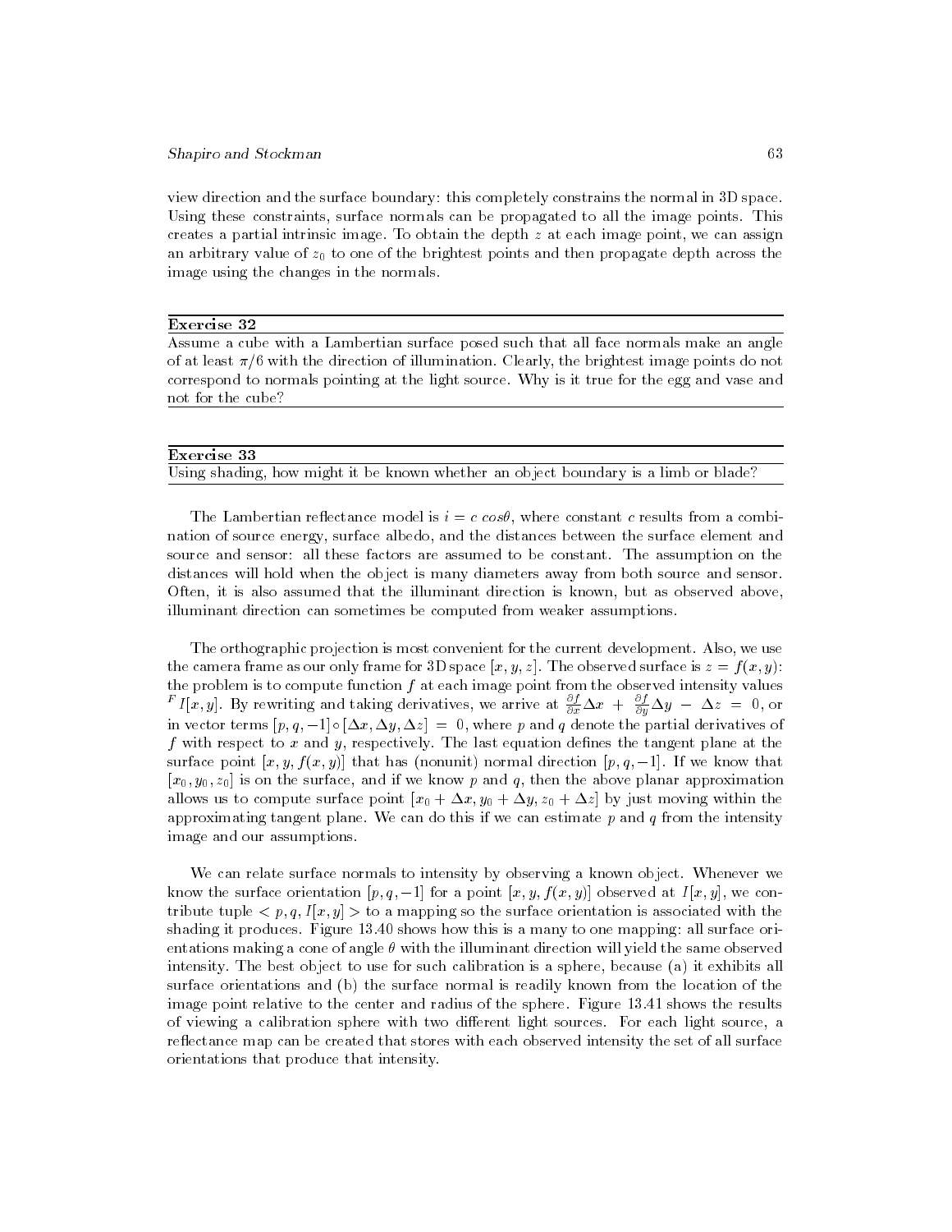view direction and the surface boundary: this completely constrains the normal in 3D space. Using these constraints, surface normals can be propagated to all the image points. This creates a partial intrinsic image. To obtain the depth $z$ at each image point, we can assign an arbitrary value of $z_0$ to one of the brightest points and then propagate depth across the image using the changes in the normals.

---

**Exercise 32**

Assume a cube with a Lambertian surface posed such that all face normals make an angle of at least $\pi/6$ with the direction of illumination. Clearly, the brightest image points do not correspond to normals pointing at the light source. Why is it true for the egg and vase and not for the cube?

---

**Exercise 33**

Using shading, how might it be known whether an object boundary is a limb or blade?

---

The Lambertian reflectance model is $i = c \; cos\theta$, where constant $c$ results from a combination of source energy, surface albedo, and the distances between the surface element and source and sensor: all these factors are assumed to be constant. The assumption on the distances will hold when the object is many diameters away from both source and sensor. Often, it is also assumed that the illuminant direction is known, but as observed above, illuminant direction can sometimes be computed from weaker assumptions.

The orthographic projection is most convenient for the current development. Also, we use the camera frame as our only frame for 3D space $[x, y, z]$. The observed surface is $z = f(x, y)$: the problem is to compute function $f$ at each image point from the observed intensity values ${}^{F}I[x, y]$. By rewriting and taking derivatives, we arrive at $\frac{\partial f}{\partial x}\Delta x + \frac{\partial f}{\partial y}\Delta y - \Delta z = 0$, or in vector terms $[p, q, -1] \circ [\Delta x, \Delta y, \Delta z] = 0$, where $p$ and $q$ denote the partial derivatives of $f$ with respect to $x$ and $y$, respectively. The last equation defines the tangent plane at the surface point $[x, y, f(x, y)]$ that has (nonunit) normal direction $[p, q, -1]$. If we know that $[x_0, y_0, z_0]$ is on the surface, and if we know $p$ and $q$, then the above planar approximation allows us to compute surface point $[x_0 + \Delta x, y_0 + \Delta y, z_0 + \Delta z]$ by just moving within the approximating tangent plane. We can do this if we can estimate $p$ and $q$ from the intensity image and our assumptions.

We can relate surface normals to intensity by observing a known object. Whenever we know the surface orientation $[p, q, -1]$ for a point $[x, y, f(x, y)]$ observed at $I[x, y]$, we contribute tuple $< p, q, I[x, y] >$ to a mapping so the surface orientation is associated with the shading it produces. Figure 13.40 shows how this is a many to one mapping: all surface orientations making a cone of angle $\theta$ with the illuminant direction will yield the same observed intensity. The best object to use for such calibration is a sphere, because (a) it exhibits all surface orientations and (b) the surface normal is readily known from the location of the image point relative to the center and radius of the sphere. Figure 13.41 shows the results of viewing a calibration sphere with two different light sources. For each light source, a reflectance map can be created that stores with each observed intensity the set of all surface orientations that produce that intensity.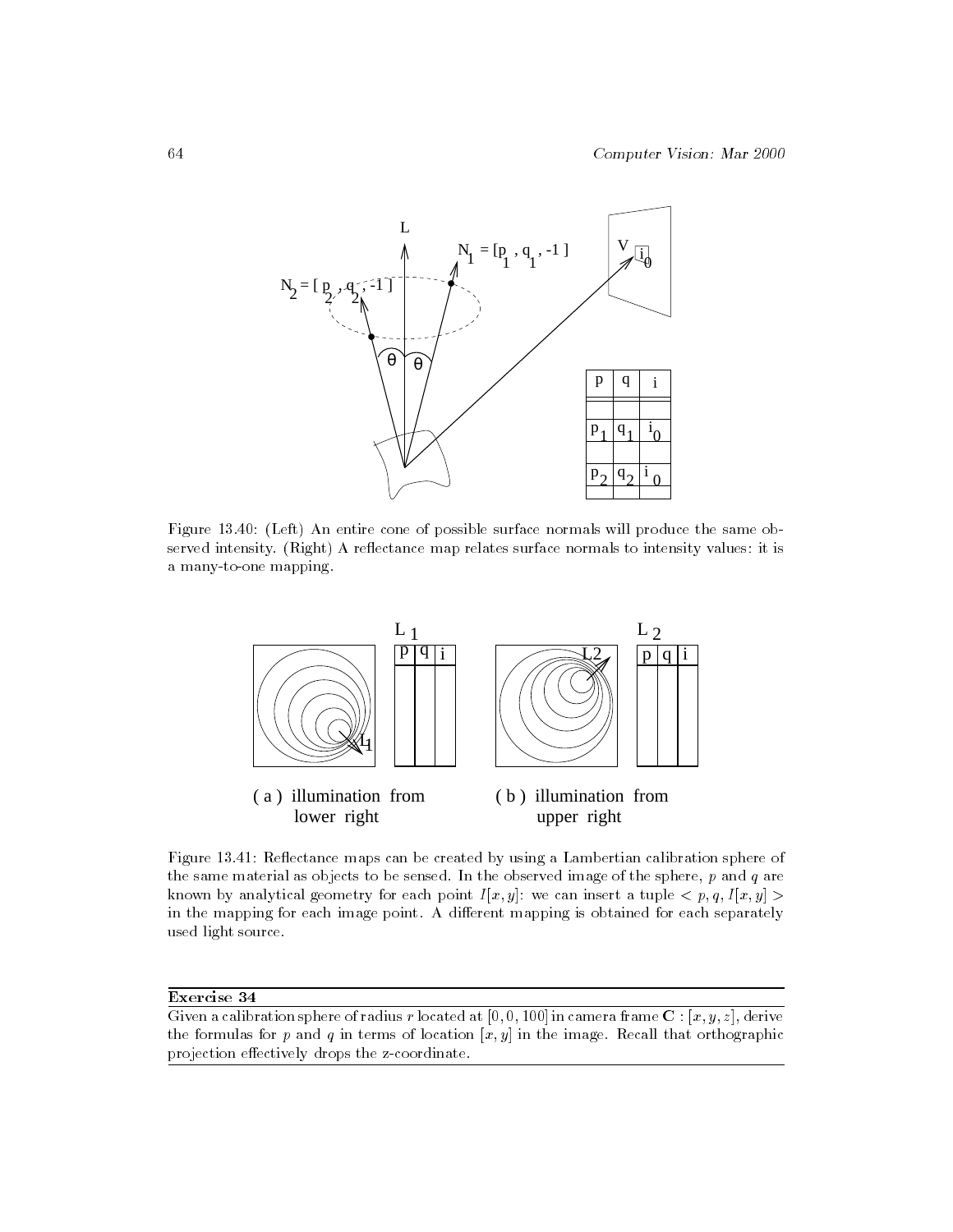Figure 13.40: (Left) An entire cone of possible surface normals will produce the same observed intensity. (Right) A reflectance map relates surface normals to intensity values: it is a many-to-one mapping.

Figure 13.41: Reflectance maps can be created by using a Lambertian calibration sphere of the same material as objects to be sensed. In the observed image of the sphere, $p$ and $q$ are known by analytical geometry for each point $I[x, y]$: we can insert a tuple $< p, q, I[x, y] >$ in the mapping for each image point. A different mapping is obtained for each separately used light source.

---

**Exercise 34**

Given a calibration sphere of radius $r$ located at $[0, 0, 100]$ in camera frame $\mathbf{C} : [x, y, z]$, derive the formulas for $p$ and $q$ in terms of location $[x, y]$ in the image. Recall that orthographic projection effectively drops the z-coordinate.

---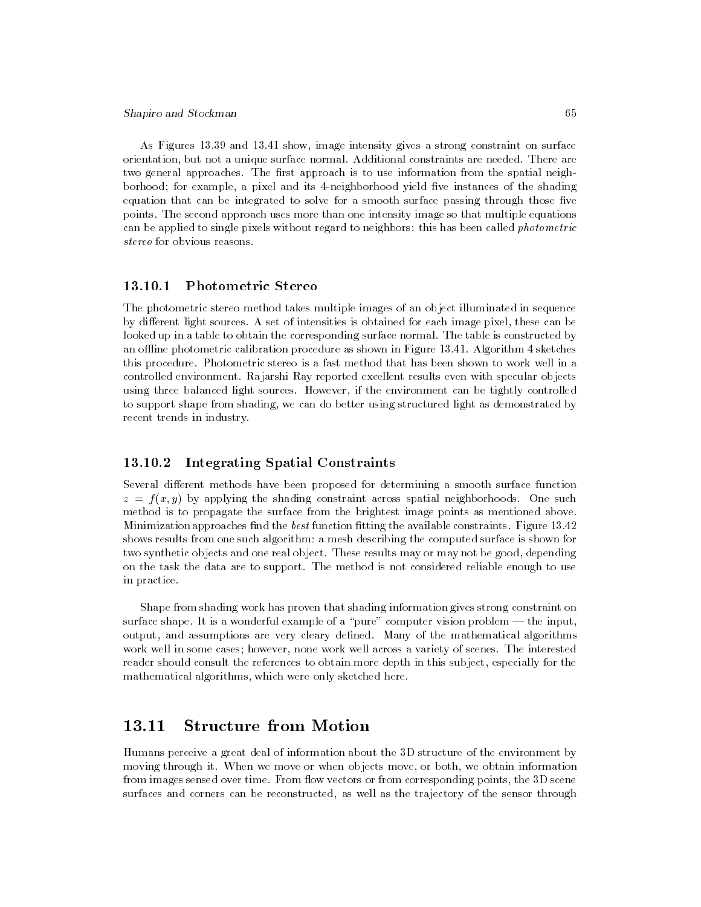As Figures 13.39 and 13.41 show, image intensity gives a strong constraint on surface orientation, but not a unique surface normal. Additional constraints are needed. There are two general approaches. The first approach is to use information from the spatial neighborhood; for example, a pixel and its 4-neighborhood yield five instances of the shading equation that can be integrated to solve for a smooth surface passing through those five points. The second approach uses more than one intensity image so that multiple equations can be applied to single pixels without regard to neighbors: this has been called *photometric stereo* for obvious reasons.

### 13.10.1 Photometric Stereo

The photometric stereo method takes multiple images of an object illuminated in sequence by different light sources. A set of intensities is obtained for each image pixel, these can be looked up in a table to obtain the corresponding surface normal. The table is constructed by an offline photometric calibration procedure as shown in Figure 13.41. Algorithm 4 sketches this procedure. Photometric stereo is a fast method that has been shown to work well in a controlled environment. Rajarshi Ray reported excellent results even with specular objects using three balanced light sources. However, if the environment can be tightly controlled to support shape from shading, we can do better using structured light as demonstrated by recent trends in industry.

### 13.10.2 Integrating Spatial Constraints

Several different methods have been proposed for determining a smooth surface function $z = f(x, y)$ by applying the shading constraint across spatial neighborhoods. One such method is to propagate the surface from the brightest image points as mentioned above. Minimization approaches find the *best* function fitting the available constraints. Figure 13.42 shows results from one such algorithm: a mesh describing the computed surface is shown for two synthetic objects and one real object. These results may or may not be good, depending on the task the data are to support. The method is not considered reliable enough to use in practice.

Shape from shading work has proven that shading information gives strong constraint on surface shape. It is a wonderful example of a "pure" computer vision problem — the input, output, and assumptions are very cleary defined. Many of the mathematical algorithms work well in some cases; however, none work well across a variety of scenes. The interested reader should consult the references to obtain more depth in this subject, especially for the mathematical algorithms, which were only sketched here.

## 13.11 Structure from Motion

Humans perceive a great deal of information about the 3D structure of the environment by moving through it. When we move or when objects move, or both, we obtain information from images sensed over time. From flow vectors or from corresponding points, the 3D scene surfaces and corners can be reconstructed, as well as the trajectory of the sensor through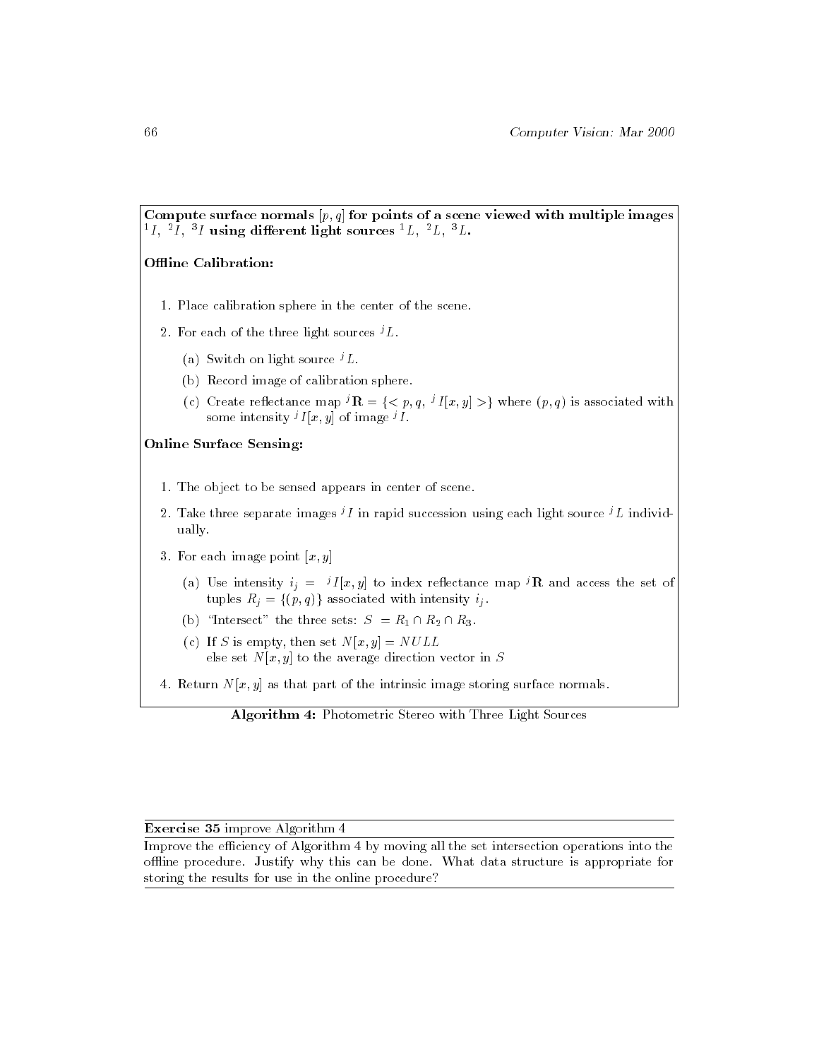**Compute surface normals $[p, q]$ for points of a scene viewed with multiple images ${}^1I,\ {}^2I,\ {}^3I$ using different light sources ${}^1L,\ {}^2L,\ {}^3L$.**

**Offline Calibration:**

1. Place calibration sphere in the center of the scene.
2. For each of the three light sources ${}^jL$.
   (a) Switch on light source ${}^jL$.
   (b) Record image of calibration sphere.
   (c) Create reflectance map ${}^j\mathbf{R} = \{< p, q,\ {}^jI[x, y] >\}$ where $(p, q)$ is associated with some intensity ${}^jI[x, y]$ of image ${}^jI$.

**Online Surface Sensing:**

1. The object to be sensed appears in center of scene.
2. Take three separate images ${}^jI$ in rapid succession using each light source ${}^jL$ individually.
3. For each image point $[x, y]$
   (a) Use intensity $i_j =\ {}^jI[x, y]$ to index reflectance map ${}^j\mathbf{R}$ and access the set of tuples $R_j = \{(p, q)\}$ associated with intensity $i_j$.
   (b) "Intersect" the three sets: $S\ = R_1 \cap R_2 \cap R_3$.
   (c) If $S$ is empty, then set $N[x, y] = NULL$
   else set $N[x, y]$ to the average direction vector in $S$
4. Return $N[x, y]$ as that part of the intrinsic image storing surface normals.

**Algorithm 4:** Photometric Stereo with Three Light Sources

---

**Exercise 35** improve Algorithm 4

Improve the efficiency of Algorithm 4 by moving all the set intersection operations into the offline procedure. Justify why this can be done. What data structure is appropriate for storing the results for use in the online procedure?

---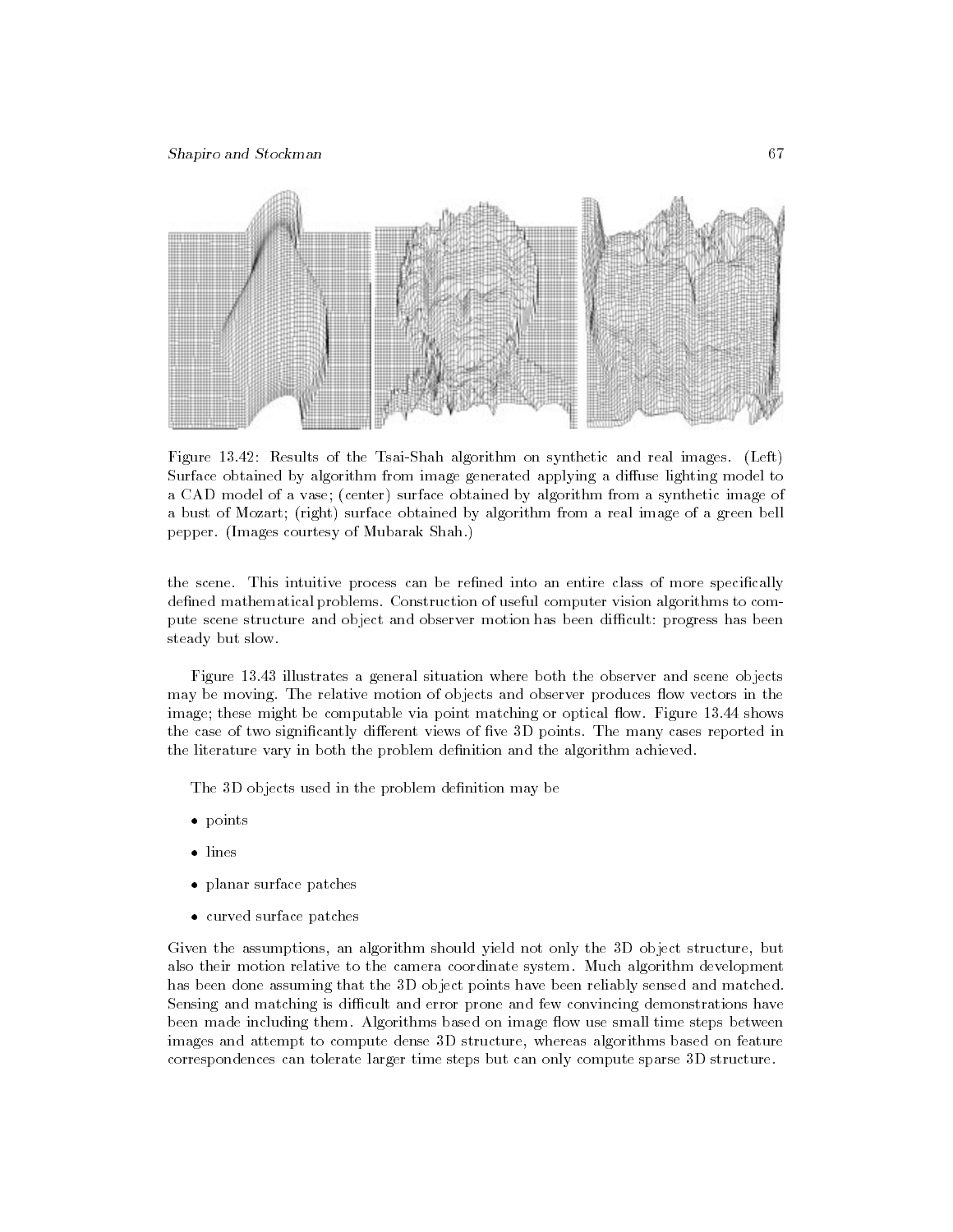Figure 13.42: Results of the Tsai-Shah algorithm on synthetic and real images. (Left) Surface obtained by algorithm from image generated applying a diffuse lighting model to a CAD model of a vase; (center) surface obtained by algorithm from a synthetic image of a bust of Mozart; (right) surface obtained by algorithm from a real image of a green bell pepper. (Images courtesy of Mubarak Shah.)

the scene. This intuitive process can be refined into an entire class of more specifically defined mathematical problems. Construction of useful computer vision algorithms to compute scene structure and object and observer motion has been difficult: progress has been steady but slow.

Figure 13.43 illustrates a general situation where both the observer and scene objects may be moving. The relative motion of objects and observer produces flow vectors in the image; these might be computable via point matching or optical flow. Figure 13.44 shows the case of two significantly different views of five 3D points. The many cases reported in the literature vary in both the problem definition and the algorithm achieved.

The 3D objects used in the problem definition may be

- points
- lines
- planar surface patches
- curved surface patches

Given the assumptions, an algorithm should yield not only the 3D object structure, but also their motion relative to the camera coordinate system. Much algorithm development has been done assuming that the 3D object points have been reliably sensed and matched. Sensing and matching is difficult and error prone and few convincing demonstrations have been made including them. Algorithms based on image flow use small time steps between images and attempt to compute dense 3D structure, whereas algorithms based on feature correspondences can tolerate larger time steps but can only compute sparse 3D structure.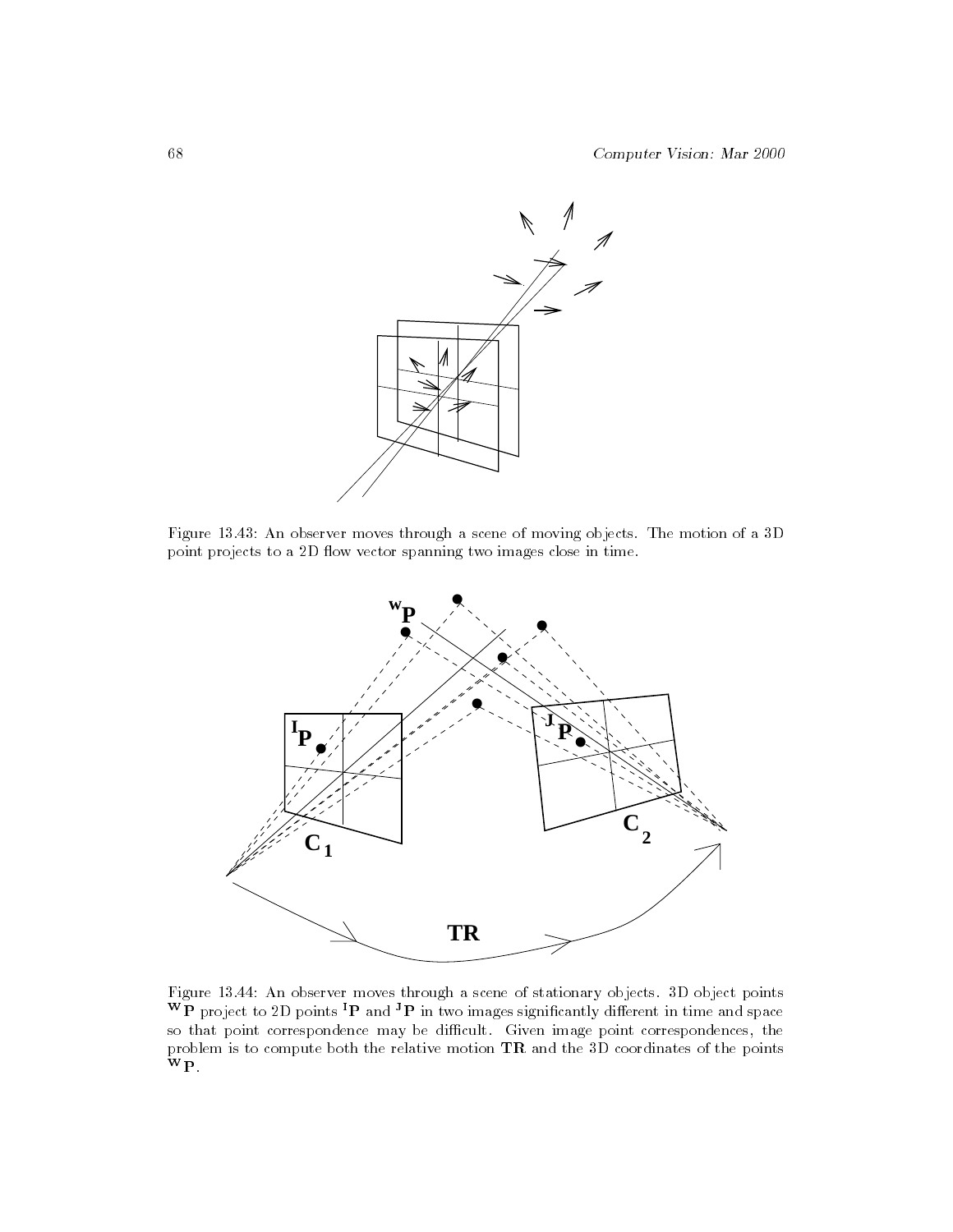Figure 13.43: An observer moves through a scene of moving objects. The motion of a 3D point projects to a 2D flow vector spanning two images close in time.

Figure 13.44: An observer moves through a scene of stationary objects. 3D object points ${}^{\mathbf{W}}\mathbf{P}$ project to 2D points ${}^{\mathbf{I}}\mathbf{P}$ and ${}^{\mathbf{J}}\mathbf{P}$ in two images significantly different in time and space so that point correspondence may be difficult. Given image point correspondences, the problem is to compute both the relative motion $\mathbf{TR}$ and the 3D coordinates of the points ${}^{\mathbf{W}}\mathbf{P}$.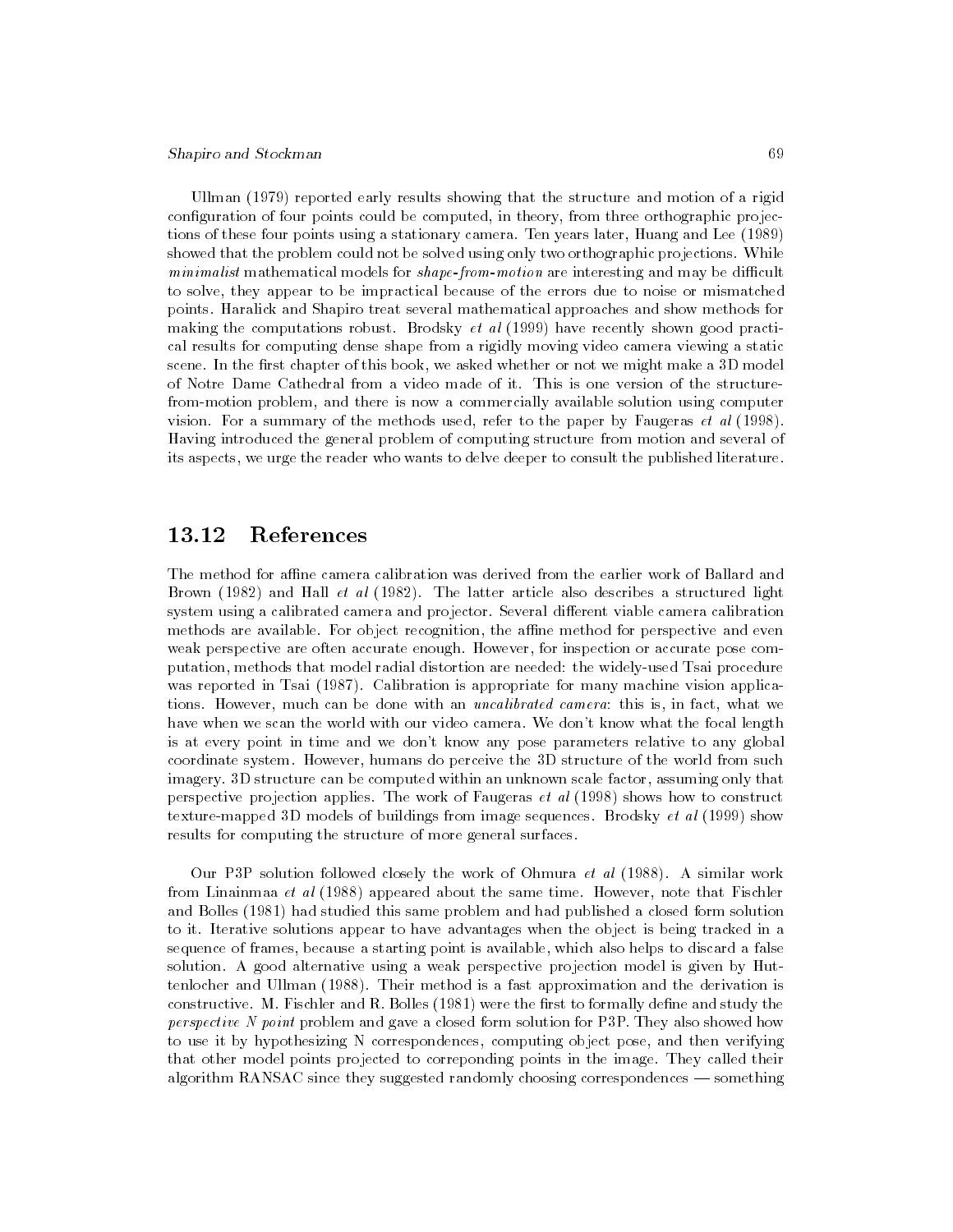Ullman (1979) reported early results showing that the structure and motion of a rigid configuration of four points could be computed, in theory, from three orthographic projections of these four points using a stationary camera. Ten years later, Huang and Lee (1989) showed that the problem could not be solved using only two orthographic projections. While *minimalist* mathematical models for *shape-from-motion* are interesting and may be difficult to solve, they appear to be impractical because of the errors due to noise or mismatched points. Haralick and Shapiro treat several mathematical approaches and show methods for making the computations robust. Brodsky *et al* (1999) have recently shown good practical results for computing dense shape from a rigidly moving video camera viewing a static scene. In the first chapter of this book, we asked whether or not we might make a 3D model of Notre Dame Cathedral from a video made of it. This is one version of the structure-from-motion problem, and there is now a commercially available solution using computer vision. For a summary of the methods used, refer to the paper by Faugeras *et al* (1998). Having introduced the general problem of computing structure from motion and several of its aspects, we urge the reader who wants to delve deeper to consult the published literature.

## 13.12 References

The method for affine camera calibration was derived from the earlier work of Ballard and Brown (1982) and Hall *et al* (1982). The latter article also describes a structured light system using a calibrated camera and projector. Several different viable camera calibration methods are available. For object recognition, the affine method for perspective and even weak perspective are often accurate enough. However, for inspection or accurate pose computation, methods that model radial distortion are needed: the widely-used Tsai procedure was reported in Tsai (1987). Calibration is appropriate for many machine vision applications. However, much can be done with an *uncalibrated camera*: this is, in fact, what we have when we scan the world with our video camera. We don't know what the focal length is at every point in time and we don't know any pose parameters relative to any global coordinate system. However, humans do perceive the 3D structure of the world from such imagery. 3D structure can be computed within an unknown scale factor, assuming only that perspective projection applies. The work of Faugeras *et al* (1998) shows how to construct texture-mapped 3D models of buildings from image sequences. Brodsky *et al* (1999) show results for computing the structure of more general surfaces.

Our P3P solution followed closely the work of Ohmura *et al* (1988). A similar work from Linainmaa *et al* (1988) appeared about the same time. However, note that Fischler and Bolles (1981) had studied this same problem and had published a closed form solution to it. Iterative solutions appear to have advantages when the object is being tracked in a sequence of frames, because a starting point is available, which also helps to discard a false solution. A good alternative using a weak perspective projection model is given by Huttenlocher and Ullman (1988). Their method is a fast approximation and the derivation is constructive. M. Fischler and R. Bolles (1981) were the first to formally define and study the *perspective N point* problem and gave a closed form solution for P3P. They also showed how to use it by hypothesizing N correspondences, computing object pose, and then verifying that other model points projected to correponding points in the image. They called their algorithm RANSAC since they suggested randomly choosing correspondences — something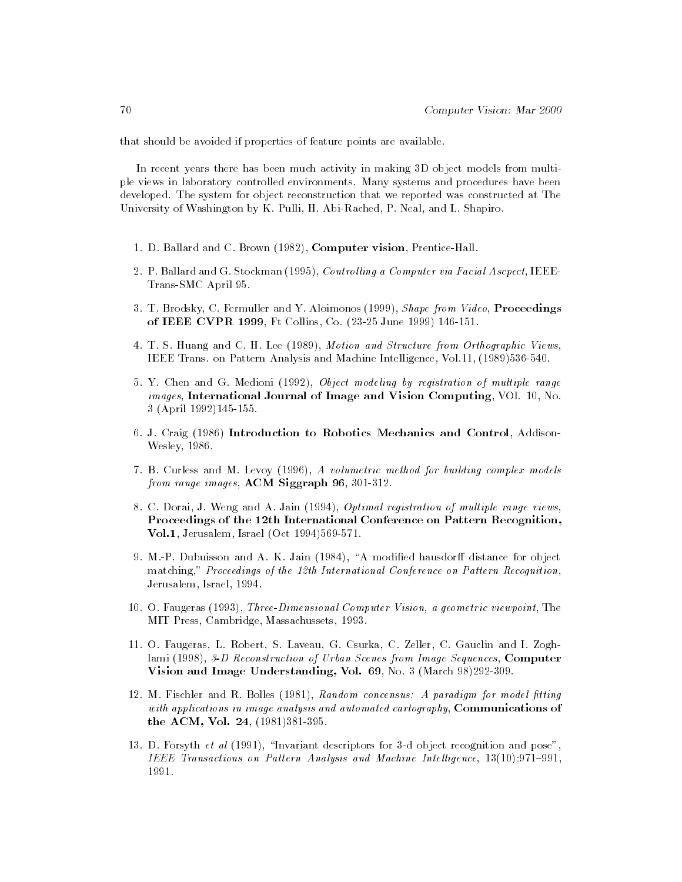that should be avoided if properties of feature points are available.

In recent years there has been much activity in making 3D object models from multiple views in laboratory controlled environments. Many systems and procedures have been developed. The system for object reconstruction that we reported was constructed at The University of Washington by K. Pulli, H. Abi-Rached, P. Neal, and L. Shapiro.

1. D. Ballard and C. Brown (1982), **Computer vision**, Prentice-Hall.

2. P. Ballard and G. Stockman (1995), *Controlling a Computer via Facial Ascpect*, IEEE-Trans-SMC April 95.

3. T. Brodsky, C. Fermuller and Y. Aloimonos (1999), *Shape from Video*, **Proceedings of IEEE CVPR 1999**, Ft Collins, Co. (23-25 June 1999) 146-151.

4. T. S. Huang and C. H. Lee (1989), *Motion and Structure from Orthographic Views*, IEEE Trans. on Pattern Analysis and Machine Intelligence, Vol.11, (1989)536-540.

5. Y. Chen and G. Medioni (1992), *Object modeling by registration of multiple range images*, **International Journal of Image and Vision Computing**, VOl. 10, No. 3 (April 1992)145-155.

6. J. Craig (1986) **Introduction to Robotics Mechanics and Control**, Addison-Wesley, 1986.

7. B. Curless and M. Levoy (1996), *A volumetric method for building complex models from range images*, **ACM Siggraph 96**, 301-312.

8. C. Dorai, J. Weng and A. Jain (1994), *Optimal registration of multiple range views*, **Proceedings of the 12th International Conference on Pattern Recognition, Vol.1**, Jerusalem, Israel (Oct 1994)569-571.

9. M.-P. Dubuisson and A. K. Jain (1984), "A modified hausdorff distance for object matching," *Proceedings of the 12th International Conference on Pattern Recognition*, Jerusalem, Israel, 1994.

10. O. Faugeras (1993), *Three-Dimensional Computer Vision, a geometric viewpoint*, The MIT Press, Cambridge, Massachussets, 1993.

11. O. Faugeras, L. Robert, S. Laveau, G. Csurka, C. Zeller, C. Gauclin and I. Zoghlami (1998), *3-D Reconstruction of Urban Scenes from Image Sequences*, **Computer Vision and Image Understanding, Vol. 69**, No. 3 (March 98)292-309.

12. M. Fischler and R. Bolles (1981), *Random concensus: A paradigm for model fitting with applications in image analysis and automated cartography*, **Communications of the ACM, Vol. 24**, (1981)381-395.

13. D. Forsyth *et al* (1991), "Invariant descriptors for 3-d object recognition and pose", *IEEE Transactions on Pattern Analysis and Machine Intelligence*, 13(10):971–991, 1991.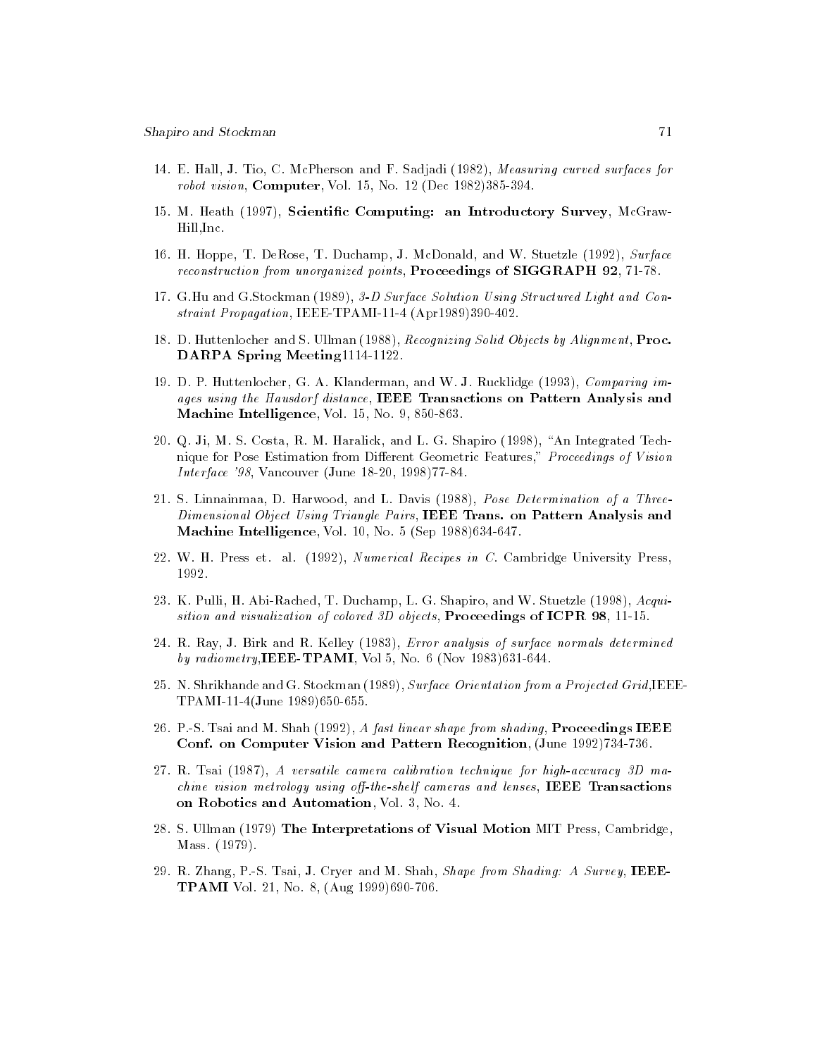14. E. Hall, J. Tio, C. McPherson and F. Sadjadi (1982), *Measuring curved surfaces for robot vision*, **Computer**, Vol. 15, No. 12 (Dec 1982)385-394.

15. M. Heath (1997), **Scientific Computing: an Introductory Survey**, McGraw-Hill,Inc.

16. H. Hoppe, T. DeRose, T. Duchamp, J. McDonald, and W. Stuetzle (1992), *Surface reconstruction from unorganized points*, **Proceedings of SIGGRAPH 92**, 71-78.

17. G.Hu and G.Stockman (1989), *3-D Surface Solution Using Structured Light and Constraint Propagation*, IEEE-TPAMI-11-4 (Apr1989)390-402.

18. D. Huttenlocher and S. Ullman (1988), *Recognizing Solid Objects by Alignment*, **Proc. DARPA Spring Meeting**1114-1122.

19. D. P. Huttenlocher, G. A. Klanderman, and W. J. Rucklidge (1993), *Comparing images using the Hausdorf distance*, **IEEE Transactions on Pattern Analysis and Machine Intelligence**, Vol. 15, No. 9, 850-863.

20. Q. Ji, M. S. Costa, R. M. Haralick, and L. G. Shapiro (1998), "An Integrated Technique for Pose Estimation from Different Geometric Features," *Proceedings of Vision Interface '98*, Vancouver (June 18-20, 1998)77-84.

21. S. Linnainmaa, D. Harwood, and L. Davis (1988), *Pose Determination of a Three-Dimensional Object Using Triangle Pairs*, **IEEE Trans. on Pattern Analysis and Machine Intelligence**, Vol. 10, No. 5 (Sep 1988)634-647.

22. W. H. Press et. al. (1992), *Numerical Recipes in C*. Cambridge University Press, 1992.

23. K. Pulli, H. Abi-Rached, T. Duchamp, L. G. Shapiro, and W. Stuetzle (1998), *Acquisition and visualization of colored 3D objects*, **Proceedings of ICPR 98**, 11-15.

24. R. Ray, J. Birk and R. Kelley (1983), *Error analysis of surface normals determined by radiometry*,**IEEE-TPAMI**, Vol 5, No. 6 (Nov 1983)631-644.

25. N. Shrikhande and G. Stockman (1989), *Surface Orientation from a Projected Grid*,IEEE-TPAMI-11-4(June 1989)650-655.

26. P.-S. Tsai and M. Shah (1992), *A fast linear shape from shading*, **Proceedings IEEE Conf. on Computer Vision and Pattern Recognition**, (June 1992)734-736.

27. R. Tsai (1987), *A versatile camera calibration technique for high-accuracy 3D machine vision metrology using off-the-shelf cameras and lenses*, **IEEE Transactions on Robotics and Automation**, Vol. 3, No. 4.

28. S. Ullman (1979) **The Interpretations of Visual Motion** MIT Press, Cambridge, Mass. (1979).

29. R. Zhang, P.-S. Tsai, J. Cryer and M. Shah, *Shape from Shading: A Survey*, **IEEE-TPAMI** Vol. 21, No. 8, (Aug 1999)690-706.